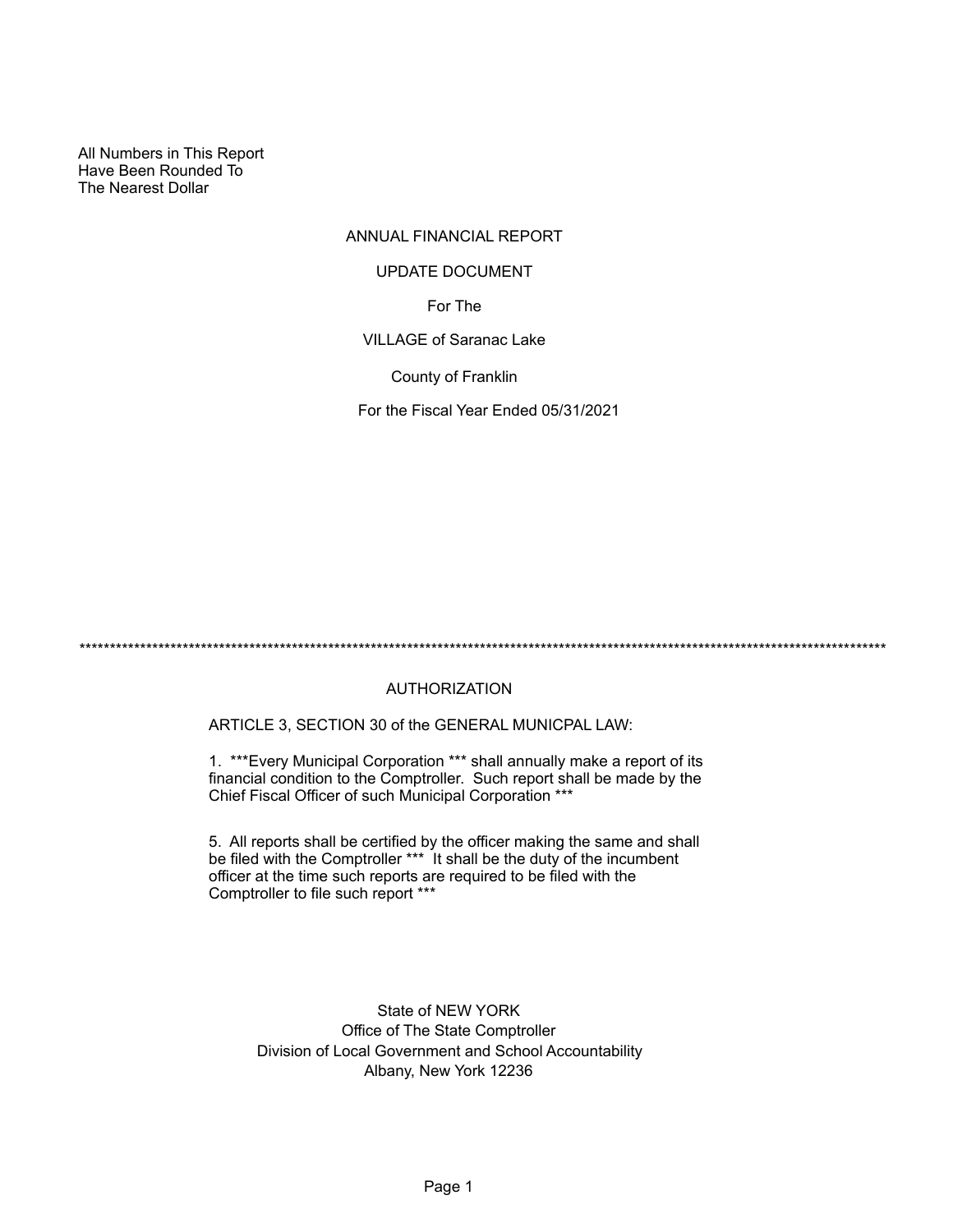All Numbers in This Report
Have Been Rounded To
The Nearest Dollar

ANNUAL FINANCIAL REPORT

UPDATE DOCUMENT

For The

VILLAGE of Saranac Lake

County of Franklin

For the Fiscal Year Ended 05/31/2021

---

AUTHORIZATION

ARTICLE 3, SECTION 30 of the GENERAL MUNICPAL LAW:

1. ***Every Municipal Corporation *** shall annually make a report of its financial condition to the Comptroller. Such report shall be made by the Chief Fiscal Officer of such Municipal Corporation ***

5. All reports shall be certified by the officer making the same and shall be filed with the Comptroller *** It shall be the duty of the incumbent officer at the time such reports are required to be filed with the Comptroller to file such report ***

State of NEW YORK
Office of The State Comptroller
Division of Local Government and School Accountability
Albany, New York 12236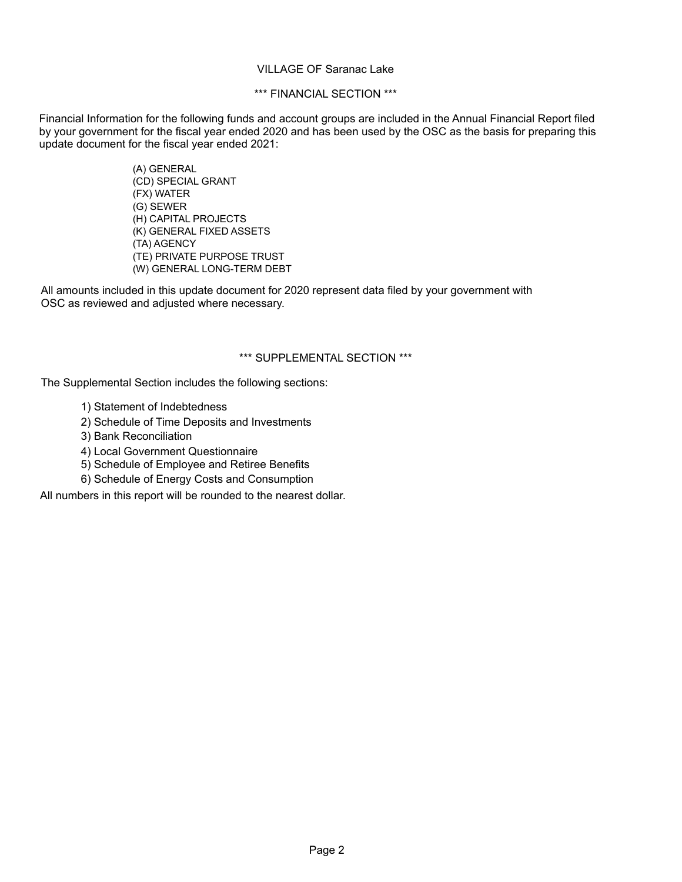VILLAGE OF Saranac Lake

## *** FINANCIAL SECTION ***

Financial Information for the following funds and account groups are included in the Annual Financial Report filed by your government for the fiscal year ended 2020 and has been used by the OSC as the basis for preparing this update document for the fiscal year ended 2021:

(A) GENERAL
(CD) SPECIAL GRANT
(FX) WATER
(G) SEWER
(H) CAPITAL PROJECTS
(K) GENERAL FIXED ASSETS
(TA) AGENCY
(TE) PRIVATE PURPOSE TRUST
(W) GENERAL LONG-TERM DEBT

All amounts included in this update document for 2020 represent data filed by your government with OSC as reviewed and adjusted where necessary.

## *** SUPPLEMENTAL SECTION ***

The Supplemental Section includes the following sections:

1) Statement of Indebtedness
2) Schedule of Time Deposits and Investments
3) Bank Reconciliation
4) Local Government Questionnaire
5) Schedule of Employee and Retiree Benefits
6) Schedule of Energy Costs and Consumption

All numbers in this report will be rounded to the nearest dollar.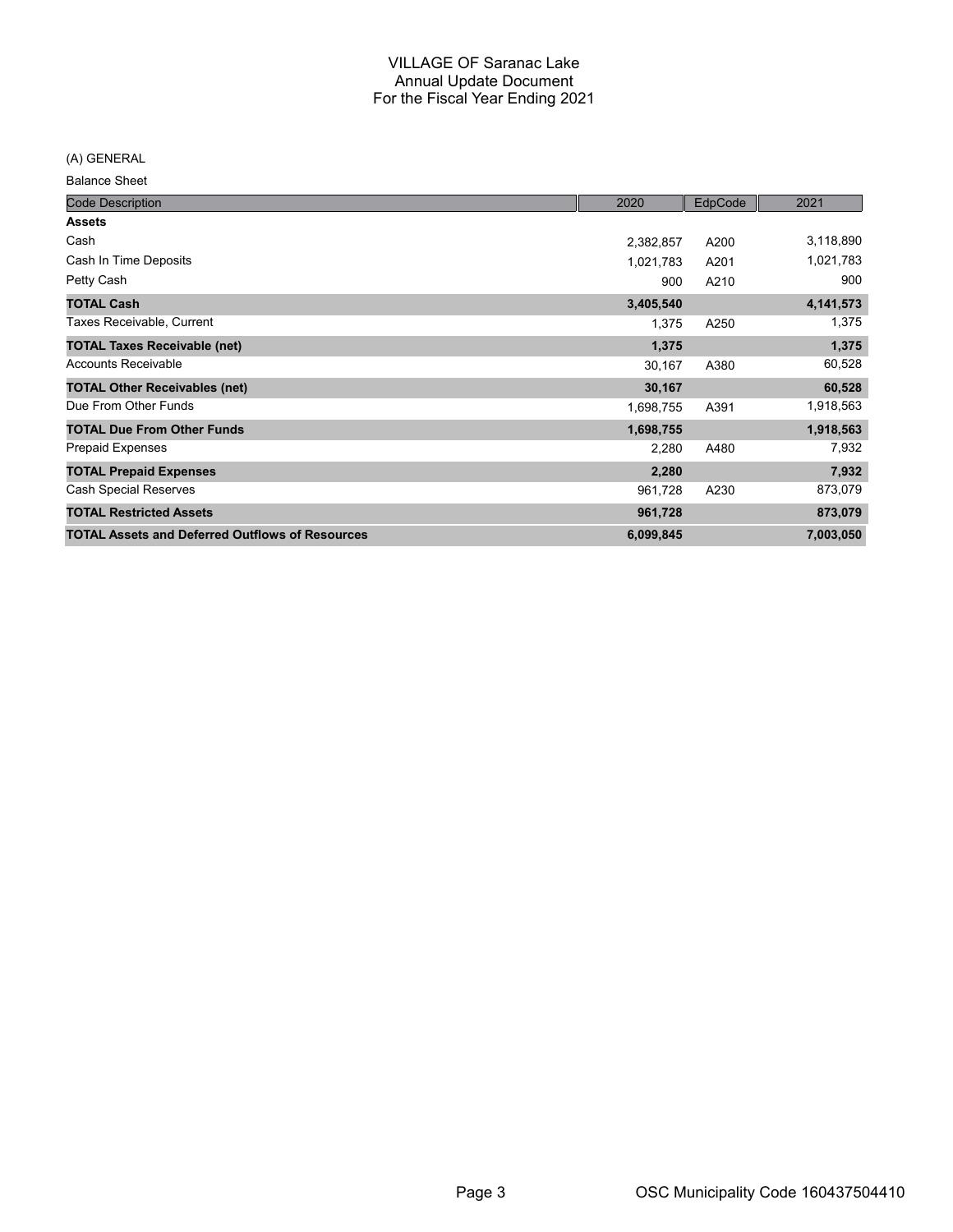# VILLAGE OF Saranac Lake
## Annual Update Document
## For the Fiscal Year Ending 2021

(A) GENERAL

Balance Sheet

| Code Description | 2020 | EdpCode | 2021 |
|---|---|---|---|
| **Assets** | | | |
| Cash | 2,382,857 | A200 | 3,118,890 |
| Cash In Time Deposits | 1,021,783 | A201 | 1,021,783 |
| Petty Cash | 900 | A210 | 900 |
| **TOTAL Cash** | **3,405,540** | | **4,141,573** |
| Taxes Receivable, Current | 1,375 | A250 | 1,375 |
| **TOTAL Taxes Receivable (net)** | **1,375** | | **1,375** |
| Accounts Receivable | 30,167 | A380 | 60,528 |
| **TOTAL Other Receivables (net)** | **30,167** | | **60,528** |
| Due From Other Funds | 1,698,755 | A391 | 1,918,563 |
| **TOTAL Due From Other Funds** | **1,698,755** | | **1,918,563** |
| Prepaid Expenses | 2,280 | A480 | 7,932 |
| **TOTAL Prepaid Expenses** | **2,280** | | **7,932** |
| Cash Special Reserves | 961,728 | A230 | 873,079 |
| **TOTAL Restricted Assets** | **961,728** | | **873,079** |
| **TOTAL Assets and Deferred Outflows of Resources** | **6,099,845** | | **7,003,050** |

OSC Municipality Code 160437504410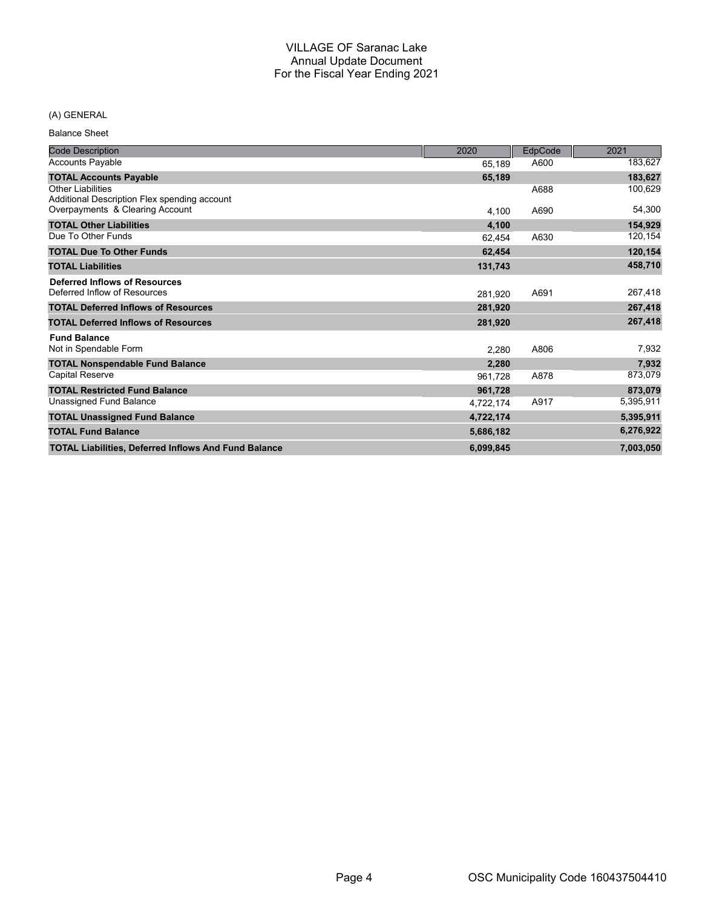# VILLAGE OF Saranac Lake
## Annual Update Document
## For the Fiscal Year Ending 2021

(A) GENERAL

Balance Sheet

| Code Description | 2020 | EdpCode | 2021 |
|---|---|---|---|
| Accounts Payable | 65,189 | A600 | 183,627 |
| **TOTAL Accounts Payable** | **65,189** | | **183,627** |
| Other Liabilities<br>Additional Description Flex spending account | | A688 | 100,629 |
| Overpayments & Clearing Account | 4,100 | A690 | 54,300 |
| **TOTAL Other Liabilities** | **4,100** | | **154,929** |
| Due To Other Funds | 62,454 | A630 | 120,154 |
| **TOTAL Due To Other Funds** | **62,454** | | **120,154** |
| **TOTAL Liabilities** | **131,743** | | **458,710** |
| **Deferred Inflows of Resources** | | | |
| Deferred Inflow of Resources | 281,920 | A691 | 267,418 |
| **TOTAL Deferred Inflows of Resources** | **281,920** | | **267,418** |
| **TOTAL Deferred Inflows of Resources** | **281,920** | | **267,418** |
| **Fund Balance** | | | |
| Not in Spendable Form | 2,280 | A806 | 7,932 |
| **TOTAL Nonspendable Fund Balance** | **2,280** | | **7,932** |
| Capital Reserve | 961,728 | A878 | 873,079 |
| **TOTAL Restricted Fund Balance** | **961,728** | | **873,079** |
| Unassigned Fund Balance | 4,722,174 | A917 | 5,395,911 |
| **TOTAL Unassigned Fund Balance** | **4,722,174** | | **5,395,911** |
| **TOTAL Fund Balance** | **5,686,182** | | **6,276,922** |
| **TOTAL Liabilities, Deferred Inflows And Fund Balance** | **6,099,845** | | **7,003,050** |

OSC Municipality Code 160437504410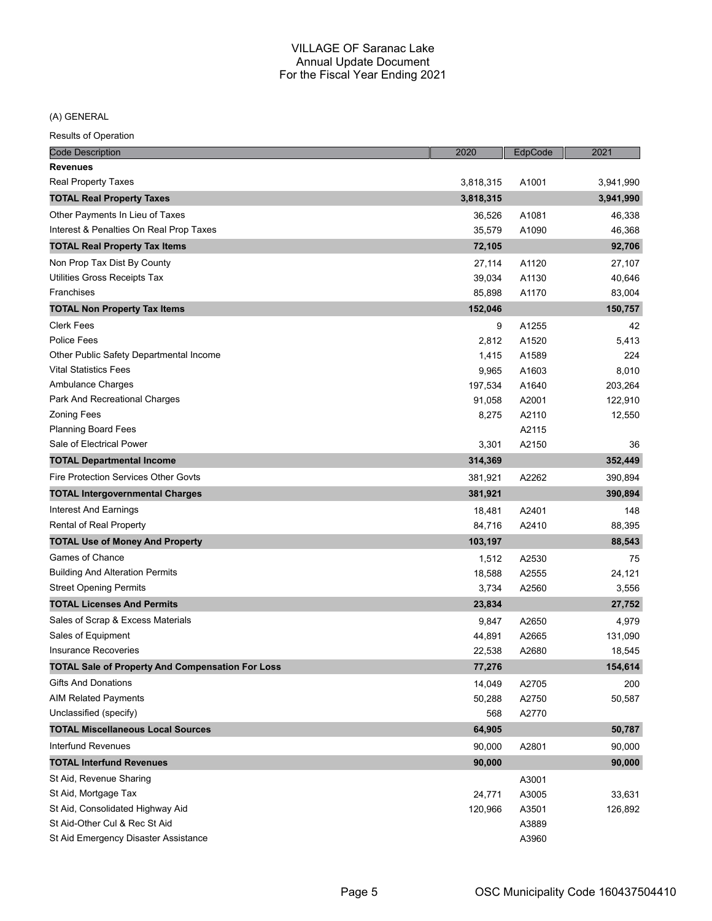# VILLAGE OF Saranac Lake
## Annual Update Document
## For the Fiscal Year Ending 2021

(A) GENERAL

Results of Operation

| Code Description | 2020 | EdpCode | 2021 |
|---|---|---|---|
| **Revenues** | | | |
| Real Property Taxes | 3,818,315 | A1001 | 3,941,990 |
| **TOTAL Real Property Taxes** | **3,818,315** | | **3,941,990** |
| Other Payments In Lieu of Taxes | 36,526 | A1081 | 46,338 |
| Interest & Penalties On Real Prop Taxes | 35,579 | A1090 | 46,368 |
| **TOTAL Real Property Tax Items** | **72,105** | | **92,706** |
| Non Prop Tax Dist By County | 27,114 | A1120 | 27,107 |
| Utilities Gross Receipts Tax | 39,034 | A1130 | 40,646 |
| Franchises | 85,898 | A1170 | 83,004 |
| **TOTAL Non Property Tax Items** | **152,046** | | **150,757** |
| Clerk Fees | 9 | A1255 | 42 |
| Police Fees | 2,812 | A1520 | 5,413 |
| Other Public Safety Departmental Income | 1,415 | A1589 | 224 |
| Vital Statistics Fees | 9,965 | A1603 | 8,010 |
| Ambulance Charges | 197,534 | A1640 | 203,264 |
| Park And Recreational Charges | 91,058 | A2001 | 122,910 |
| Zoning Fees | 8,275 | A2110 | 12,550 |
| Planning Board Fees | | A2115 | |
| Sale of Electrical Power | 3,301 | A2150 | 36 |
| **TOTAL Departmental Income** | **314,369** | | **352,449** |
| Fire Protection Services Other Govts | 381,921 | A2262 | 390,894 |
| **TOTAL Intergovernmental Charges** | **381,921** | | **390,894** |
| Interest And Earnings | 18,481 | A2401 | 148 |
| Rental of Real Property | 84,716 | A2410 | 88,395 |
| **TOTAL Use of Money And Property** | **103,197** | | **88,543** |
| Games of Chance | 1,512 | A2530 | 75 |
| Building And Alteration Permits | 18,588 | A2555 | 24,121 |
| Street Opening Permits | 3,734 | A2560 | 3,556 |
| **TOTAL Licenses And Permits** | **23,834** | | **27,752** |
| Sales of Scrap & Excess Materials | 9,847 | A2650 | 4,979 |
| Sales of Equipment | 44,891 | A2665 | 131,090 |
| Insurance Recoveries | 22,538 | A2680 | 18,545 |
| **TOTAL Sale of Property And Compensation For Loss** | **77,276** | | **154,614** |
| Gifts And Donations | 14,049 | A2705 | 200 |
| AIM Related Payments | 50,288 | A2750 | 50,587 |
| Unclassified (specify) | 568 | A2770 | |
| **TOTAL Miscellaneous Local Sources** | **64,905** | | **50,787** |
| Interfund Revenues | 90,000 | A2801 | 90,000 |
| **TOTAL Interfund Revenues** | **90,000** | | **90,000** |
| St Aid, Revenue Sharing | | A3001 | |
| St Aid, Mortgage Tax | 24,771 | A3005 | 33,631 |
| St Aid, Consolidated Highway Aid | 120,966 | A3501 | 126,892 |
| St Aid-Other Cul & Rec St Aid | | A3889 | |
| St Aid Emergency Disaster Assistance | | A3960 | |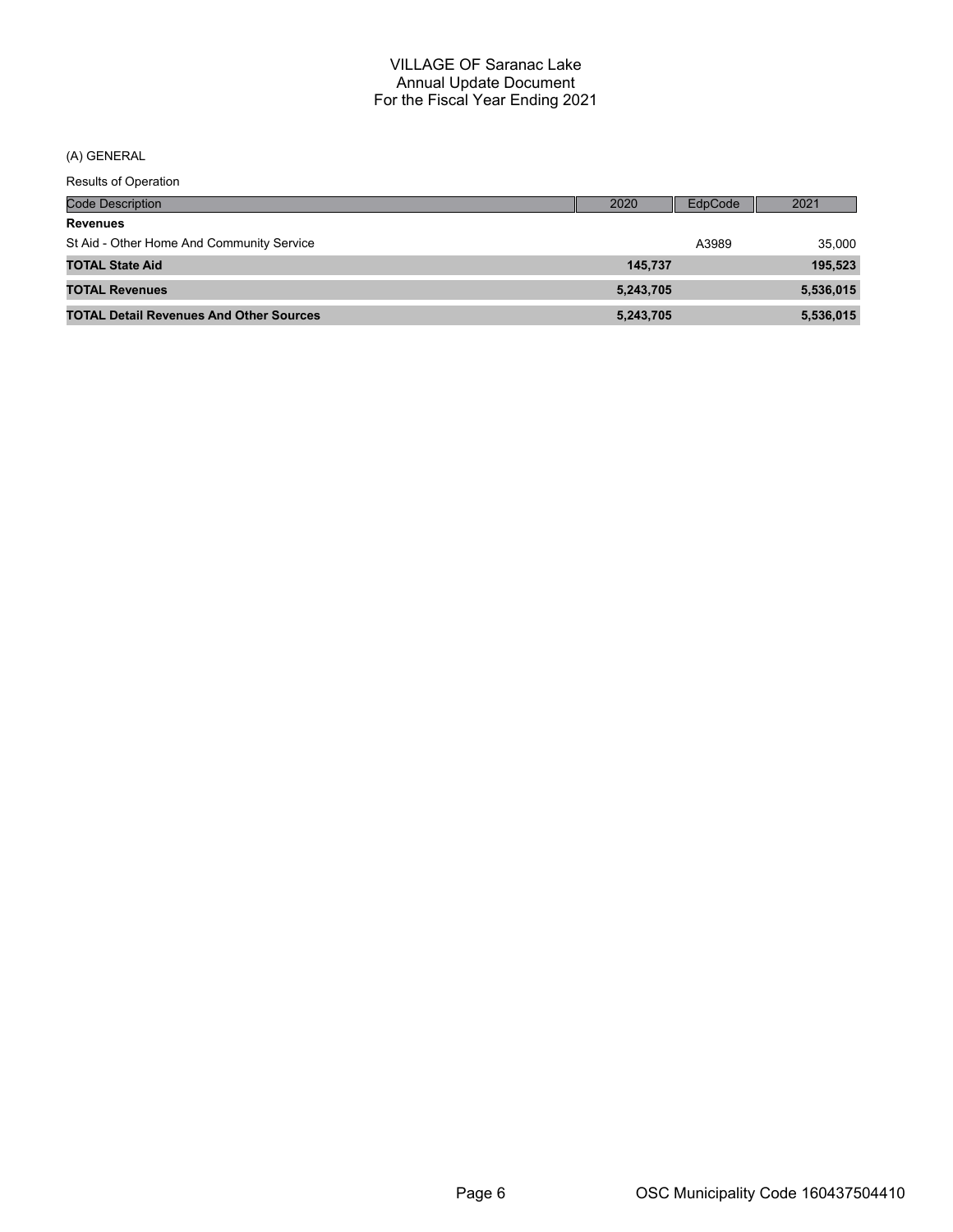(A) GENERAL

Results of Operation

| Code Description | 2020 | EdpCode | 2021 |
|---|---|---|---|
| **Revenues** | | | |
| St Aid - Other Home And Community Service | | A3989 | 35,000 |
| **TOTAL State Aid** | **145,737** | | **195,523** |
| **TOTAL Revenues** | **5,243,705** | | **5,536,015** |
| **TOTAL Detail Revenues And Other Sources** | **5,243,705** | | **5,536,015** |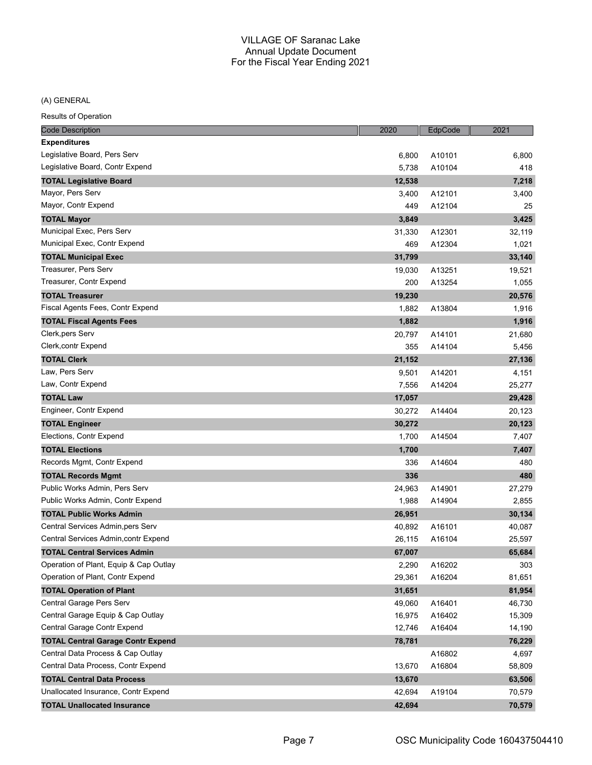VILLAGE OF Saranac Lake
Annual Update Document
For the Fiscal Year Ending 2021

(A) GENERAL

Results of Operation

| Code Description | 2020 | EdpCode | 2021 |
|---|---|---|---|
| **Expenditures** | | | |
| Legislative Board, Pers Serv | 6,800 | A10101 | 6,800 |
| Legislative Board, Contr Expend | 5,738 | A10104 | 418 |
| **TOTAL Legislative Board** | **12,538** | | **7,218** |
| Mayor, Pers Serv | 3,400 | A12101 | 3,400 |
| Mayor, Contr Expend | 449 | A12104 | 25 |
| **TOTAL Mayor** | **3,849** | | **3,425** |
| Municipal Exec, Pers Serv | 31,330 | A12301 | 32,119 |
| Municipal Exec, Contr Expend | 469 | A12304 | 1,021 |
| **TOTAL Municipal Exec** | **31,799** | | **33,140** |
| Treasurer, Pers Serv | 19,030 | A13251 | 19,521 |
| Treasurer, Contr Expend | 200 | A13254 | 1,055 |
| **TOTAL Treasurer** | **19,230** | | **20,576** |
| Fiscal Agents Fees, Contr Expend | 1,882 | A13804 | 1,916 |
| **TOTAL Fiscal Agents Fees** | **1,882** | | **1,916** |
| Clerk,pers Serv | 20,797 | A14101 | 21,680 |
| Clerk,contr Expend | 355 | A14104 | 5,456 |
| **TOTAL Clerk** | **21,152** | | **27,136** |
| Law, Pers Serv | 9,501 | A14201 | 4,151 |
| Law, Contr Expend | 7,556 | A14204 | 25,277 |
| **TOTAL Law** | **17,057** | | **29,428** |
| Engineer, Contr Expend | 30,272 | A14404 | 20,123 |
| **TOTAL Engineer** | **30,272** | | **20,123** |
| Elections, Contr Expend | 1,700 | A14504 | 7,407 |
| **TOTAL Elections** | **1,700** | | **7,407** |
| Records Mgmt, Contr Expend | 336 | A14604 | 480 |
| **TOTAL Records Mgmt** | **336** | | **480** |
| Public Works Admin, Pers Serv | 24,963 | A14901 | 27,279 |
| Public Works Admin, Contr Expend | 1,988 | A14904 | 2,855 |
| **TOTAL Public Works Admin** | **26,951** | | **30,134** |
| Central Services Admin,pers Serv | 40,892 | A16101 | 40,087 |
| Central Services Admin,contr Expend | 26,115 | A16104 | 25,597 |
| **TOTAL Central Services Admin** | **67,007** | | **65,684** |
| Operation of Plant, Equip & Cap Outlay | 2,290 | A16202 | 303 |
| Operation of Plant, Contr Expend | 29,361 | A16204 | 81,651 |
| **TOTAL Operation of Plant** | **31,651** | | **81,954** |
| Central Garage Pers Serv | 49,060 | A16401 | 46,730 |
| Central Garage Equip & Cap Outlay | 16,975 | A16402 | 15,309 |
| Central Garage Contr Expend | 12,746 | A16404 | 14,190 |
| **TOTAL Central Garage Contr Expend** | **78,781** | | **76,229** |
| Central Data Process & Cap Outlay | | A16802 | 4,697 |
| Central Data Process, Contr Expend | 13,670 | A16804 | 58,809 |
| **TOTAL Central Data Process** | **13,670** | | **63,506** |
| Unallocated Insurance, Contr Expend | 42,694 | A19104 | 70,579 |
| **TOTAL Unallocated Insurance** | **42,694** | | **70,579** |

OSC Municipality Code 160437504410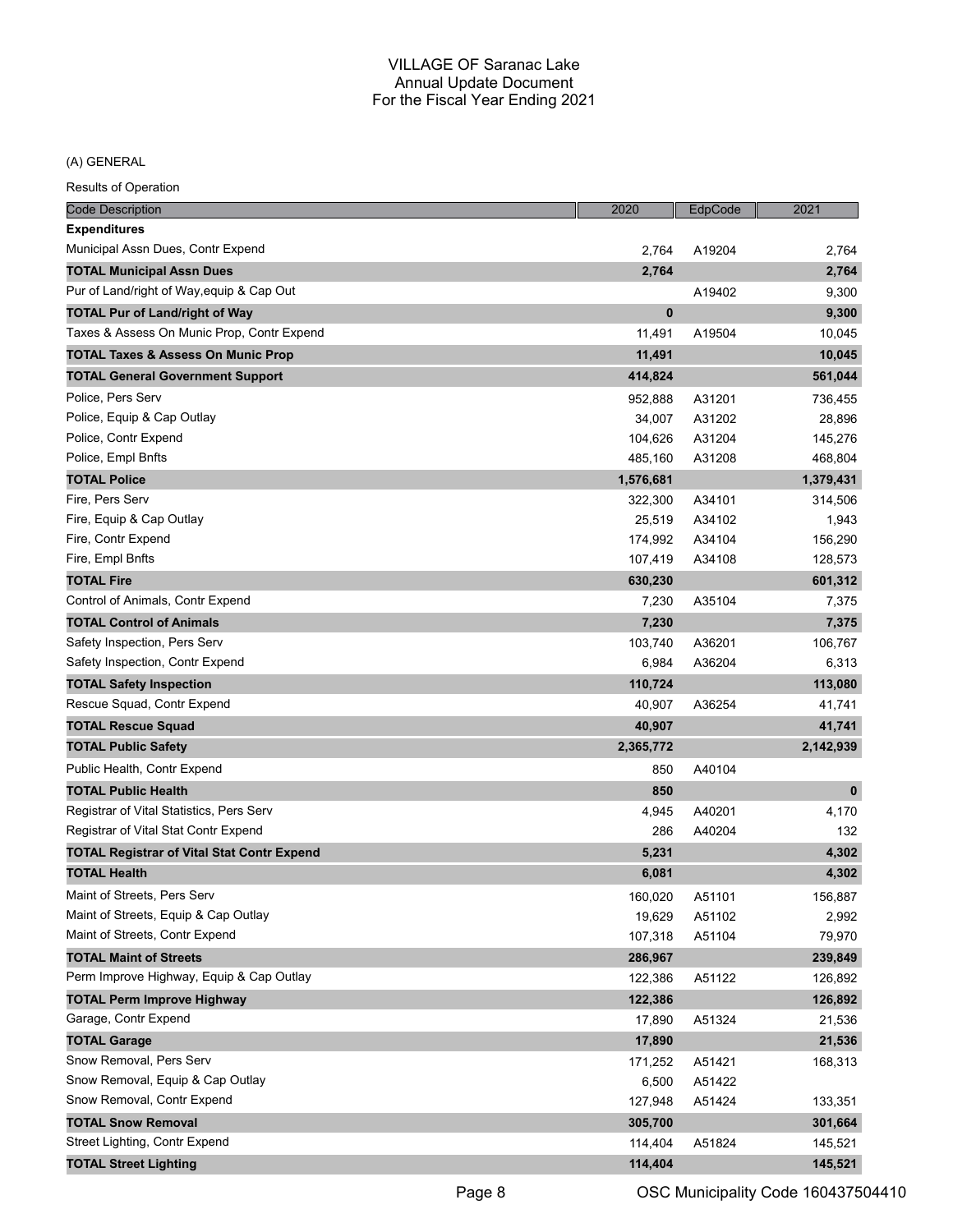# VILLAGE OF Saranac Lake
## Annual Update Document
## For the Fiscal Year Ending 2021

(A) GENERAL

Results of Operation

| Code Description | 2020 | EdpCode | 2021 |
|---|---|---|---|
| **Expenditures** | | | |
| Municipal Assn Dues, Contr Expend | 2,764 | A19204 | 2,764 |
| **TOTAL Municipal Assn Dues** | **2,764** | | **2,764** |
| Pur of Land/right of Way,equip & Cap Out | | A19402 | 9,300 |
| **TOTAL Pur of Land/right of Way** | **0** | | **9,300** |
| Taxes & Assess On Munic Prop, Contr Expend | 11,491 | A19504 | 10,045 |
| **TOTAL Taxes & Assess On Munic Prop** | **11,491** | | **10,045** |
| **TOTAL General Government Support** | **414,824** | | **561,044** |
| Police, Pers Serv | 952,888 | A31201 | 736,455 |
| Police, Equip & Cap Outlay | 34,007 | A31202 | 28,896 |
| Police, Contr Expend | 104,626 | A31204 | 145,276 |
| Police, Empl Bnfts | 485,160 | A31208 | 468,804 |
| **TOTAL Police** | **1,576,681** | | **1,379,431** |
| Fire, Pers Serv | 322,300 | A34101 | 314,506 |
| Fire, Equip & Cap Outlay | 25,519 | A34102 | 1,943 |
| Fire, Contr Expend | 174,992 | A34104 | 156,290 |
| Fire, Empl Bnfts | 107,419 | A34108 | 128,573 |
| **TOTAL Fire** | **630,230** | | **601,312** |
| Control of Animals, Contr Expend | 7,230 | A35104 | 7,375 |
| **TOTAL Control of Animals** | **7,230** | | **7,375** |
| Safety Inspection, Pers Serv | 103,740 | A36201 | 106,767 |
| Safety Inspection, Contr Expend | 6,984 | A36204 | 6,313 |
| **TOTAL Safety Inspection** | **110,724** | | **113,080** |
| Rescue Squad, Contr Expend | 40,907 | A36254 | 41,741 |
| **TOTAL Rescue Squad** | **40,907** | | **41,741** |
| **TOTAL Public Safety** | **2,365,772** | | **2,142,939** |
| Public Health, Contr Expend | 850 | A40104 | |
| **TOTAL Public Health** | **850** | | **0** |
| Registrar of Vital Statistics, Pers Serv | 4,945 | A40201 | 4,170 |
| Registrar of Vital Stat Contr Expend | 286 | A40204 | 132 |
| **TOTAL Registrar of Vital Stat Contr Expend** | **5,231** | | **4,302** |
| **TOTAL Health** | **6,081** | | **4,302** |
| Maint of Streets, Pers Serv | 160,020 | A51101 | 156,887 |
| Maint of Streets, Equip & Cap Outlay | 19,629 | A51102 | 2,992 |
| Maint of Streets, Contr Expend | 107,318 | A51104 | 79,970 |
| **TOTAL Maint of Streets** | **286,967** | | **239,849** |
| Perm Improve Highway, Equip & Cap Outlay | 122,386 | A51122 | 126,892 |
| **TOTAL Perm Improve Highway** | **122,386** | | **126,892** |
| Garage, Contr Expend | 17,890 | A51324 | 21,536 |
| **TOTAL Garage** | **17,890** | | **21,536** |
| Snow Removal, Pers Serv | 171,252 | A51421 | 168,313 |
| Snow Removal, Equip & Cap Outlay | 6,500 | A51422 | |
| Snow Removal, Contr Expend | 127,948 | A51424 | 133,351 |
| **TOTAL Snow Removal** | **305,700** | | **301,664** |
| Street Lighting, Contr Expend | 114,404 | A51824 | 145,521 |
| **TOTAL Street Lighting** | **114,404** | | **145,521** |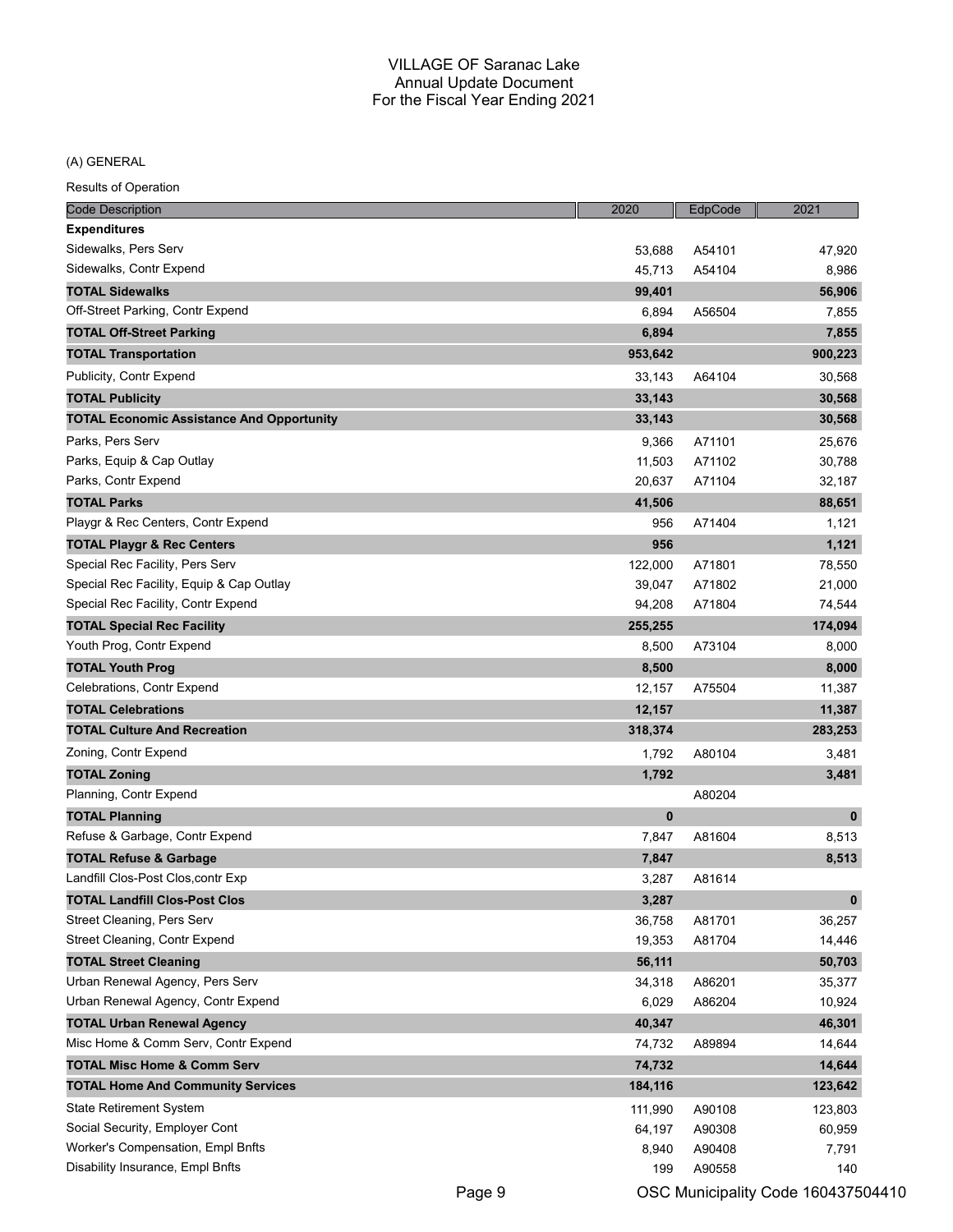# VILLAGE OF Saranac Lake
## Annual Update Document
## For the Fiscal Year Ending 2021

(A) GENERAL

Results of Operation

| Code Description | 2020 | EdpCode | 2021 |
|---|---|---|---|
| **Expenditures** | | | |
| Sidewalks, Pers Serv | 53,688 | A54101 | 47,920 |
| Sidewalks, Contr Expend | 45,713 | A54104 | 8,986 |
| **TOTAL Sidewalks** | **99,401** | | **56,906** |
| Off-Street Parking, Contr Expend | 6,894 | A56504 | 7,855 |
| **TOTAL Off-Street Parking** | **6,894** | | **7,855** |
| **TOTAL Transportation** | **953,642** | | **900,223** |
| Publicity, Contr Expend | 33,143 | A64104 | 30,568 |
| **TOTAL Publicity** | **33,143** | | **30,568** |
| **TOTAL Economic Assistance And Opportunity** | **33,143** | | **30,568** |
| Parks, Pers Serv | 9,366 | A71101 | 25,676 |
| Parks, Equip & Cap Outlay | 11,503 | A71102 | 30,788 |
| Parks, Contr Expend | 20,637 | A71104 | 32,187 |
| **TOTAL Parks** | **41,506** | | **88,651** |
| Playgr & Rec Centers, Contr Expend | 956 | A71404 | 1,121 |
| **TOTAL Playgr & Rec Centers** | **956** | | **1,121** |
| Special Rec Facility, Pers Serv | 122,000 | A71801 | 78,550 |
| Special Rec Facility, Equip & Cap Outlay | 39,047 | A71802 | 21,000 |
| Special Rec Facility, Contr Expend | 94,208 | A71804 | 74,544 |
| **TOTAL Special Rec Facility** | **255,255** | | **174,094** |
| Youth Prog, Contr Expend | 8,500 | A73104 | 8,000 |
| **TOTAL Youth Prog** | **8,500** | | **8,000** |
| Celebrations, Contr Expend | 12,157 | A75504 | 11,387 |
| **TOTAL Celebrations** | **12,157** | | **11,387** |
| **TOTAL Culture And Recreation** | **318,374** | | **283,253** |
| Zoning, Contr Expend | 1,792 | A80104 | 3,481 |
| **TOTAL Zoning** | **1,792** | | **3,481** |
| Planning, Contr Expend | | A80204 | |
| **TOTAL Planning** | **0** | | **0** |
| Refuse & Garbage, Contr Expend | 7,847 | A81604 | 8,513 |
| **TOTAL Refuse & Garbage** | **7,847** | | **8,513** |
| Landfill Clos-Post Clos,contr Exp | 3,287 | A81614 | |
| **TOTAL Landfill Clos-Post Clos** | **3,287** | | **0** |
| Street Cleaning, Pers Serv | 36,758 | A81701 | 36,257 |
| Street Cleaning, Contr Expend | 19,353 | A81704 | 14,446 |
| **TOTAL Street Cleaning** | **56,111** | | **50,703** |
| Urban Renewal Agency, Pers Serv | 34,318 | A86201 | 35,377 |
| Urban Renewal Agency, Contr Expend | 6,029 | A86204 | 10,924 |
| **TOTAL Urban Renewal Agency** | **40,347** | | **46,301** |
| Misc Home & Comm Serv, Contr Expend | 74,732 | A89894 | 14,644 |
| **TOTAL Misc Home & Comm Serv** | **74,732** | | **14,644** |
| **TOTAL Home And Community Services** | **184,116** | | **123,642** |
| State Retirement System | 111,990 | A90108 | 123,803 |
| Social Security, Employer Cont | 64,197 | A90308 | 60,959 |
| Worker's Compensation, Empl Bnfts | 8,940 | A90408 | 7,791 |
| Disability Insurance, Empl Bnfts | 199 | A90558 | 140 |

OSC Municipality Code 160437504410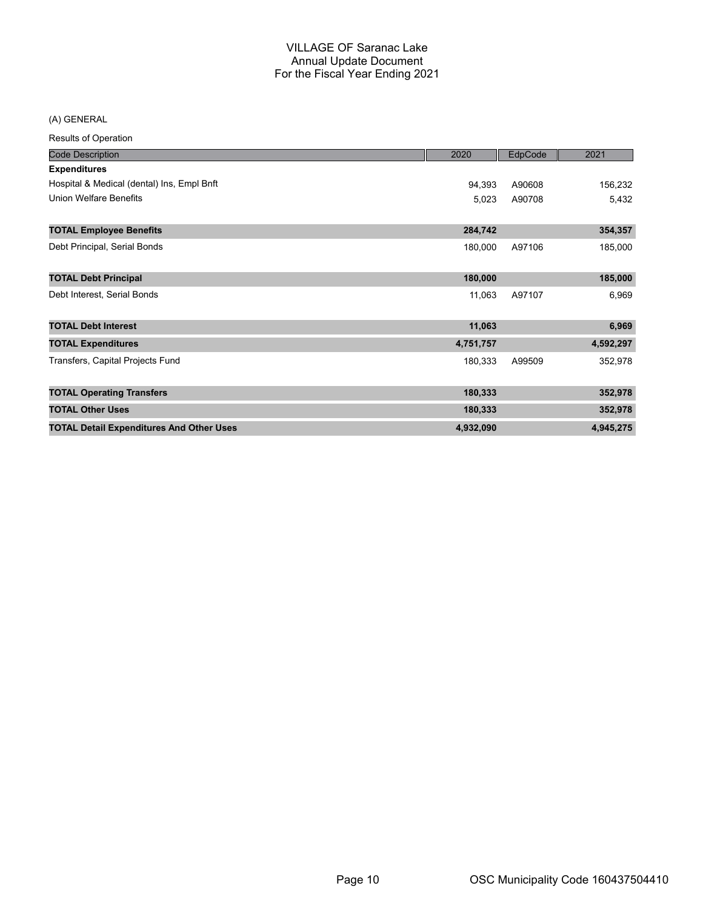VILLAGE OF Saranac Lake
Annual Update Document
For the Fiscal Year Ending 2021

(A) GENERAL

Results of Operation

| Code Description | 2020 | EdpCode | 2021 |
|---|---|---|---|
| **Expenditures** | | | |
| Hospital & Medical (dental) Ins, Empl Bnft | 94,393 | A90608 | 156,232 |
| Union Welfare Benefits | 5,023 | A90708 | 5,432 |
| **TOTAL Employee Benefits** | **284,742** | | **354,357** |
| Debt Principal, Serial Bonds | 180,000 | A97106 | 185,000 |
| **TOTAL Debt Principal** | **180,000** | | **185,000** |
| Debt Interest, Serial Bonds | 11,063 | A97107 | 6,969 |
| **TOTAL Debt Interest** | **11,063** | | **6,969** |
| **TOTAL Expenditures** | **4,751,757** | | **4,592,297** |
| Transfers, Capital Projects Fund | 180,333 | A99509 | 352,978 |
| **TOTAL Operating Transfers** | **180,333** | | **352,978** |
| **TOTAL Other Uses** | **180,333** | | **352,978** |
| **TOTAL Detail Expenditures And Other Uses** | **4,932,090** | | **4,945,275** |

OSC Municipality Code 160437504410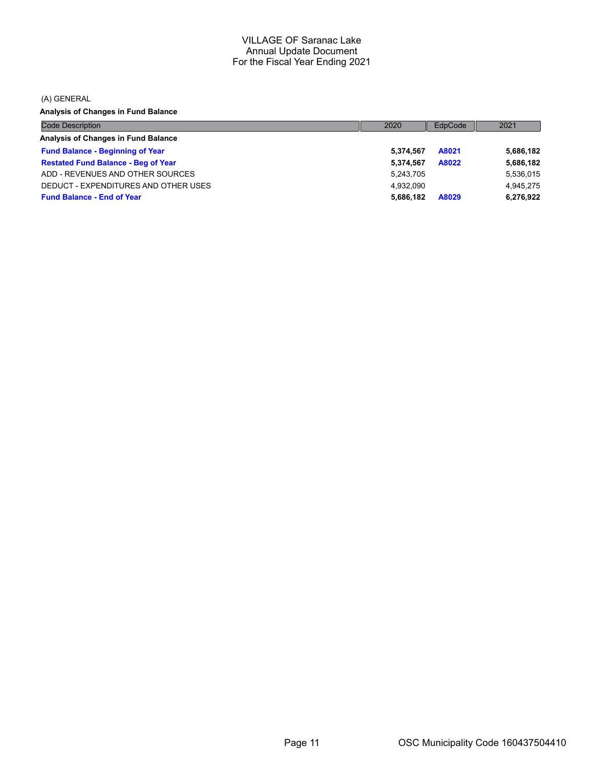# VILLAGE OF Saranac Lake
## Annual Update Document
## For the Fiscal Year Ending 2021

(A) GENERAL

**Analysis of Changes in Fund Balance**

| Code Description | 2020 | EdpCode | 2021 |
|---|---|---|---|
| **Analysis of Changes in Fund Balance** | | | |
| **Fund Balance - Beginning of Year** | **5,374,567** | **A8021** | **5,686,182** |
| **Restated Fund Balance - Beg of Year** | **5,374,567** | **A8022** | **5,686,182** |
| ADD - REVENUES AND OTHER SOURCES | 5,243,705 | | 5,536,015 |
| DEDUCT - EXPENDITURES AND OTHER USES | 4,932,090 | | 4,945,275 |
| **Fund Balance - End of Year** | **5,686,182** | **A8029** | **6,276,922** |

OSC Municipality Code 160437504410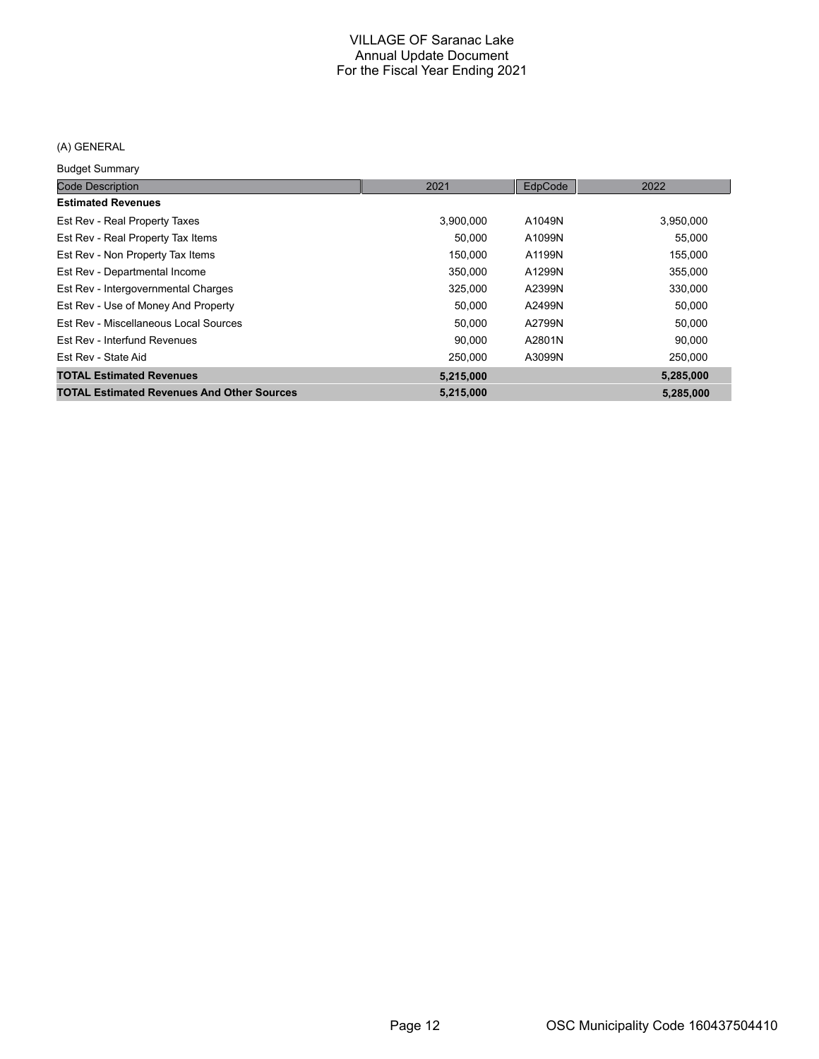# VILLAGE OF Saranac Lake
## Annual Update Document
### For the Fiscal Year Ending 2021

(A) GENERAL

Budget Summary

| Code Description | 2021 | EdpCode | 2022 |
|---|---|---|---|
| **Estimated Revenues** | | | |
| Est Rev - Real Property Taxes | 3,900,000 | A1049N | 3,950,000 |
| Est Rev - Real Property Tax Items | 50,000 | A1099N | 55,000 |
| Est Rev - Non Property Tax Items | 150,000 | A1199N | 155,000 |
| Est Rev - Departmental Income | 350,000 | A1299N | 355,000 |
| Est Rev - Intergovernmental Charges | 325,000 | A2399N | 330,000 |
| Est Rev - Use of Money And Property | 50,000 | A2499N | 50,000 |
| Est Rev - Miscellaneous Local Sources | 50,000 | A2799N | 50,000 |
| Est Rev - Interfund Revenues | 90,000 | A2801N | 90,000 |
| Est Rev - State Aid | 250,000 | A3099N | 250,000 |
| **TOTAL Estimated Revenues** | **5,215,000** | | **5,285,000** |
| **TOTAL Estimated Revenues And Other Sources** | **5,215,000** | | **5,285,000** |

OSC Municipality Code 160437504410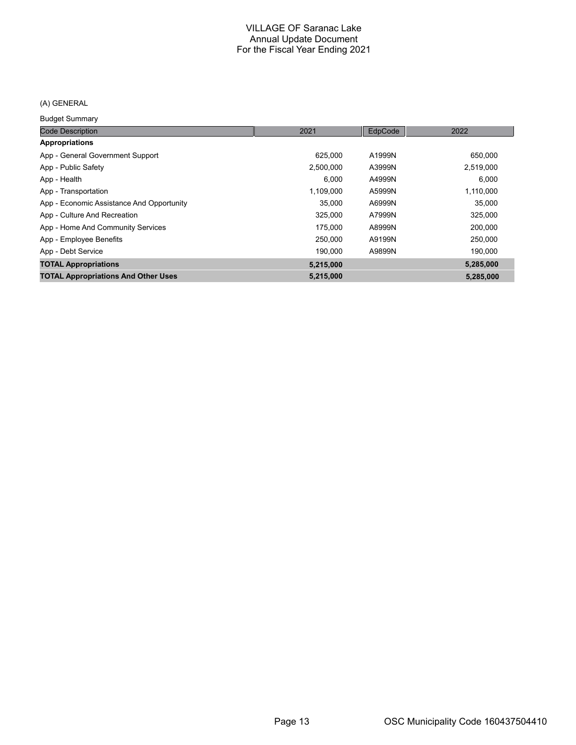# VILLAGE OF Saranac Lake
## Annual Update Document
## For the Fiscal Year Ending 2021

(A) GENERAL

Budget Summary

| Code Description | 2021 | EdpCode | 2022 |
|---|---|---|---|
| **Appropriations** | | | |
| App - General Government Support | 625,000 | A1999N | 650,000 |
| App - Public Safety | 2,500,000 | A3999N | 2,519,000 |
| App - Health | 6,000 | A4999N | 6,000 |
| App - Transportation | 1,109,000 | A5999N | 1,110,000 |
| App - Economic Assistance And Opportunity | 35,000 | A6999N | 35,000 |
| App - Culture And Recreation | 325,000 | A7999N | 325,000 |
| App - Home And Community Services | 175,000 | A8999N | 200,000 |
| App - Employee Benefits | 250,000 | A9199N | 250,000 |
| App - Debt Service | 190,000 | A9899N | 190,000 |
| **TOTAL Appropriations** | **5,215,000** | | **5,285,000** |
| **TOTAL Appropriations And Other Uses** | **5,215,000** | | **5,285,000** |

OSC Municipality Code 160437504410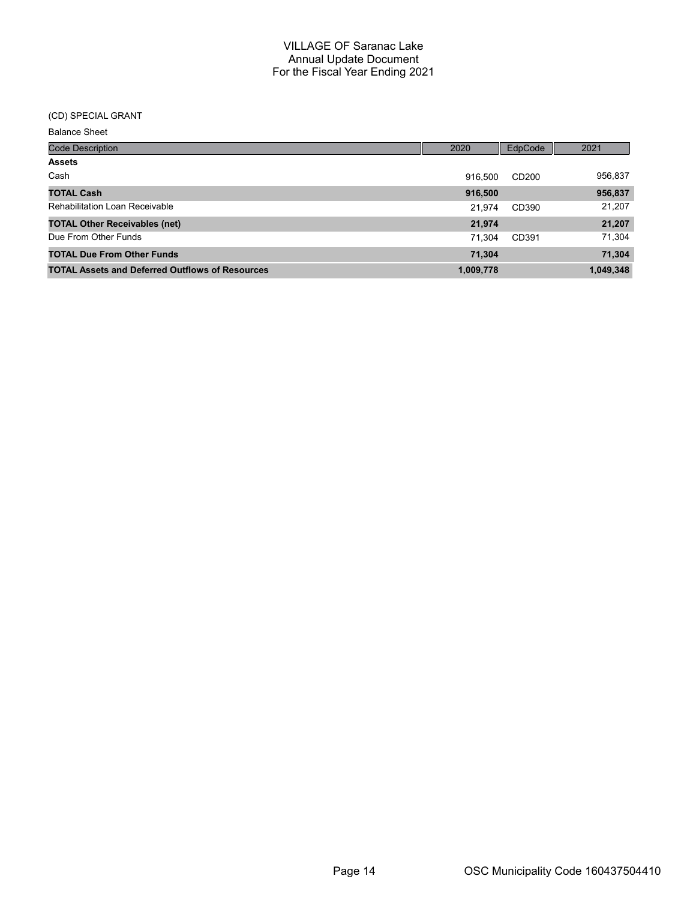# VILLAGE OF Saranac Lake
## Annual Update Document
## For the Fiscal Year Ending 2021

(CD) SPECIAL GRANT

Balance Sheet

| Code Description | 2020 | EdpCode | 2021 |
|---|---|---|---|
| **Assets** | | | |
| Cash | 916,500 | CD200 | 956,837 |
| **TOTAL Cash** | **916,500** | | **956,837** |
| Rehabilitation Loan Receivable | 21,974 | CD390 | 21,207 |
| **TOTAL Other Receivables (net)** | **21,974** | | **21,207** |
| Due From Other Funds | 71,304 | CD391 | 71,304 |
| **TOTAL Due From Other Funds** | **71,304** | | **71,304** |
| **TOTAL Assets and Deferred Outflows of Resources** | **1,009,778** | | **1,049,348** |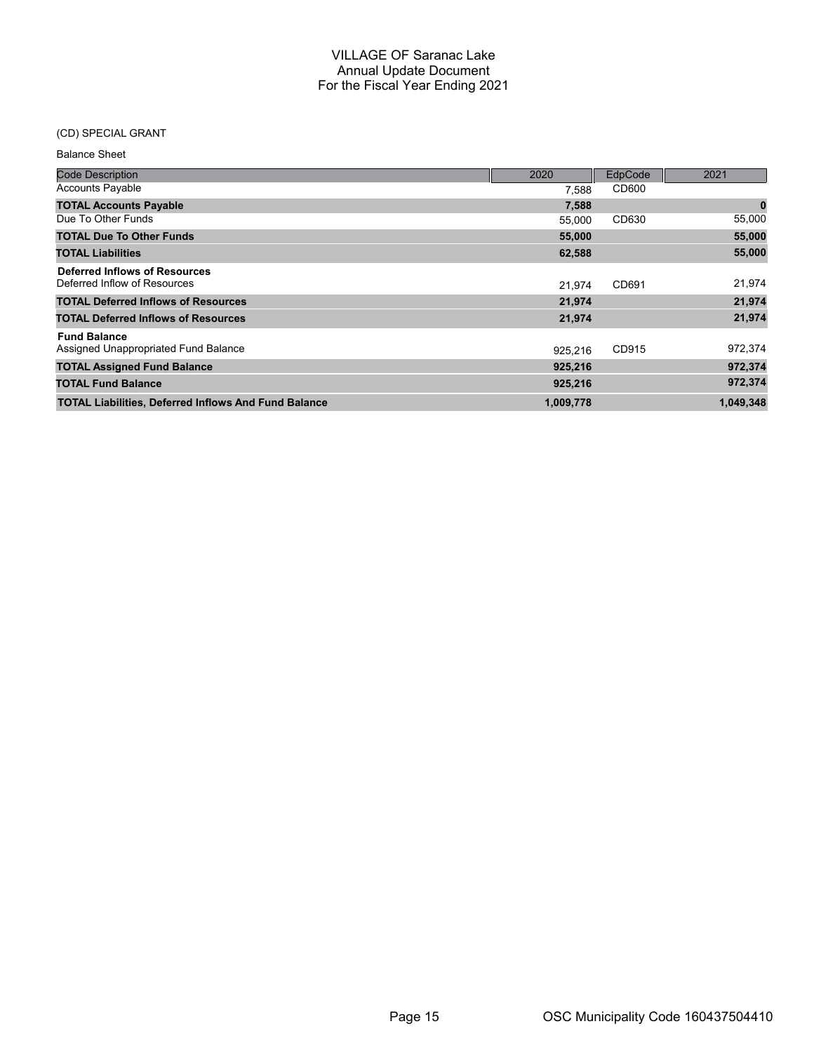# VILLAGE OF Saranac Lake
## Annual Update Document
## For the Fiscal Year Ending 2021

(CD) SPECIAL GRANT

Balance Sheet

| Code Description | 2020 | EdpCode | 2021 |
|---|---|---|---|
| Accounts Payable | 7,588 | CD600 | |
| **TOTAL Accounts Payable** | **7,588** | | **0** |
| Due To Other Funds | 55,000 | CD630 | 55,000 |
| **TOTAL Due To Other Funds** | **55,000** | | **55,000** |
| **TOTAL Liabilities** | **62,588** | | **55,000** |
| **Deferred Inflows of Resources** | | | |
| Deferred Inflow of Resources | 21,974 | CD691 | 21,974 |
| **TOTAL Deferred Inflows of Resources** | **21,974** | | **21,974** |
| **TOTAL Deferred Inflows of Resources** | **21,974** | | **21,974** |
| **Fund Balance** | | | |
| Assigned Unappropriated Fund Balance | 925,216 | CD915 | 972,374 |
| **TOTAL Assigned Fund Balance** | **925,216** | | **972,374** |
| **TOTAL Fund Balance** | **925,216** | | **972,374** |
| **TOTAL Liabilities, Deferred Inflows And Fund Balance** | **1,009,778** | | **1,049,348** |

OSC Municipality Code 160437504410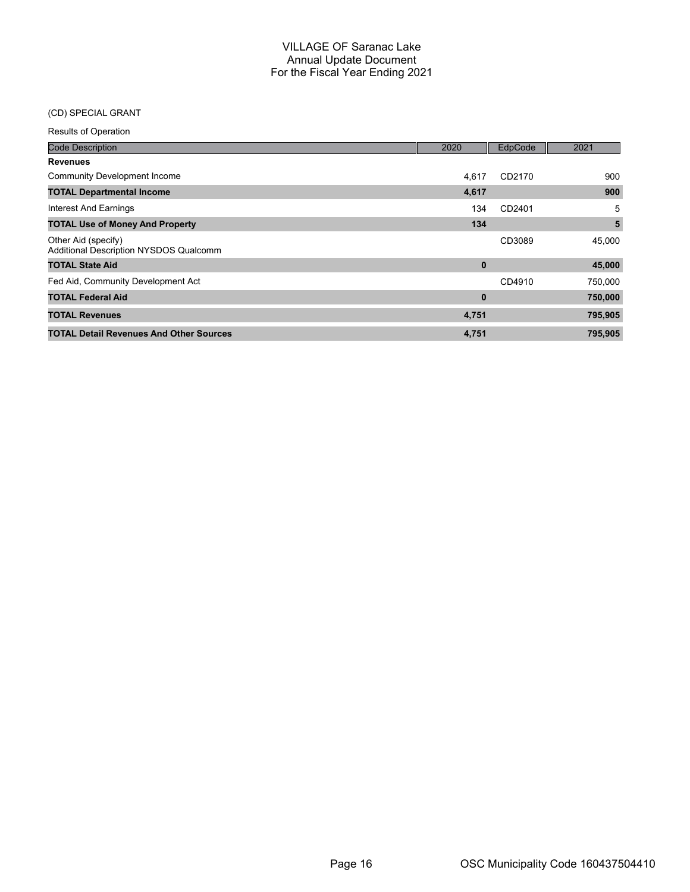# VILLAGE OF Saranac Lake
## Annual Update Document
## For the Fiscal Year Ending 2021

(CD) SPECIAL GRANT

Results of Operation

| Code Description | 2020 | EdpCode | 2021 |
|---|---|---|---|
| **Revenues** | | | |
| Community Development Income | 4,617 | CD2170 | 900 |
| **TOTAL Departmental Income** | **4,617** | | **900** |
| Interest And Earnings | 134 | CD2401 | 5 |
| **TOTAL Use of Money And Property** | **134** | | **5** |
| Other Aid (specify)<br>Additional Description NYSDOS Qualcomm | | CD3089 | 45,000 |
| **TOTAL State Aid** | **0** | | **45,000** |
| Fed Aid, Community Development Act | | CD4910 | 750,000 |
| **TOTAL Federal Aid** | **0** | | **750,000** |
| **TOTAL Revenues** | **4,751** | | **795,905** |
| **TOTAL Detail Revenues And Other Sources** | **4,751** | | **795,905** |

OSC Municipality Code 160437504410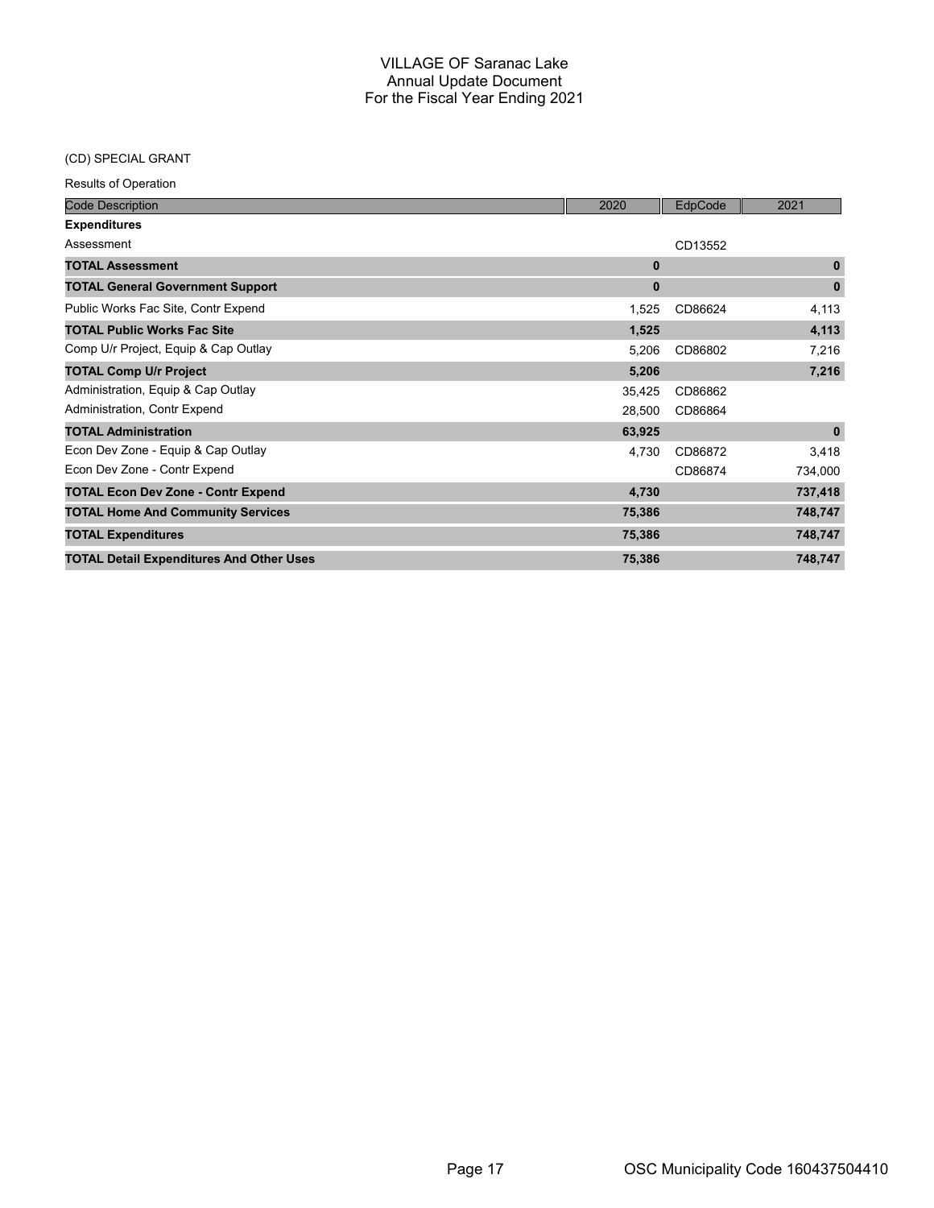# VILLAGE OF Saranac Lake
## Annual Update Document
## For the Fiscal Year Ending 2021

(CD) SPECIAL GRANT

Results of Operation

| Code Description | 2020 | EdpCode | 2021 |
|---|---|---|---|
| **Expenditures** | | | |
| Assessment | | CD13552 | |
| **TOTAL Assessment** | **0** | | **0** |
| **TOTAL General Government Support** | **0** | | **0** |
| Public Works Fac Site, Contr Expend | 1,525 | CD86624 | 4,113 |
| **TOTAL Public Works Fac Site** | **1,525** | | **4,113** |
| Comp U/r Project, Equip & Cap Outlay | 5,206 | CD86802 | 7,216 |
| **TOTAL Comp U/r Project** | **5,206** | | **7,216** |
| Administration, Equip & Cap Outlay | 35,425 | CD86862 | |
| Administration, Contr Expend | 28,500 | CD86864 | |
| **TOTAL Administration** | **63,925** | | **0** |
| Econ Dev Zone - Equip & Cap Outlay | 4,730 | CD86872 | 3,418 |
| Econ Dev Zone - Contr Expend | | CD86874 | 734,000 |
| **TOTAL Econ Dev Zone - Contr Expend** | **4,730** | | **737,418** |
| **TOTAL Home And Community Services** | **75,386** | | **748,747** |
| **TOTAL Expenditures** | **75,386** | | **748,747** |
| **TOTAL Detail Expenditures And Other Uses** | **75,386** | | **748,747** |

OSC Municipality Code 160437504410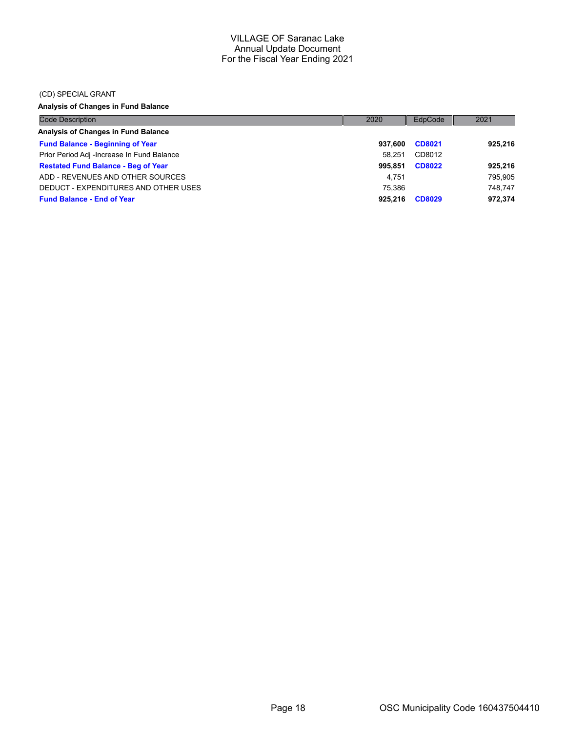# VILLAGE OF Saranac Lake
## Annual Update Document
## For the Fiscal Year Ending 2021

(CD) SPECIAL GRANT

**Analysis of Changes in Fund Balance**

| Code Description | 2020 | EdpCode | 2021 |
|---|---|---|---|
| **Analysis of Changes in Fund Balance** | | | |
| **Fund Balance - Beginning of Year** | **937,600** | **CD8021** | **925,216** |
| Prior Period Adj -Increase In Fund Balance | 58,251 | CD8012 | |
| **Restated Fund Balance - Beg of Year** | **995,851** | **CD8022** | **925,216** |
| ADD - REVENUES AND OTHER SOURCES | 4,751 | | 795,905 |
| DEDUCT - EXPENDITURES AND OTHER USES | 75,386 | | 748,747 |
| **Fund Balance - End of Year** | **925,216** | **CD8029** | **972,374** |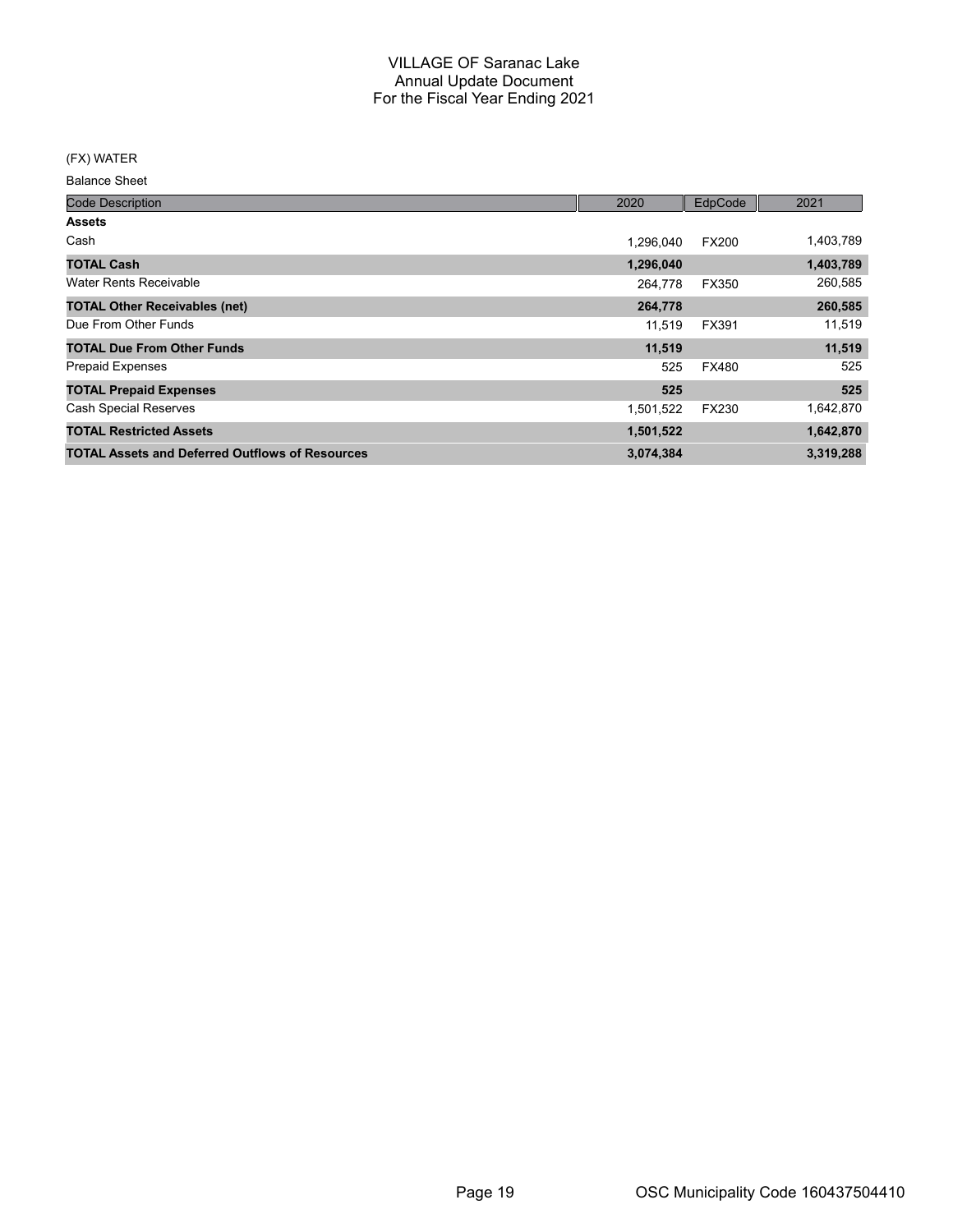# VILLAGE OF Saranac Lake
## Annual Update Document
## For the Fiscal Year Ending 2021

(FX) WATER

Balance Sheet

| Code Description | 2020 | EdpCode | 2021 |
|---|---|---|---|
| **Assets** | | | |
| Cash | 1,296,040 | FX200 | 1,403,789 |
| **TOTAL Cash** | **1,296,040** | | **1,403,789** |
| Water Rents Receivable | 264,778 | FX350 | 260,585 |
| **TOTAL Other Receivables (net)** | **264,778** | | **260,585** |
| Due From Other Funds | 11,519 | FX391 | 11,519 |
| **TOTAL Due From Other Funds** | **11,519** | | **11,519** |
| Prepaid Expenses | 525 | FX480 | 525 |
| **TOTAL Prepaid Expenses** | **525** | | **525** |
| Cash Special Reserves | 1,501,522 | FX230 | 1,642,870 |
| **TOTAL Restricted Assets** | **1,501,522** | | **1,642,870** |
| **TOTAL Assets and Deferred Outflows of Resources** | **3,074,384** | | **3,319,288** |

OSC Municipality Code 160437504410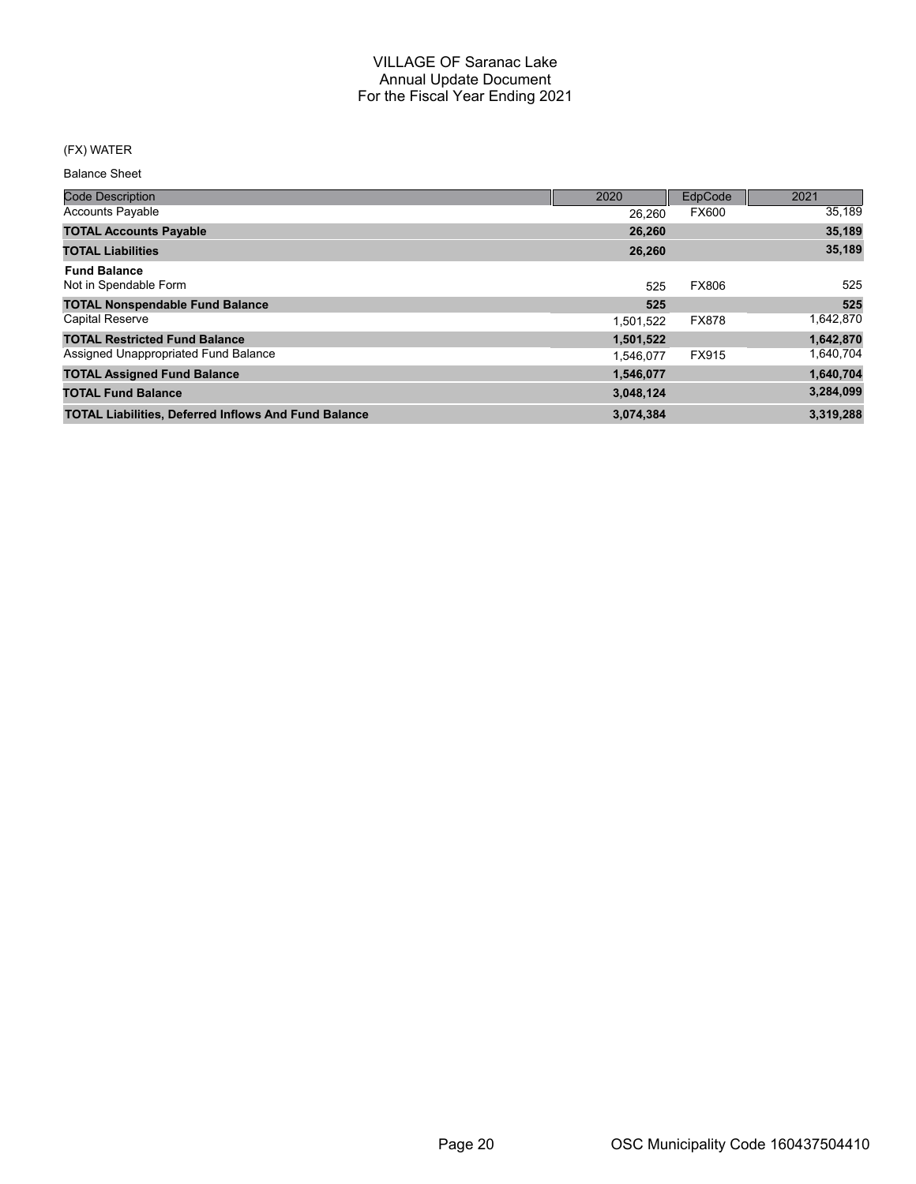# VILLAGE OF Saranac Lake
## Annual Update Document
## For the Fiscal Year Ending 2021

(FX) WATER

Balance Sheet

| Code Description | 2020 | EdpCode | 2021 |
|---|---|---|---|
| Accounts Payable | 26,260 | FX600 | 35,189 |
| **TOTAL Accounts Payable** | **26,260** | | **35,189** |
| **TOTAL Liabilities** | **26,260** | | **35,189** |
| **Fund Balance** | | | |
| Not in Spendable Form | 525 | FX806 | 525 |
| **TOTAL Nonspendable Fund Balance** | **525** | | **525** |
| Capital Reserve | 1,501,522 | FX878 | 1,642,870 |
| **TOTAL Restricted Fund Balance** | **1,501,522** | | **1,642,870** |
| Assigned Unappropriated Fund Balance | 1,546,077 | FX915 | 1,640,704 |
| **TOTAL Assigned Fund Balance** | **1,546,077** | | **1,640,704** |
| **TOTAL Fund Balance** | **3,048,124** | | **3,284,099** |
| **TOTAL Liabilities, Deferred Inflows And Fund Balance** | **3,074,384** | | **3,319,288** |

OSC Municipality Code 160437504410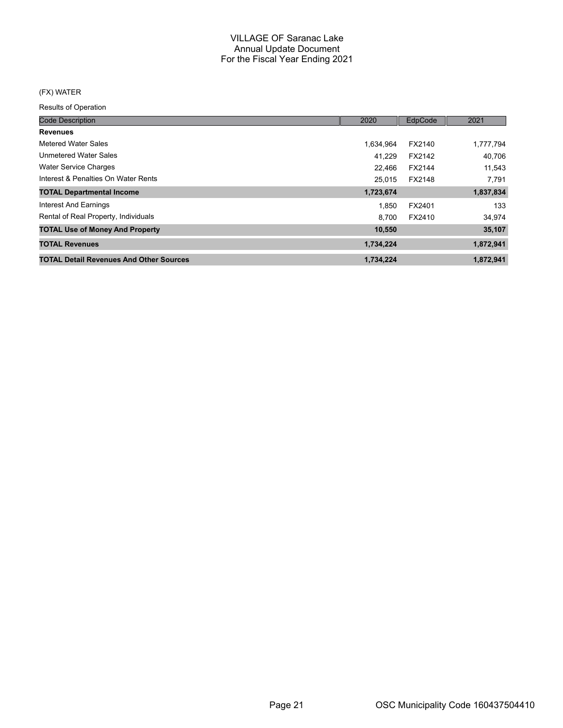# VILLAGE OF Saranac Lake
## Annual Update Document
## For the Fiscal Year Ending 2021

(FX) WATER

Results of Operation

| Code Description | 2020 | EdpCode | 2021 |
|---|---|---|---|
| **Revenues** | | | |
| Metered Water Sales | 1,634,964 | FX2140 | 1,777,794 |
| Unmetered Water Sales | 41,229 | FX2142 | 40,706 |
| Water Service Charges | 22,466 | FX2144 | 11,543 |
| Interest & Penalties On Water Rents | 25,015 | FX2148 | 7,791 |
| **TOTAL Departmental Income** | **1,723,674** | | **1,837,834** |
| Interest And Earnings | 1,850 | FX2401 | 133 |
| Rental of Real Property, Individuals | 8,700 | FX2410 | 34,974 |
| **TOTAL Use of Money And Property** | **10,550** | | **35,107** |
| **TOTAL Revenues** | **1,734,224** | | **1,872,941** |
| **TOTAL Detail Revenues And Other Sources** | **1,734,224** | | **1,872,941** |

OSC Municipality Code 160437504410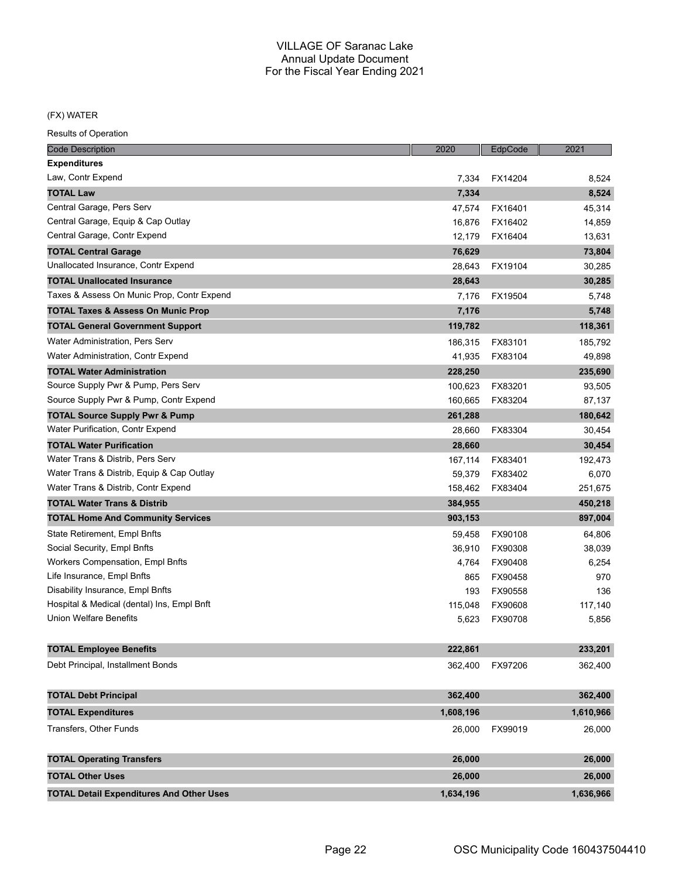# VILLAGE OF Saranac Lake
## Annual Update Document
## For the Fiscal Year Ending 2021

(FX) WATER

Results of Operation

| Code Description | 2020 | EdpCode | 2021 |
|---|---|---|---|
| **Expenditures** | | | |
| Law, Contr Expend | 7,334 | FX14204 | 8,524 |
| **TOTAL Law** | **7,334** | | **8,524** |
| Central Garage, Pers Serv | 47,574 | FX16401 | 45,314 |
| Central Garage, Equip & Cap Outlay | 16,876 | FX16402 | 14,859 |
| Central Garage, Contr Expend | 12,179 | FX16404 | 13,631 |
| **TOTAL Central Garage** | **76,629** | | **73,804** |
| Unallocated Insurance, Contr Expend | 28,643 | FX19104 | 30,285 |
| **TOTAL Unallocated Insurance** | **28,643** | | **30,285** |
| Taxes & Assess On Munic Prop, Contr Expend | 7,176 | FX19504 | 5,748 |
| **TOTAL Taxes & Assess On Munic Prop** | **7,176** | | **5,748** |
| **TOTAL General Government Support** | **119,782** | | **118,361** |
| Water Administration, Pers Serv | 186,315 | FX83101 | 185,792 |
| Water Administration, Contr Expend | 41,935 | FX83104 | 49,898 |
| **TOTAL Water Administration** | **228,250** | | **235,690** |
| Source Supply Pwr & Pump, Pers Serv | 100,623 | FX83201 | 93,505 |
| Source Supply Pwr & Pump, Contr Expend | 160,665 | FX83204 | 87,137 |
| **TOTAL Source Supply Pwr & Pump** | **261,288** | | **180,642** |
| Water Purification, Contr Expend | 28,660 | FX83304 | 30,454 |
| **TOTAL Water Purification** | **28,660** | | **30,454** |
| Water Trans & Distrib, Pers Serv | 167,114 | FX83401 | 192,473 |
| Water Trans & Distrib, Equip & Cap Outlay | 59,379 | FX83402 | 6,070 |
| Water Trans & Distrib, Contr Expend | 158,462 | FX83404 | 251,675 |
| **TOTAL Water Trans & Distrib** | **384,955** | | **450,218** |
| **TOTAL Home And Community Services** | **903,153** | | **897,004** |
| State Retirement, Empl Bnfts | 59,458 | FX90108 | 64,806 |
| Social Security, Empl Bnfts | 36,910 | FX90308 | 38,039 |
| Workers Compensation, Empl Bnfts | 4,764 | FX90408 | 6,254 |
| Life Insurance, Empl Bnfts | 865 | FX90458 | 970 |
| Disability Insurance, Empl Bnfts | 193 | FX90558 | 136 |
| Hospital & Medical (dental) Ins, Empl Bnft | 115,048 | FX90608 | 117,140 |
| Union Welfare Benefits | 5,623 | FX90708 | 5,856 |
| **TOTAL Employee Benefits** | **222,861** | | **233,201** |
| Debt Principal, Installment Bonds | 362,400 | FX97206 | 362,400 |
| **TOTAL Debt Principal** | **362,400** | | **362,400** |
| **TOTAL Expenditures** | **1,608,196** | | **1,610,966** |
| Transfers, Other Funds | 26,000 | FX99019 | 26,000 |
| **TOTAL Operating Transfers** | **26,000** | | **26,000** |
| **TOTAL Other Uses** | **26,000** | | **26,000** |
| **TOTAL Detail Expenditures And Other Uses** | **1,634,196** | | **1,636,966** |

OSC Municipality Code 160437504410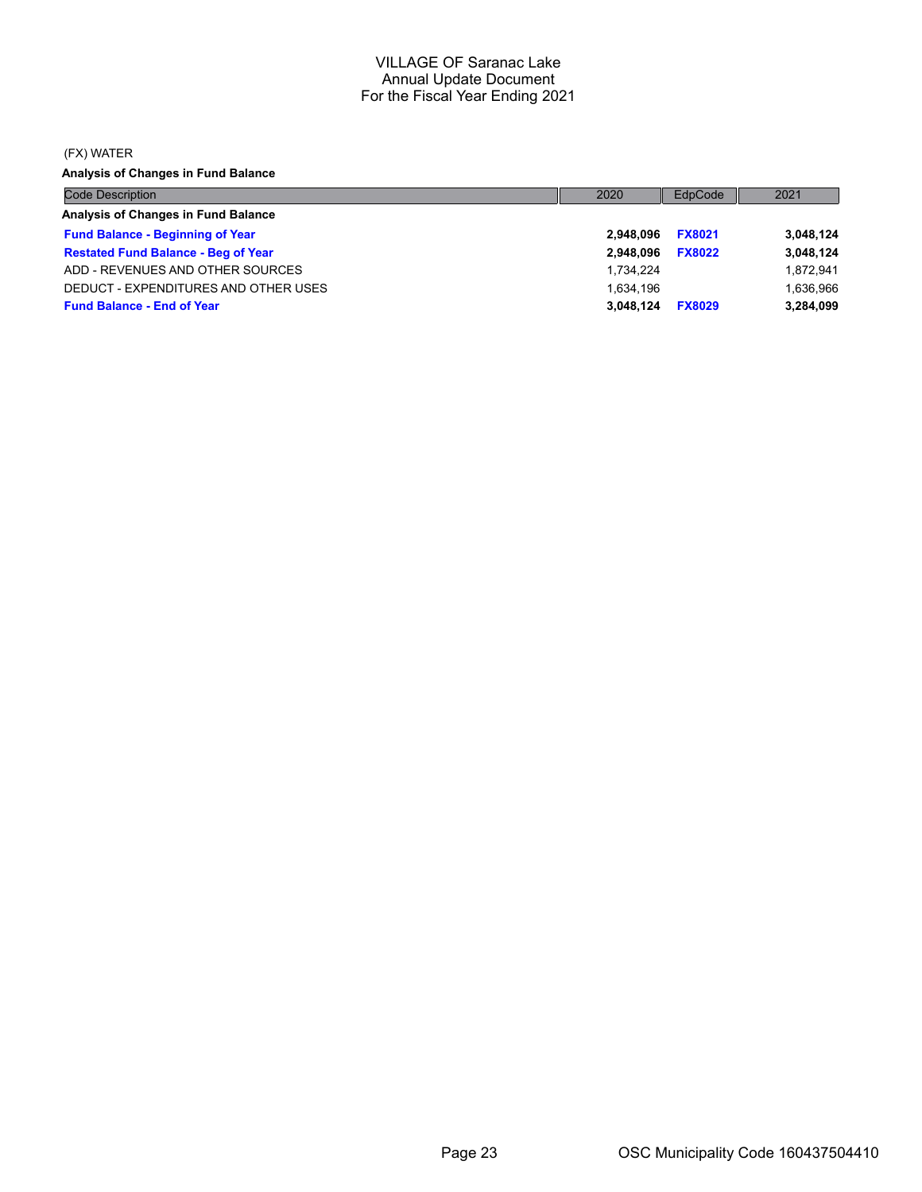# VILLAGE OF Saranac Lake
## Annual Update Document
## For the Fiscal Year Ending 2021

(FX) WATER

**Analysis of Changes in Fund Balance**

| Code Description | 2020 | EdpCode | 2021 |
|---|---|---|---|
| **Analysis of Changes in Fund Balance** | | | |
| **Fund Balance - Beginning of Year** | **2,948,096** | **FX8021** | **3,048,124** |
| **Restated Fund Balance - Beg of Year** | **2,948,096** | **FX8022** | **3,048,124** |
| ADD - REVENUES AND OTHER SOURCES | 1,734,224 | | 1,872,941 |
| DEDUCT - EXPENDITURES AND OTHER USES | 1,634,196 | | 1,636,966 |
| **Fund Balance - End of Year** | **3,048,124** | **FX8029** | **3,284,099** |

OSC Municipality Code 160437504410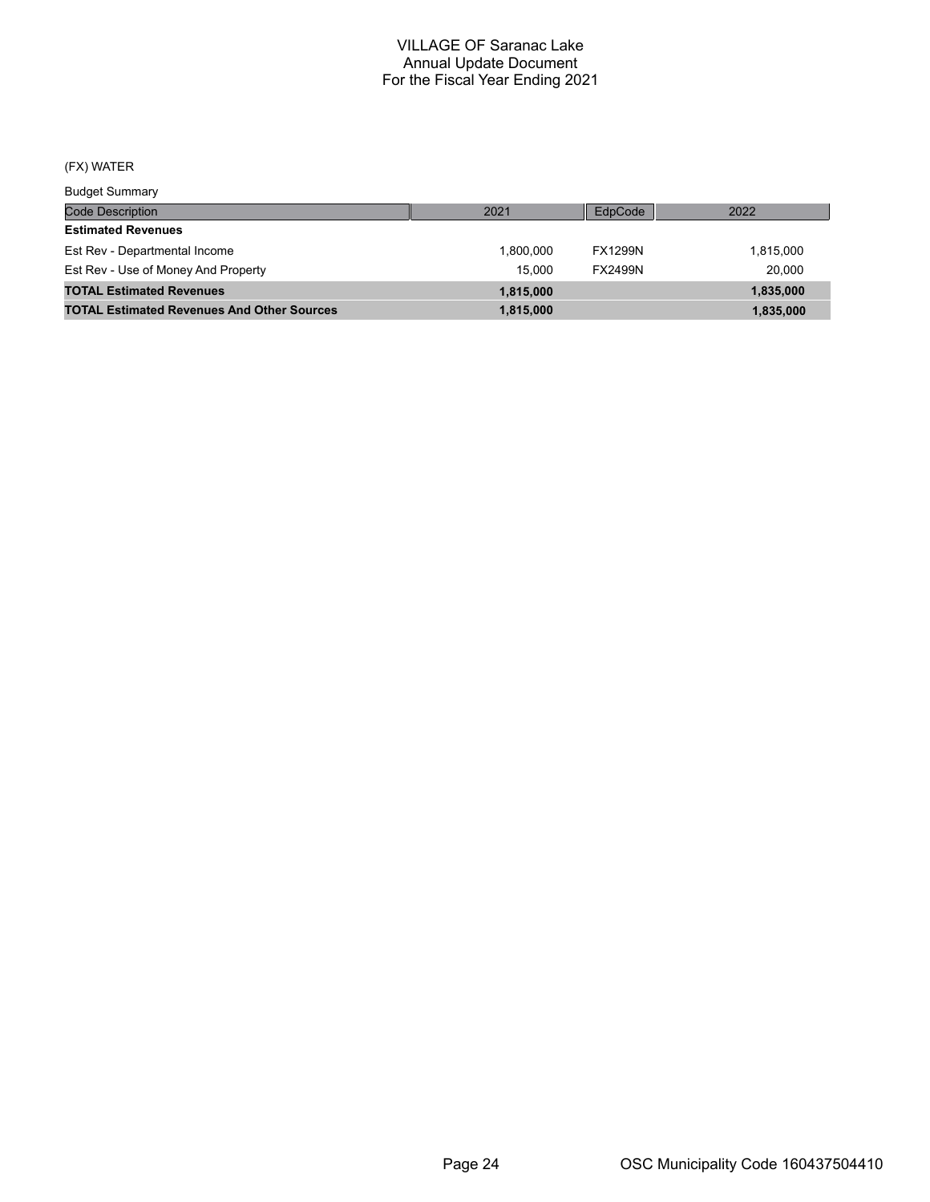# VILLAGE OF Saranac Lake
## Annual Update Document
## For the Fiscal Year Ending 2021

(FX) WATER

Budget Summary

| Code Description | 2021 | EdpCode | 2022 |
|---|---|---|---|
| **Estimated Revenues** | | | |
| Est Rev - Departmental Income | 1,800,000 | FX1299N | 1,815,000 |
| Est Rev - Use of Money And Property | 15,000 | FX2499N | 20,000 |
| **TOTAL Estimated Revenues** | **1,815,000** | | **1,835,000** |
| **TOTAL Estimated Revenues And Other Sources** | **1,815,000** | | **1,835,000** |

OSC Municipality Code 160437504410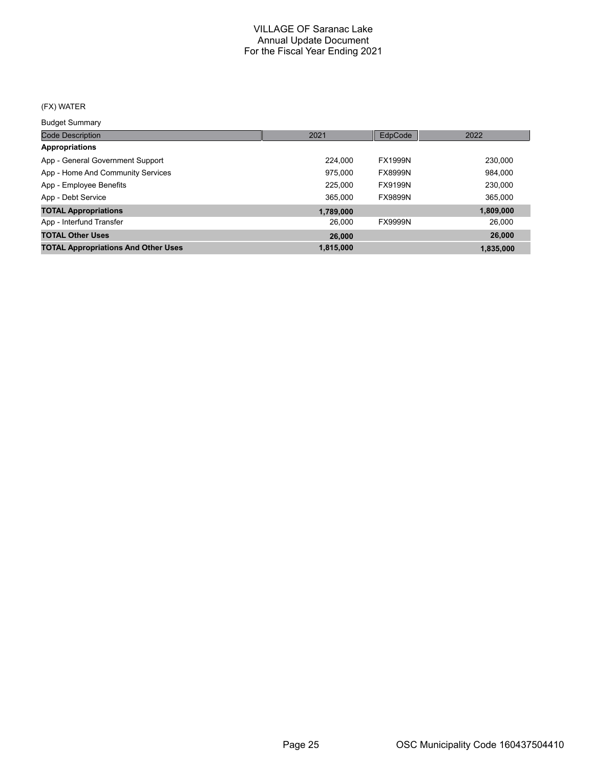# VILLAGE OF Saranac Lake
## Annual Update Document
## For the Fiscal Year Ending 2021

(FX) WATER

Budget Summary

| Code Description | 2021 | EdpCode | 2022 |
|---|---|---|---|
| **Appropriations** | | | |
| App - General Government Support | 224,000 | FX1999N | 230,000 |
| App - Home And Community Services | 975,000 | FX8999N | 984,000 |
| App - Employee Benefits | 225,000 | FX9199N | 230,000 |
| App - Debt Service | 365,000 | FX9899N | 365,000 |
| **TOTAL Appropriations** | **1,789,000** | | **1,809,000** |
| App - Interfund Transfer | 26,000 | FX9999N | 26,000 |
| **TOTAL Other Uses** | **26,000** | | **26,000** |
| **TOTAL Appropriations And Other Uses** | **1,815,000** | | **1,835,000** |

OSC Municipality Code 160437504410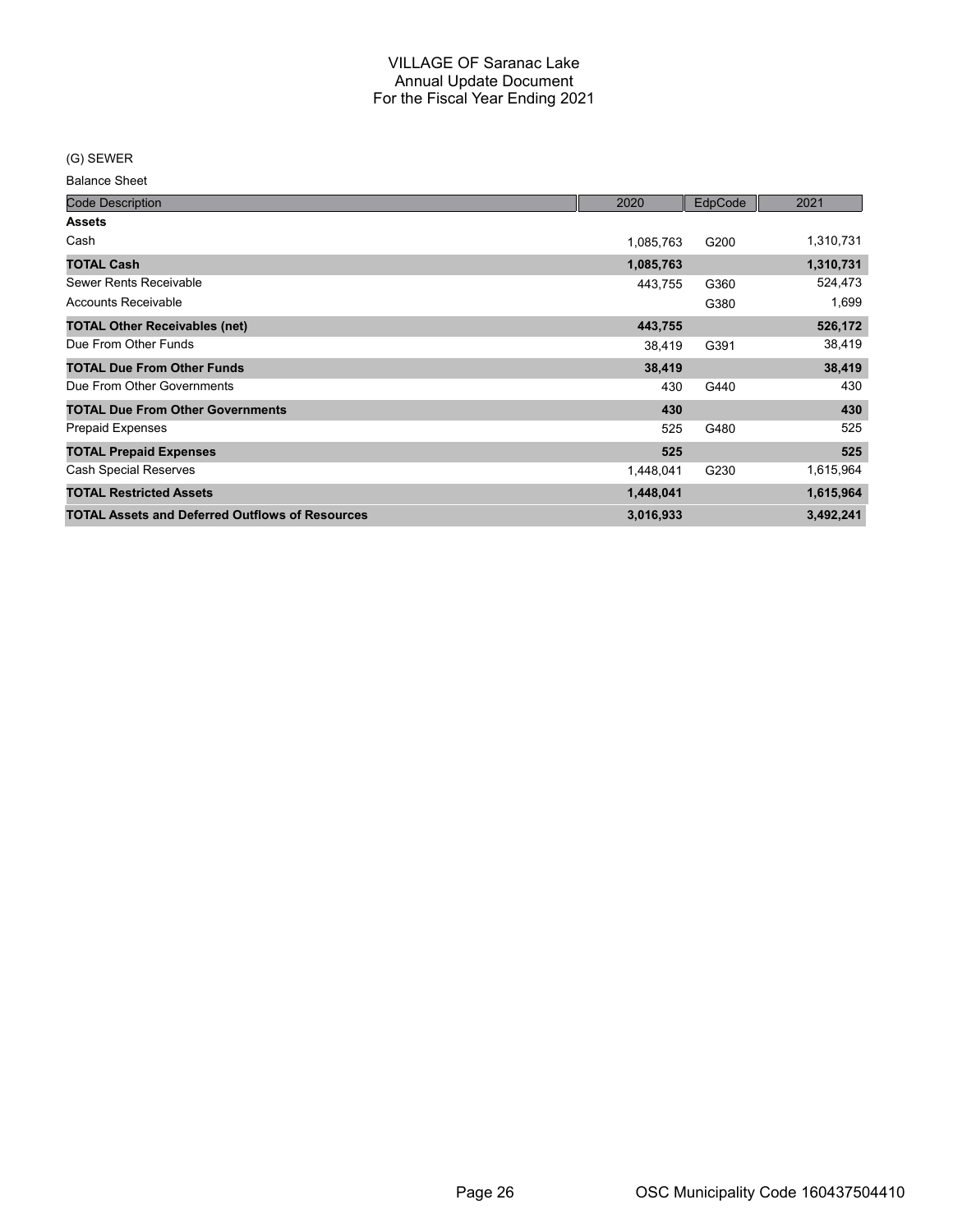# VILLAGE OF Saranac Lake
## Annual Update Document
## For the Fiscal Year Ending 2021

(G) SEWER

Balance Sheet

| Code Description | 2020 | EdpCode | 2021 |
|---|---|---|---|
| **Assets** | | | |
| Cash | 1,085,763 | G200 | 1,310,731 |
| **TOTAL Cash** | **1,085,763** | | **1,310,731** |
| Sewer Rents Receivable | 443,755 | G360 | 524,473 |
| Accounts Receivable | | G380 | 1,699 |
| **TOTAL Other Receivables (net)** | **443,755** | | **526,172** |
| Due From Other Funds | 38,419 | G391 | 38,419 |
| **TOTAL Due From Other Funds** | **38,419** | | **38,419** |
| Due From Other Governments | 430 | G440 | 430 |
| **TOTAL Due From Other Governments** | **430** | | **430** |
| Prepaid Expenses | 525 | G480 | 525 |
| **TOTAL Prepaid Expenses** | **525** | | **525** |
| Cash Special Reserves | 1,448,041 | G230 | 1,615,964 |
| **TOTAL Restricted Assets** | **1,448,041** | | **1,615,964** |
| **TOTAL Assets and Deferred Outflows of Resources** | **3,016,933** | | **3,492,241** |

OSC Municipality Code 160437504410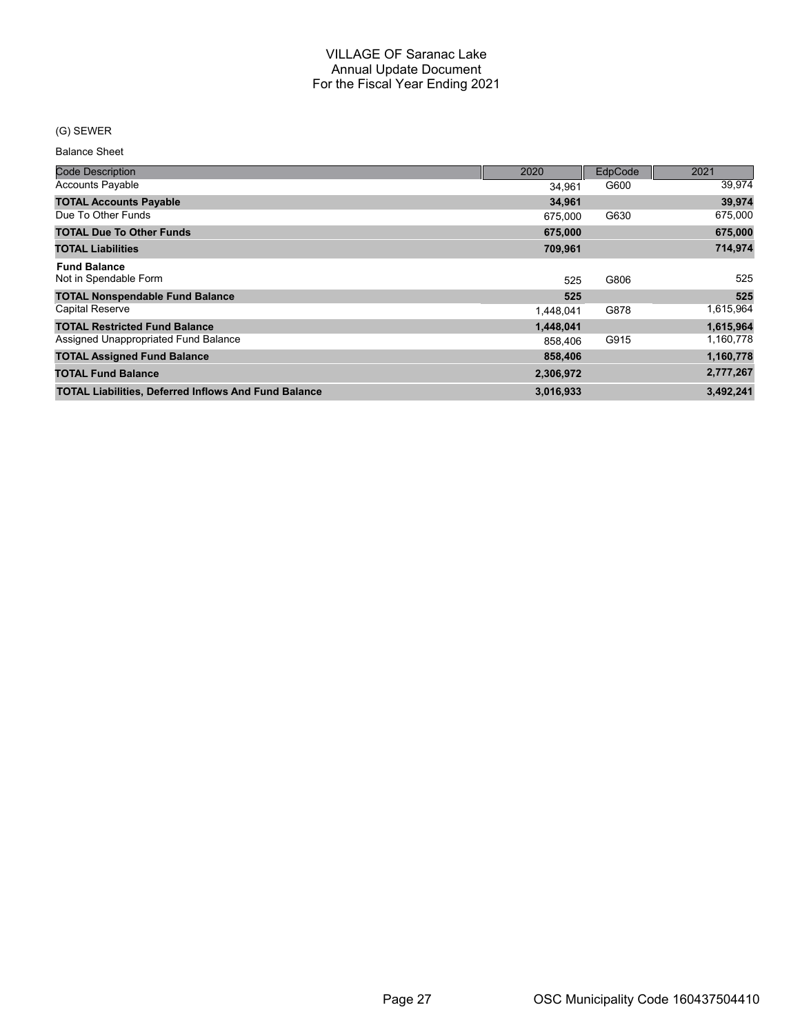# VILLAGE OF Saranac Lake
## Annual Update Document
## For the Fiscal Year Ending 2021

(G) SEWER

Balance Sheet

| Code Description | 2020 | EdpCode | 2021 |
|---|---|---|---|
| Accounts Payable | 34,961 | G600 | 39,974 |
| **TOTAL Accounts Payable** | **34,961** | | **39,974** |
| Due To Other Funds | 675,000 | G630 | 675,000 |
| **TOTAL Due To Other Funds** | **675,000** | | **675,000** |
| **TOTAL Liabilities** | **709,961** | | **714,974** |
| **Fund Balance** | | | |
| Not in Spendable Form | 525 | G806 | 525 |
| **TOTAL Nonspendable Fund Balance** | **525** | | **525** |
| Capital Reserve | 1,448,041 | G878 | 1,615,964 |
| **TOTAL Restricted Fund Balance** | **1,448,041** | | **1,615,964** |
| Assigned Unappropriated Fund Balance | 858,406 | G915 | 1,160,778 |
| **TOTAL Assigned Fund Balance** | **858,406** | | **1,160,778** |
| **TOTAL Fund Balance** | **2,306,972** | | **2,777,267** |
| **TOTAL Liabilities, Deferred Inflows And Fund Balance** | **3,016,933** | | **3,492,241** |

OSC Municipality Code 160437504410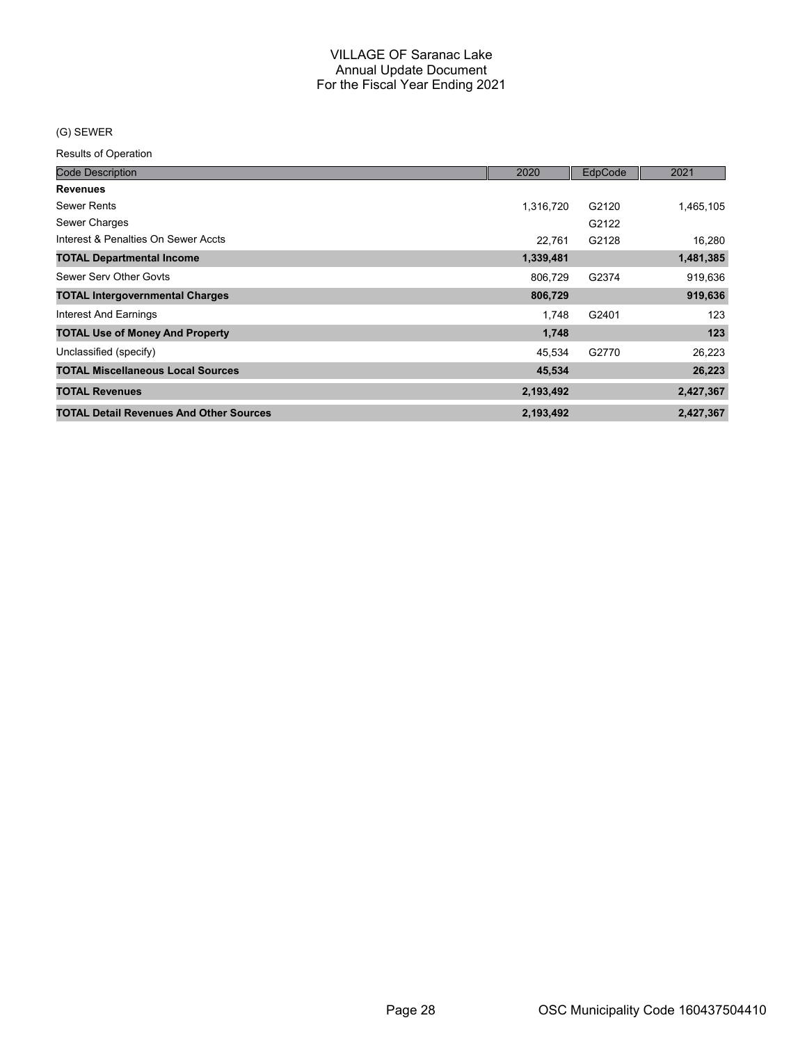# VILLAGE OF Saranac Lake
## Annual Update Document
## For the Fiscal Year Ending 2021

(G) SEWER

Results of Operation

| Code Description | 2020 | EdpCode | 2021 |
|---|---|---|---|
| **Revenues** | | | |
| Sewer Rents | 1,316,720 | G2120 | 1,465,105 |
| Sewer Charges | | G2122 | |
| Interest & Penalties On Sewer Accts | 22,761 | G2128 | 16,280 |
| **TOTAL Departmental Income** | **1,339,481** | | **1,481,385** |
| Sewer Serv Other Govts | 806,729 | G2374 | 919,636 |
| **TOTAL Intergovernmental Charges** | **806,729** | | **919,636** |
| Interest And Earnings | 1,748 | G2401 | 123 |
| **TOTAL Use of Money And Property** | **1,748** | | **123** |
| Unclassified (specify) | 45,534 | G2770 | 26,223 |
| **TOTAL Miscellaneous Local Sources** | **45,534** | | **26,223** |
| **TOTAL Revenues** | **2,193,492** | | **2,427,367** |
| **TOTAL Detail Revenues And Other Sources** | **2,193,492** | | **2,427,367** |

OSC Municipality Code 160437504410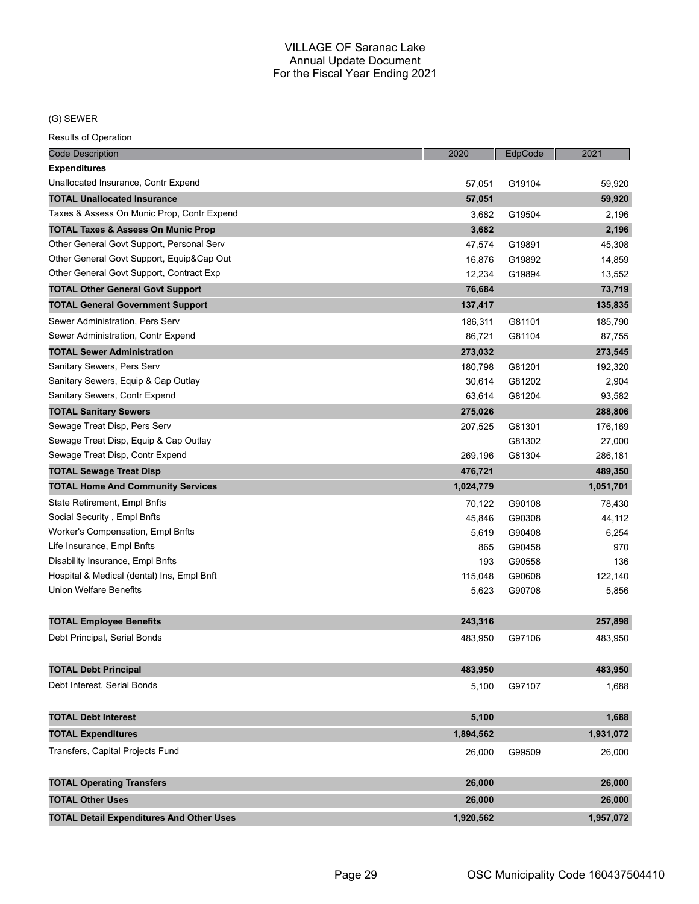# VILLAGE OF Saranac Lake
## Annual Update Document
## For the Fiscal Year Ending 2021

(G) SEWER

Results of Operation

| Code Description | 2020 | EdpCode | 2021 |
|---|---|---|---|
| **Expenditures** | | | |
| Unallocated Insurance, Contr Expend | 57,051 | G19104 | 59,920 |
| **TOTAL Unallocated Insurance** | **57,051** | | **59,920** |
| Taxes & Assess On Munic Prop, Contr Expend | 3,682 | G19504 | 2,196 |
| **TOTAL Taxes & Assess On Munic Prop** | **3,682** | | **2,196** |
| Other General Govt Support, Personal Serv | 47,574 | G19891 | 45,308 |
| Other General Govt Support, Equip&Cap Out | 16,876 | G19892 | 14,859 |
| Other General Govt Support, Contract Exp | 12,234 | G19894 | 13,552 |
| **TOTAL Other General Govt Support** | **76,684** | | **73,719** |
| **TOTAL General Government Support** | **137,417** | | **135,835** |
| Sewer Administration, Pers Serv | 186,311 | G81101 | 185,790 |
| Sewer Administration, Contr Expend | 86,721 | G81104 | 87,755 |
| **TOTAL Sewer Administration** | **273,032** | | **273,545** |
| Sanitary Sewers, Pers Serv | 180,798 | G81201 | 192,320 |
| Sanitary Sewers, Equip & Cap Outlay | 30,614 | G81202 | 2,904 |
| Sanitary Sewers, Contr Expend | 63,614 | G81204 | 93,582 |
| **TOTAL Sanitary Sewers** | **275,026** | | **288,806** |
| Sewage Treat Disp, Pers Serv | 207,525 | G81301 | 176,169 |
| Sewage Treat Disp, Equip & Cap Outlay | | G81302 | 27,000 |
| Sewage Treat Disp, Contr Expend | 269,196 | G81304 | 286,181 |
| **TOTAL Sewage Treat Disp** | **476,721** | | **489,350** |
| **TOTAL Home And Community Services** | **1,024,779** | | **1,051,701** |
| State Retirement, Empl Bnfts | 70,122 | G90108 | 78,430 |
| Social Security , Empl Bnfts | 45,846 | G90308 | 44,112 |
| Worker's Compensation, Empl Bnfts | 5,619 | G90408 | 6,254 |
| Life Insurance, Empl Bnfts | 865 | G90458 | 970 |
| Disability Insurance, Empl Bnfts | 193 | G90558 | 136 |
| Hospital & Medical (dental) Ins, Empl Bnft | 115,048 | G90608 | 122,140 |
| Union Welfare Benefits | 5,623 | G90708 | 5,856 |
| **TOTAL Employee Benefits** | **243,316** | | **257,898** |
| Debt Principal, Serial Bonds | 483,950 | G97106 | 483,950 |
| **TOTAL Debt Principal** | **483,950** | | **483,950** |
| Debt Interest, Serial Bonds | 5,100 | G97107 | 1,688 |
| **TOTAL Debt Interest** | **5,100** | | **1,688** |
| **TOTAL Expenditures** | **1,894,562** | | **1,931,072** |
| Transfers, Capital Projects Fund | 26,000 | G99509 | 26,000 |
| **TOTAL Operating Transfers** | **26,000** | | **26,000** |
| **TOTAL Other Uses** | **26,000** | | **26,000** |
| **TOTAL Detail Expenditures And Other Uses** | **1,920,562** | | **1,957,072** |

OSC Municipality Code 160437504410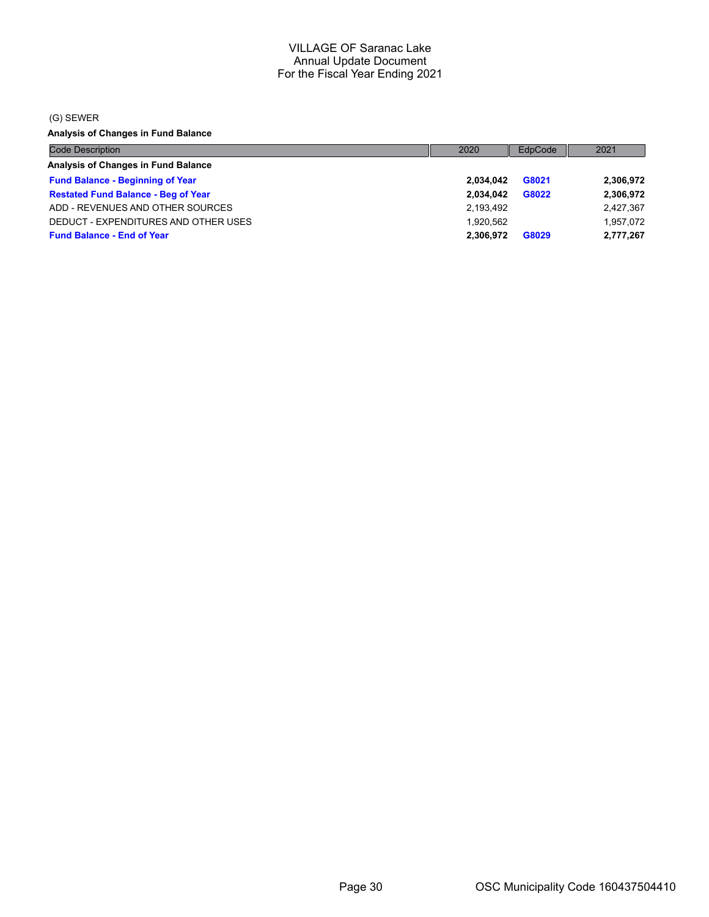# VILLAGE OF Saranac Lake
## Annual Update Document
## For the Fiscal Year Ending 2021

(G) SEWER

**Analysis of Changes in Fund Balance**

| Code Description | 2020 | EdpCode | 2021 |
|---|---|---|---|
| **Analysis of Changes in Fund Balance** | | | |
| **Fund Balance - Beginning of Year** | **2,034,042** | **G8021** | **2,306,972** |
| **Restated Fund Balance - Beg of Year** | **2,034,042** | **G8022** | **2,306,972** |
| ADD - REVENUES AND OTHER SOURCES | 2,193,492 | | 2,427,367 |
| DEDUCT - EXPENDITURES AND OTHER USES | 1,920,562 | | 1,957,072 |
| **Fund Balance - End of Year** | **2,306,972** | **G8029** | **2,777,267** |

OSC Municipality Code 160437504410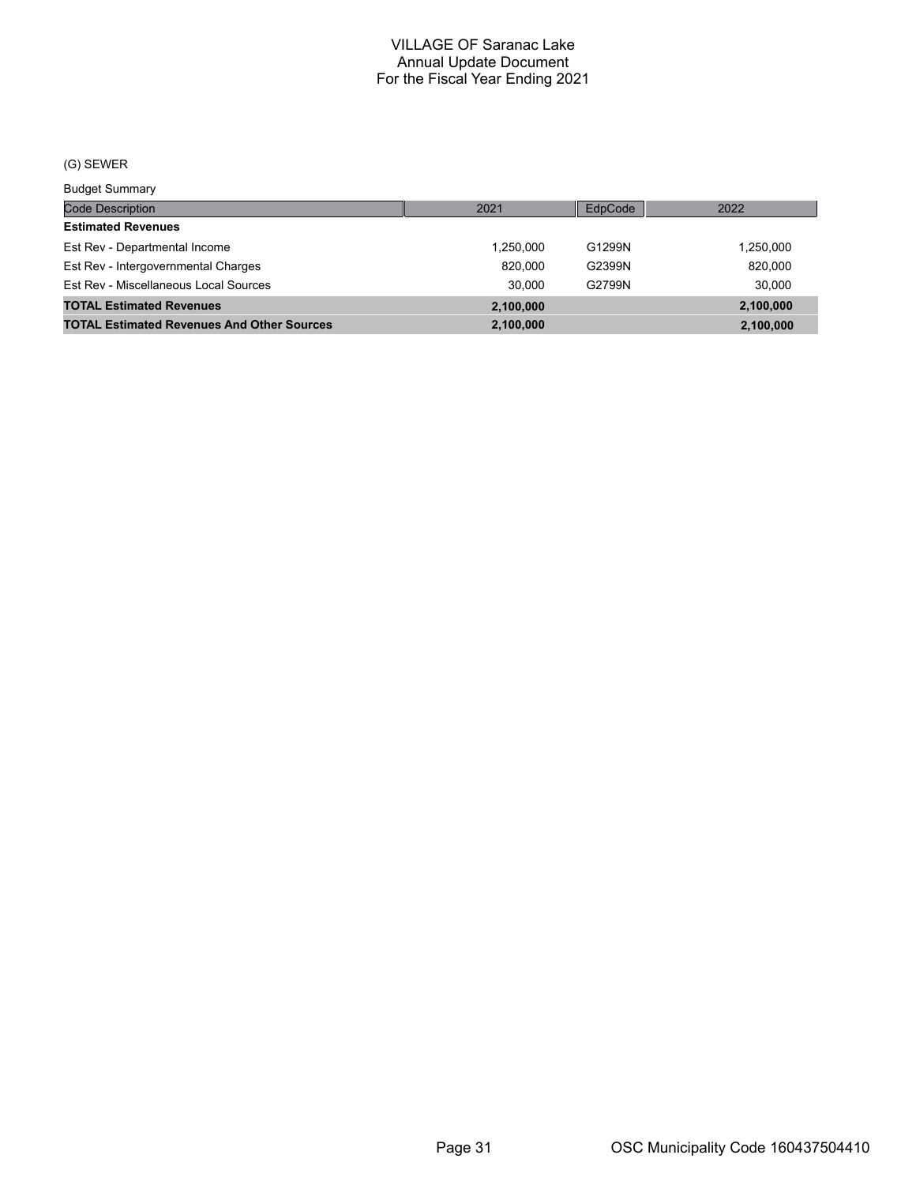# VILLAGE OF Saranac Lake
## Annual Update Document
## For the Fiscal Year Ending 2021

(G) SEWER

Budget Summary

| Code Description | 2021 | EdpCode | 2022 |
|---|---|---|---|
| **Estimated Revenues** | | | |
| Est Rev - Departmental Income | 1,250,000 | G1299N | 1,250,000 |
| Est Rev - Intergovernmental Charges | 820,000 | G2399N | 820,000 |
| Est Rev - Miscellaneous Local Sources | 30,000 | G2799N | 30,000 |
| **TOTAL Estimated Revenues** | **2,100,000** | | **2,100,000** |
| **TOTAL Estimated Revenues And Other Sources** | **2,100,000** | | **2,100,000** |

OSC Municipality Code 160437504410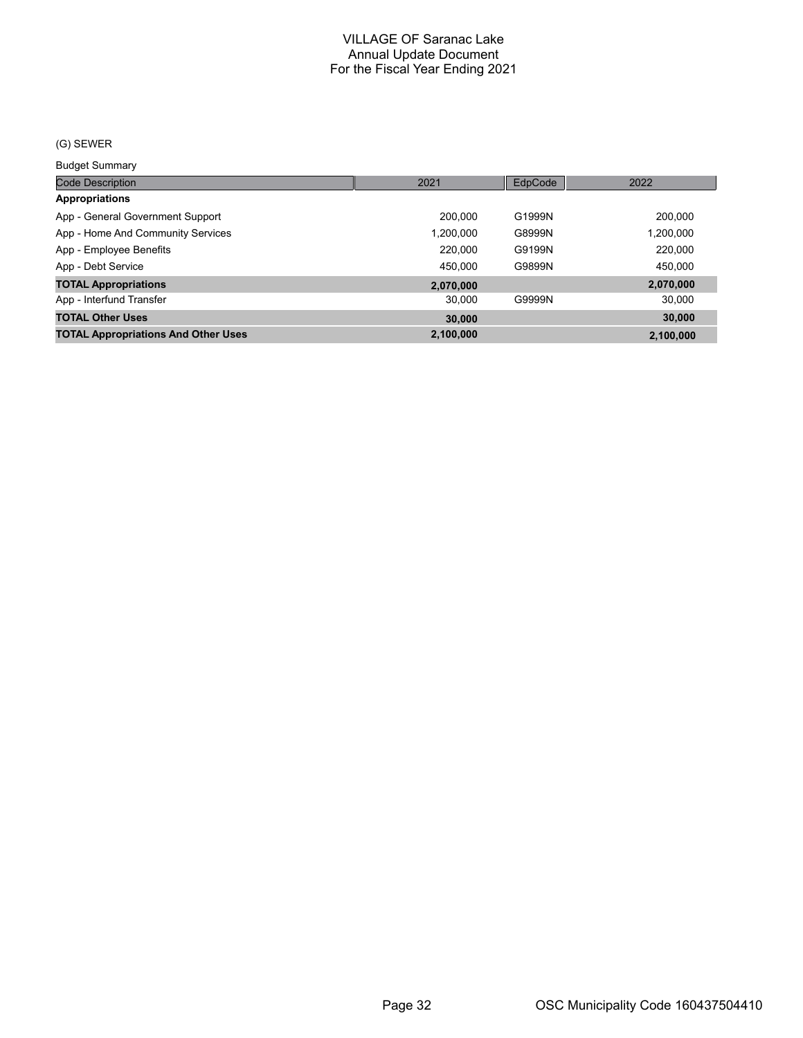# VILLAGE OF Saranac Lake
## Annual Update Document
## For the Fiscal Year Ending 2021

(G) SEWER

Budget Summary

| Code Description | 2021 | EdpCode | 2022 |
|---|---|---|---|
| **Appropriations** | | | |
| App - General Government Support | 200,000 | G1999N | 200,000 |
| App - Home And Community Services | 1,200,000 | G8999N | 1,200,000 |
| App - Employee Benefits | 220,000 | G9199N | 220,000 |
| App - Debt Service | 450,000 | G9899N | 450,000 |
| **TOTAL Appropriations** | **2,070,000** | | **2,070,000** |
| App - Interfund Transfer | 30,000 | G9999N | 30,000 |
| **TOTAL Other Uses** | **30,000** | | **30,000** |
| **TOTAL Appropriations And Other Uses** | **2,100,000** | | **2,100,000** |

OSC Municipality Code 160437504410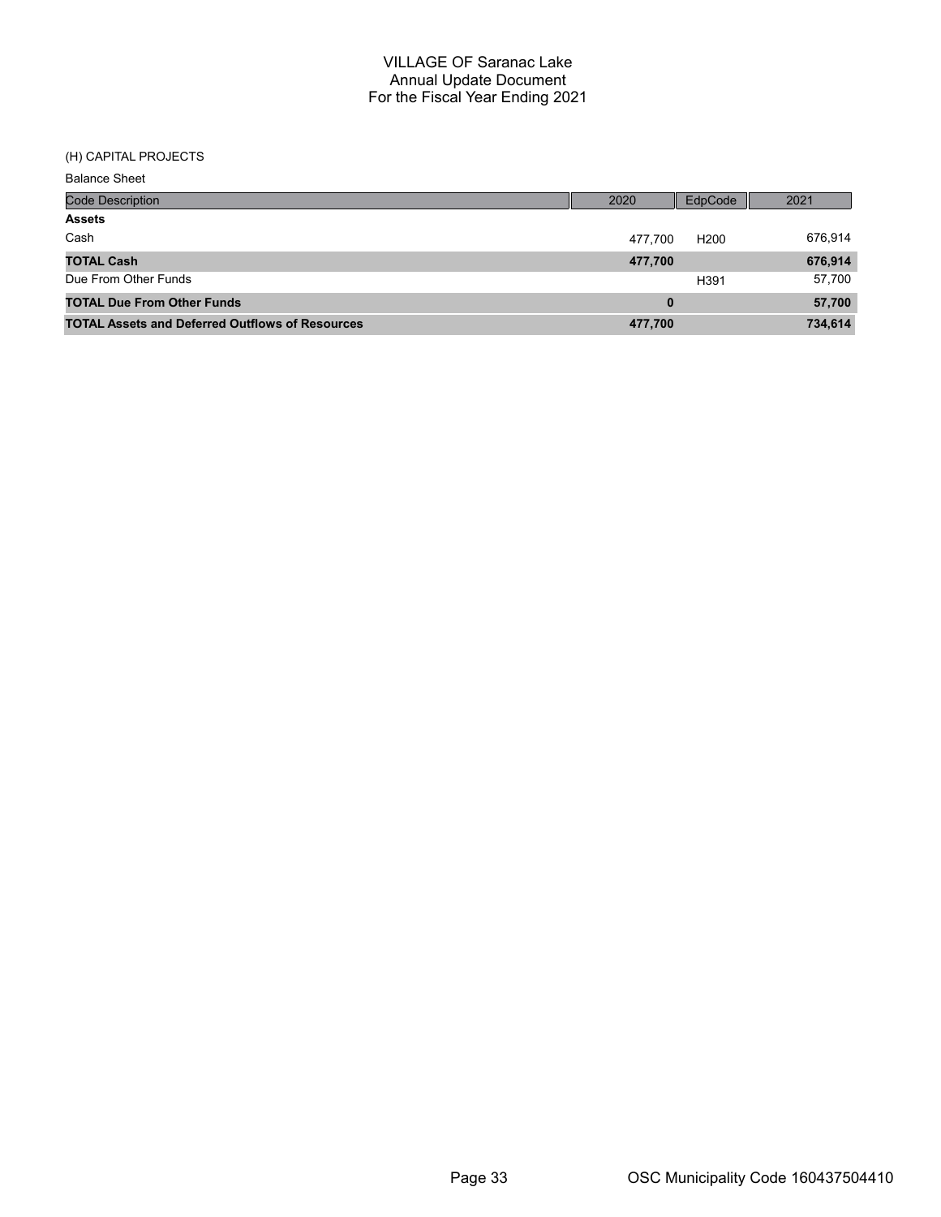# VILLAGE OF Saranac Lake
## Annual Update Document
## For the Fiscal Year Ending 2021

(H) CAPITAL PROJECTS

Balance Sheet

| Code Description | 2020 | EdpCode | 2021 |
|---|---|---|---|
| **Assets** | | | |
| Cash | 477,700 | H200 | 676,914 |
| **TOTAL Cash** | **477,700** | | **676,914** |
| Due From Other Funds | | H391 | 57,700 |
| **TOTAL Due From Other Funds** | **0** | | **57,700** |
| **TOTAL Assets and Deferred Outflows of Resources** | **477,700** | | **734,614** |

OSC Municipality Code 160437504410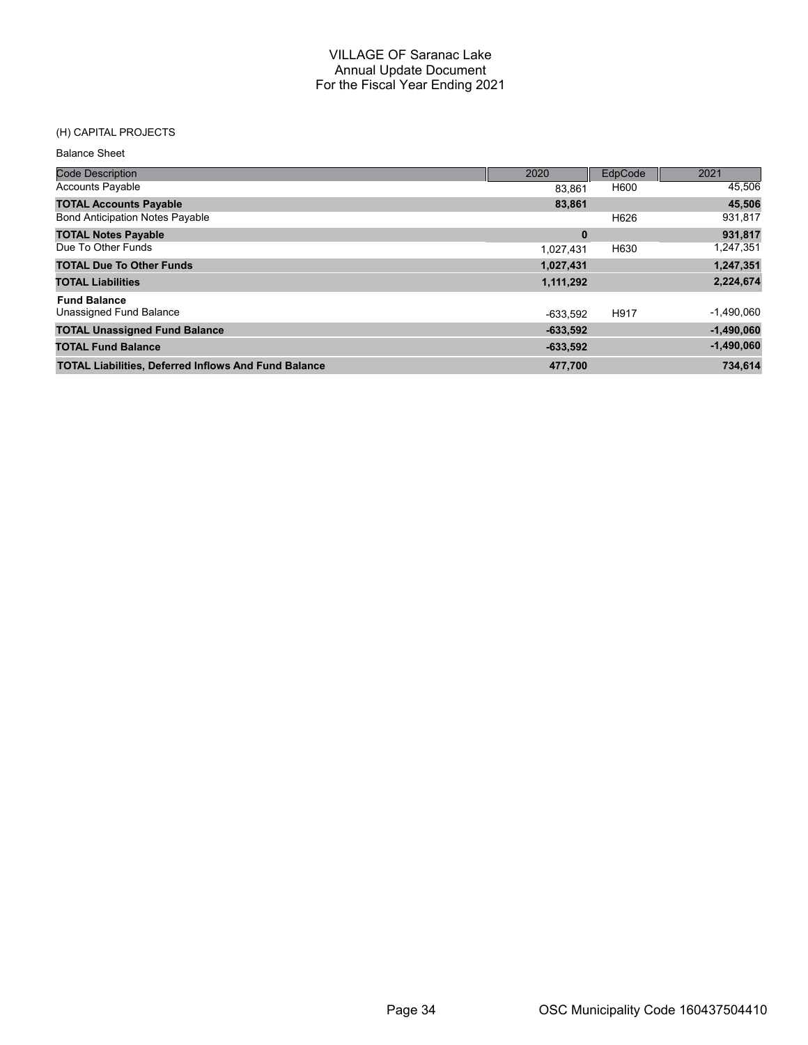# VILLAGE OF Saranac Lake
## Annual Update Document
## For the Fiscal Year Ending 2021

(H) CAPITAL PROJECTS

Balance Sheet

| Code Description | 2020 | EdpCode | 2021 |
|---|---|---|---|
| Accounts Payable | 83,861 | H600 | 45,506 |
| **TOTAL Accounts Payable** | **83,861** | | **45,506** |
| Bond Anticipation Notes Payable | | H626 | 931,817 |
| **TOTAL Notes Payable** | **0** | | **931,817** |
| Due To Other Funds | 1,027,431 | H630 | 1,247,351 |
| **TOTAL Due To Other Funds** | **1,027,431** | | **1,247,351** |
| **TOTAL Liabilities** | **1,111,292** | | **2,224,674** |
| **Fund Balance** | | | |
| Unassigned Fund Balance | -633,592 | H917 | -1,490,060 |
| **TOTAL Unassigned Fund Balance** | **-633,592** | | **-1,490,060** |
| **TOTAL Fund Balance** | **-633,592** | | **-1,490,060** |
| **TOTAL Liabilities, Deferred Inflows And Fund Balance** | **477,700** | | **734,614** |

OSC Municipality Code 160437504410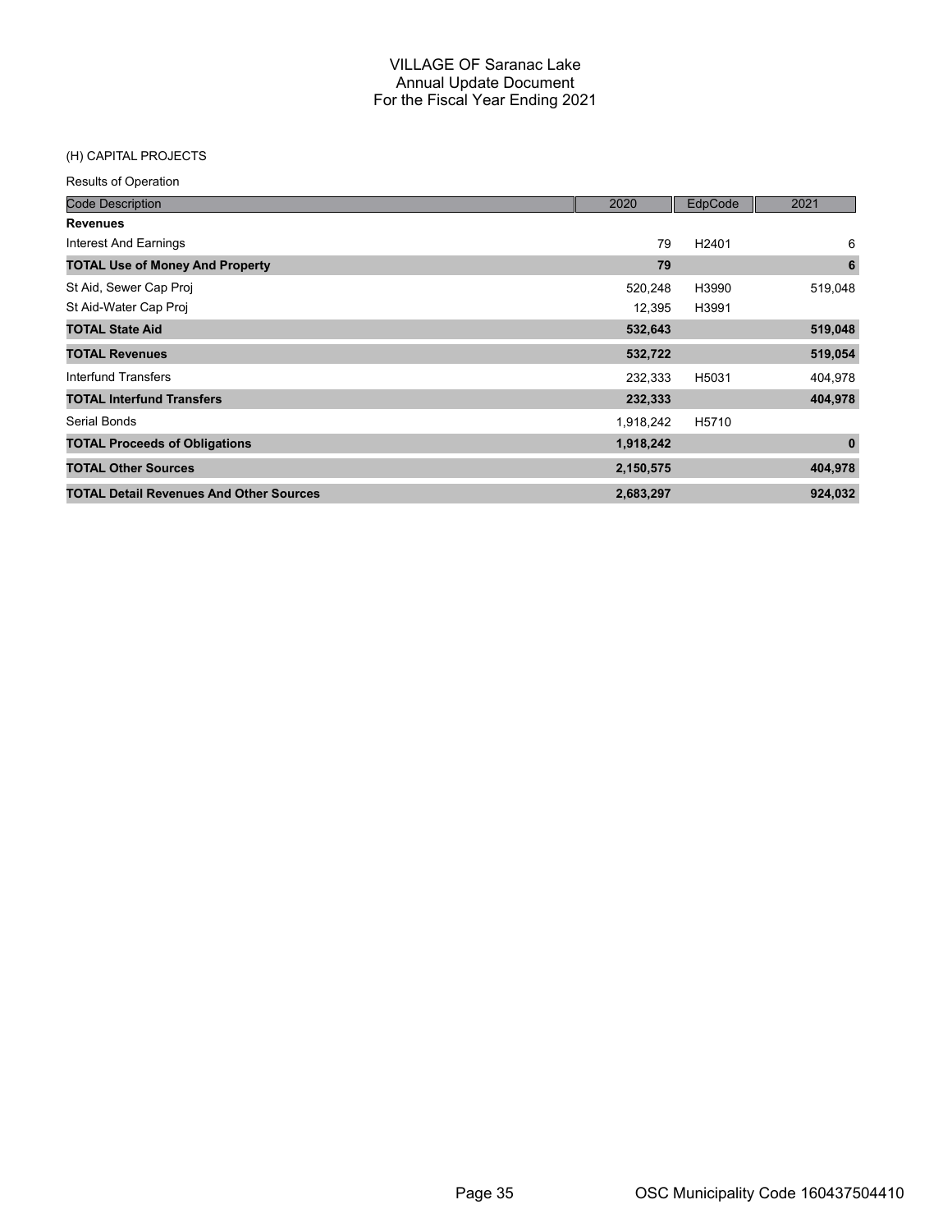# VILLAGE OF Saranac Lake
## Annual Update Document
## For the Fiscal Year Ending 2021

(H) CAPITAL PROJECTS

Results of Operation

| Code Description | 2020 | EdpCode | 2021 |
|---|---|---|---|
| **Revenues** | | | |
| Interest And Earnings | 79 | H2401 | 6 |
| **TOTAL Use of Money And Property** | **79** | | **6** |
| St Aid, Sewer Cap Proj | 520,248 | H3990 | 519,048 |
| St Aid-Water Cap Proj | 12,395 | H3991 | |
| **TOTAL State Aid** | **532,643** | | **519,048** |
| **TOTAL Revenues** | **532,722** | | **519,054** |
| Interfund Transfers | 232,333 | H5031 | 404,978 |
| **TOTAL Interfund Transfers** | **232,333** | | **404,978** |
| Serial Bonds | 1,918,242 | H5710 | |
| **TOTAL Proceeds of Obligations** | **1,918,242** | | **0** |
| **TOTAL Other Sources** | **2,150,575** | | **404,978** |
| **TOTAL Detail Revenues And Other Sources** | **2,683,297** | | **924,032** |

OSC Municipality Code 160437504410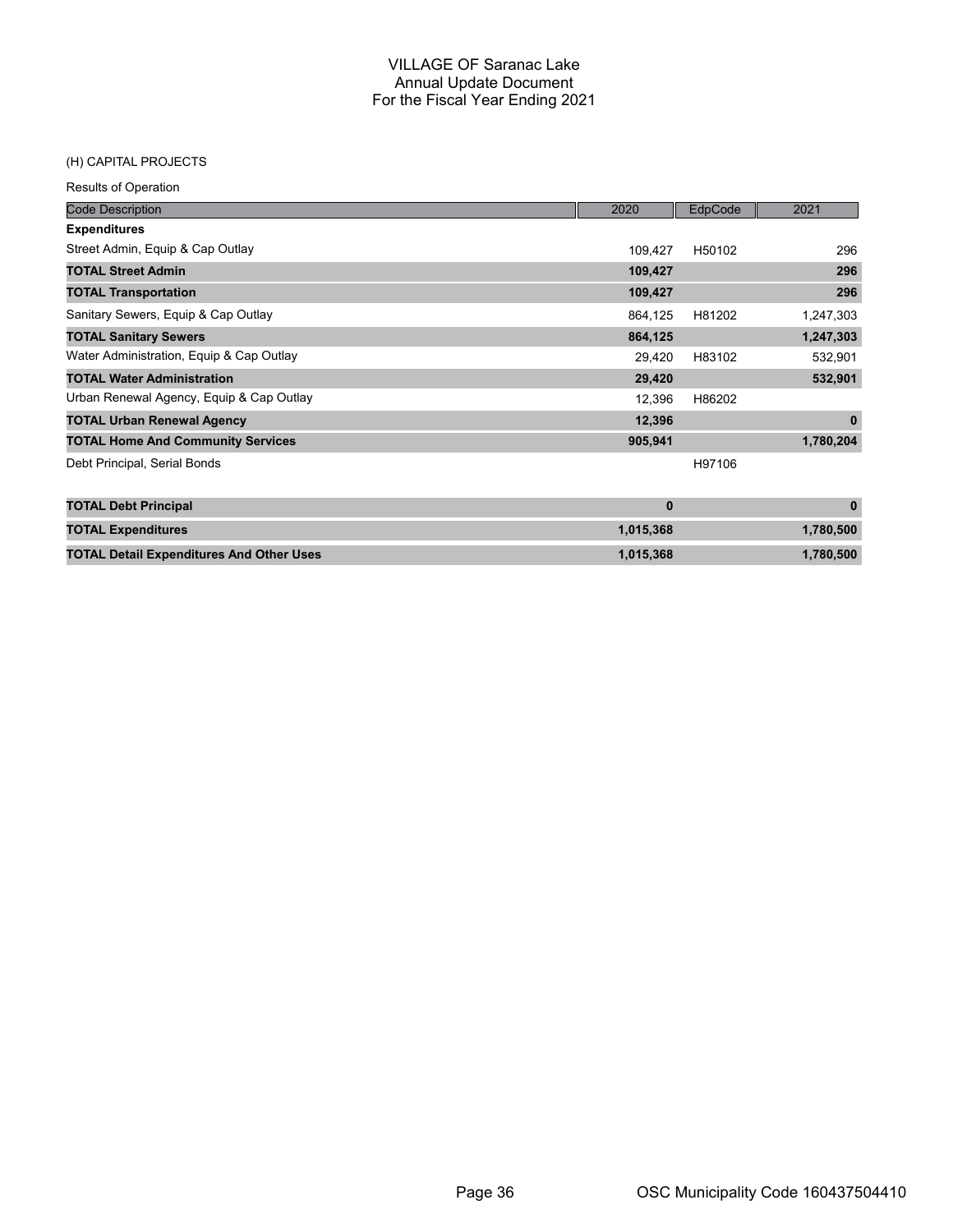# VILLAGE OF Saranac Lake
## Annual Update Document
## For the Fiscal Year Ending 2021

(H) CAPITAL PROJECTS

Results of Operation

| Code Description | 2020 | EdpCode | 2021 |
|---|---|---|---|
| **Expenditures** | | | |
| Street Admin, Equip & Cap Outlay | 109,427 | H50102 | 296 |
| **TOTAL Street Admin** | **109,427** | | **296** |
| **TOTAL Transportation** | **109,427** | | **296** |
| Sanitary Sewers, Equip & Cap Outlay | 864,125 | H81202 | 1,247,303 |
| **TOTAL Sanitary Sewers** | **864,125** | | **1,247,303** |
| Water Administration, Equip & Cap Outlay | 29,420 | H83102 | 532,901 |
| **TOTAL Water Administration** | **29,420** | | **532,901** |
| Urban Renewal Agency, Equip & Cap Outlay | 12,396 | H86202 | |
| **TOTAL Urban Renewal Agency** | **12,396** | | **0** |
| **TOTAL Home And Community Services** | **905,941** | | **1,780,204** |
| Debt Principal, Serial Bonds | | H97106 | |
| **TOTAL Debt Principal** | **0** | | **0** |
| **TOTAL Expenditures** | **1,015,368** | | **1,780,500** |
| **TOTAL Detail Expenditures And Other Uses** | **1,015,368** | | **1,780,500** |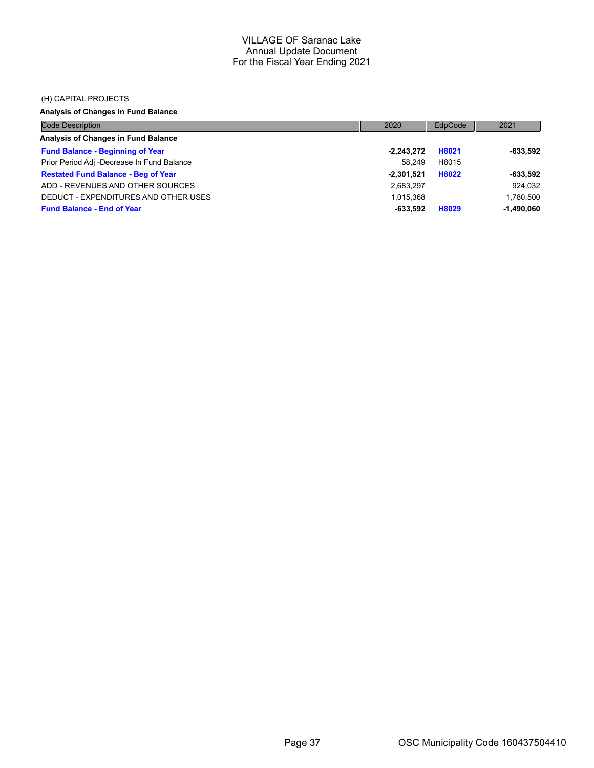VILLAGE OF Saranac Lake
Annual Update Document
For the Fiscal Year Ending 2021

(H) CAPITAL PROJECTS

**Analysis of Changes in Fund Balance**

| Code Description | 2020 | EdpCode | 2021 |
|---|---|---|---|
| **Analysis of Changes in Fund Balance** | | | |
| **Fund Balance - Beginning of Year** | **-2,243,272** | **H8021** | **-633,592** |
| Prior Period Adj -Decrease In Fund Balance | 58,249 | H8015 | |
| **Restated Fund Balance - Beg of Year** | **-2,301,521** | **H8022** | **-633,592** |
| ADD - REVENUES AND OTHER SOURCES | 2,683,297 | | 924,032 |
| DEDUCT - EXPENDITURES AND OTHER USES | 1,015,368 | | 1,780,500 |
| **Fund Balance - End of Year** | **-633,592** | **H8029** | **-1,490,060** |

OSC Municipality Code 160437504410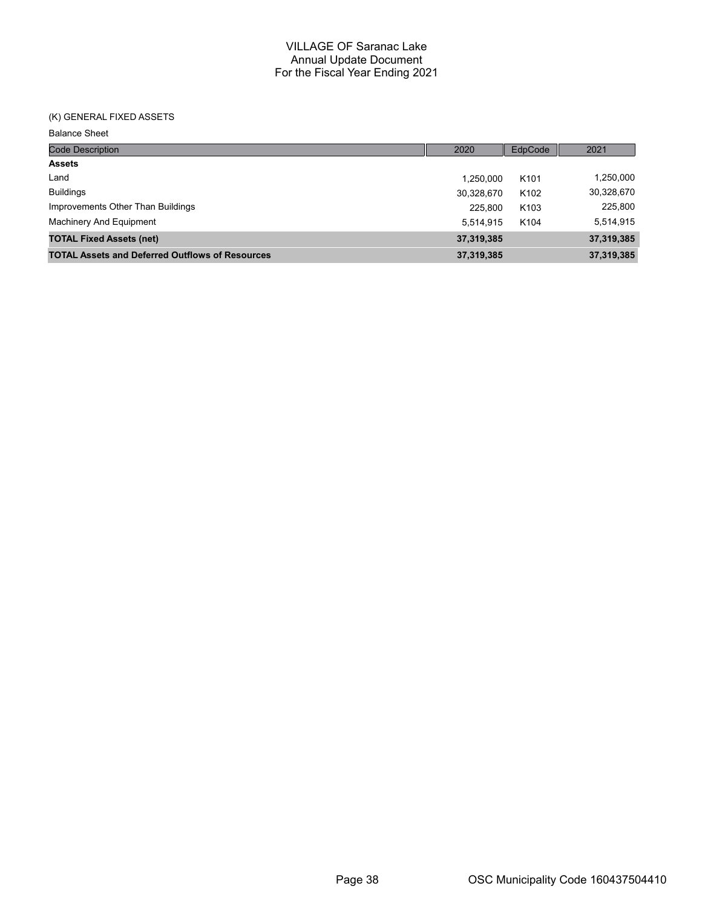# VILLAGE OF Saranac Lake
## Annual Update Document
## For the Fiscal Year Ending 2021

(K) GENERAL FIXED ASSETS

Balance Sheet

| Code Description | 2020 | EdpCode | 2021 |
|---|---|---|---|
| **Assets** | | | |
| Land | 1,250,000 | K101 | 1,250,000 |
| Buildings | 30,328,670 | K102 | 30,328,670 |
| Improvements Other Than Buildings | 225,800 | K103 | 225,800 |
| Machinery And Equipment | 5,514,915 | K104 | 5,514,915 |
| **TOTAL Fixed Assets (net)** | **37,319,385** | | **37,319,385** |
| **TOTAL Assets and Deferred Outflows of Resources** | **37,319,385** | | **37,319,385** |

OSC Municipality Code 160437504410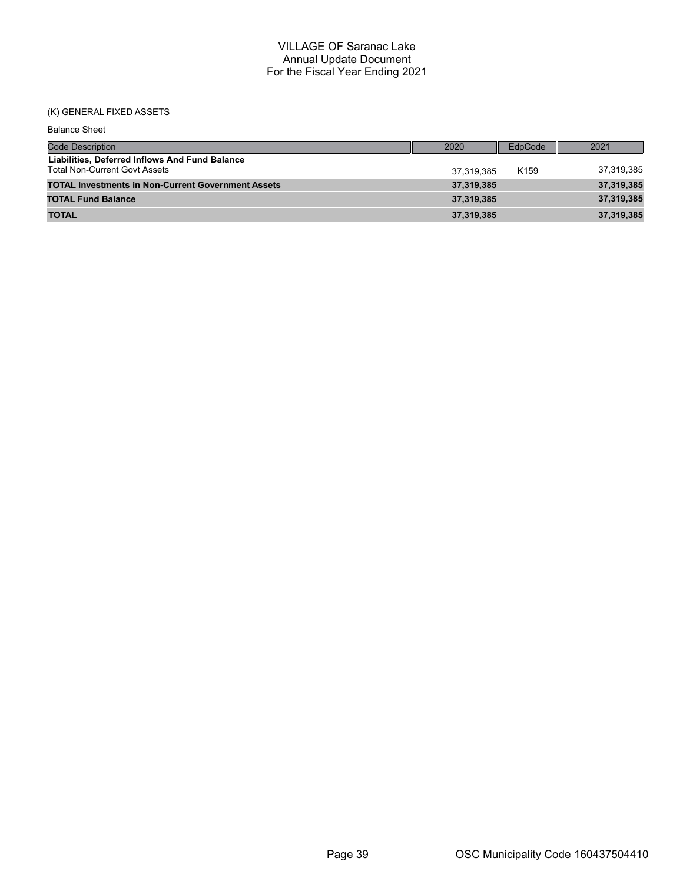VILLAGE OF Saranac Lake
Annual Update Document
For the Fiscal Year Ending 2021

(K) GENERAL FIXED ASSETS

Balance Sheet

| Code Description | 2020 | EdpCode | 2021 |
|---|---|---|---|
| **Liabilities, Deferred Inflows And Fund Balance** | | | |
| Total Non-Current Govt Assets | 37,319,385 | K159 | 37,319,385 |
| **TOTAL Investments in Non-Current Government Assets** | **37,319,385** | | **37,319,385** |
| **TOTAL Fund Balance** | **37,319,385** | | **37,319,385** |
| **TOTAL** | **37,319,385** | | **37,319,385** |

OSC Municipality Code 160437504410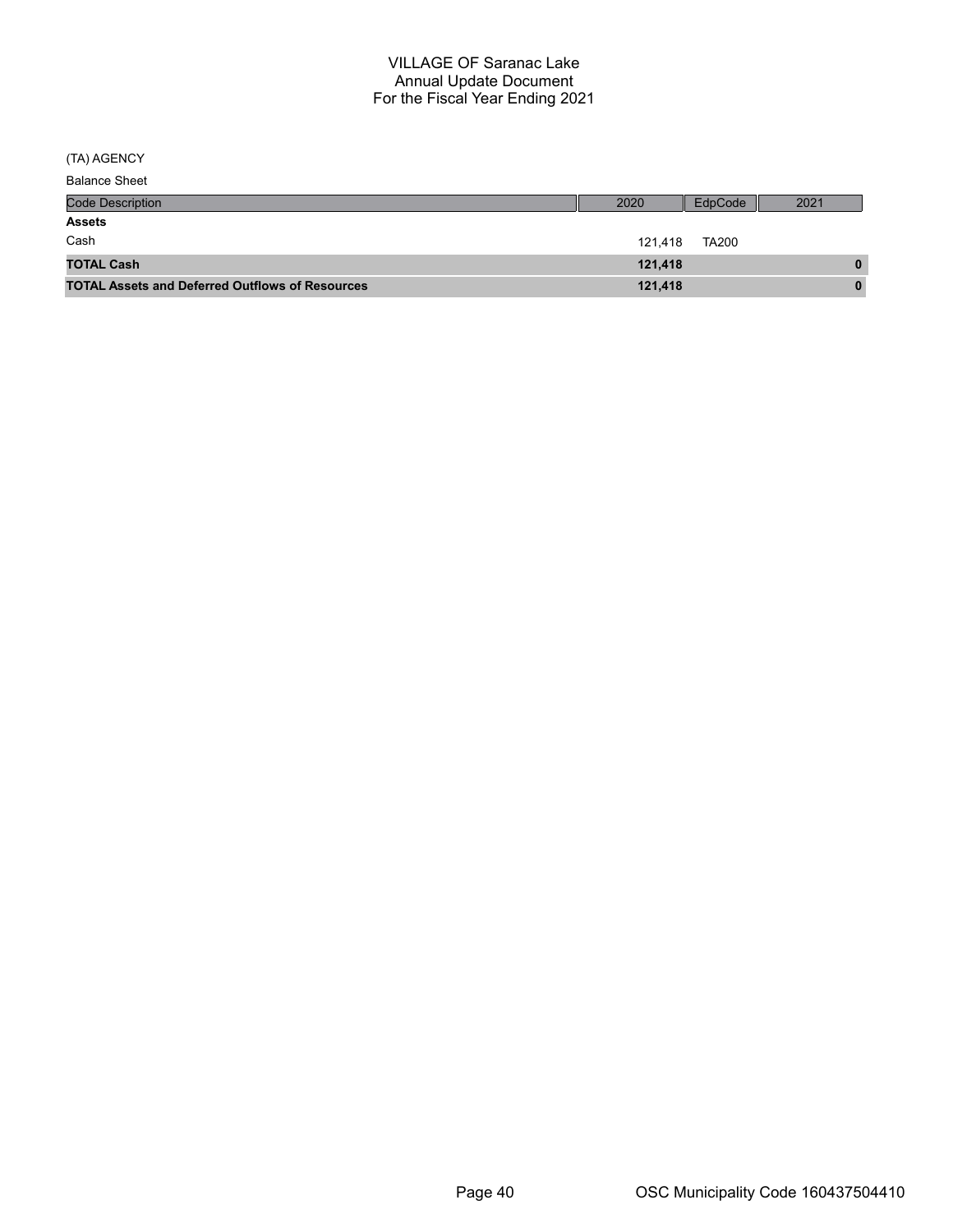# VILLAGE OF Saranac Lake
## Annual Update Document
## For the Fiscal Year Ending 2021

(TA) AGENCY

Balance Sheet

| Code Description | 2020 | EdpCode | 2021 |
|---|---|---|---|
| **Assets** | | | |
| Cash | 121,418 | TA200 | |
| **TOTAL Cash** | **121,418** | | **0** |
| **TOTAL Assets and Deferred Outflows of Resources** | **121,418** | | **0** |

OSC Municipality Code 160437504410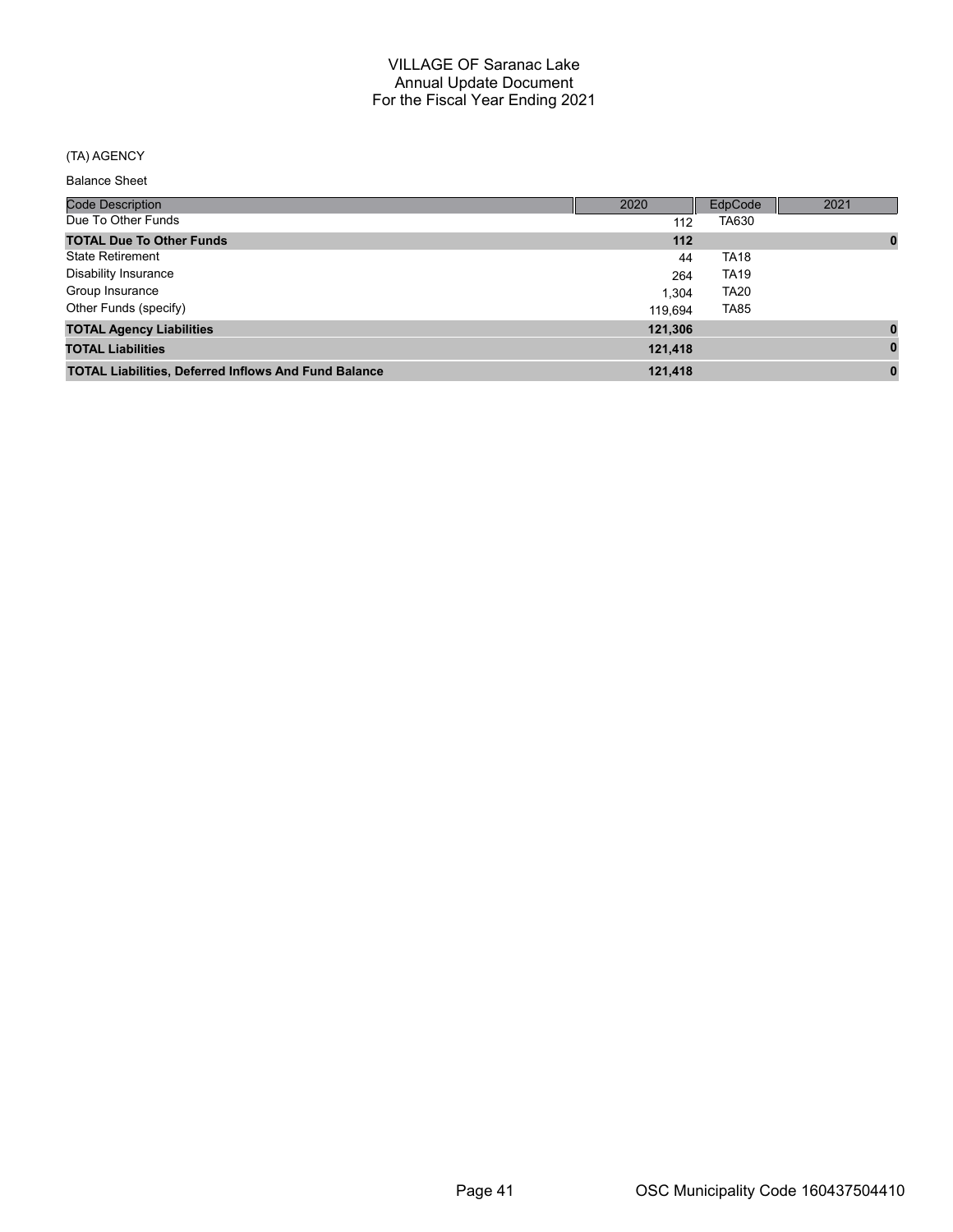# VILLAGE OF Saranac Lake
## Annual Update Document
## For the Fiscal Year Ending 2021

(TA) AGENCY

Balance Sheet

| Code Description | 2020 | EdpCode | 2021 |
|---|---|---|---|
| Due To Other Funds | 112 | TA630 | |
| **TOTAL Due To Other Funds** | **112** | | **0** |
| State Retirement | 44 | TA18 | |
| Disability Insurance | 264 | TA19 | |
| Group Insurance | 1,304 | TA20 | |
| Other Funds (specify) | 119,694 | TA85 | |
| **TOTAL Agency Liabilities** | **121,306** | | **0** |
| **TOTAL Liabilities** | **121,418** | | **0** |
| **TOTAL Liabilities, Deferred Inflows And Fund Balance** | **121,418** | | **0** |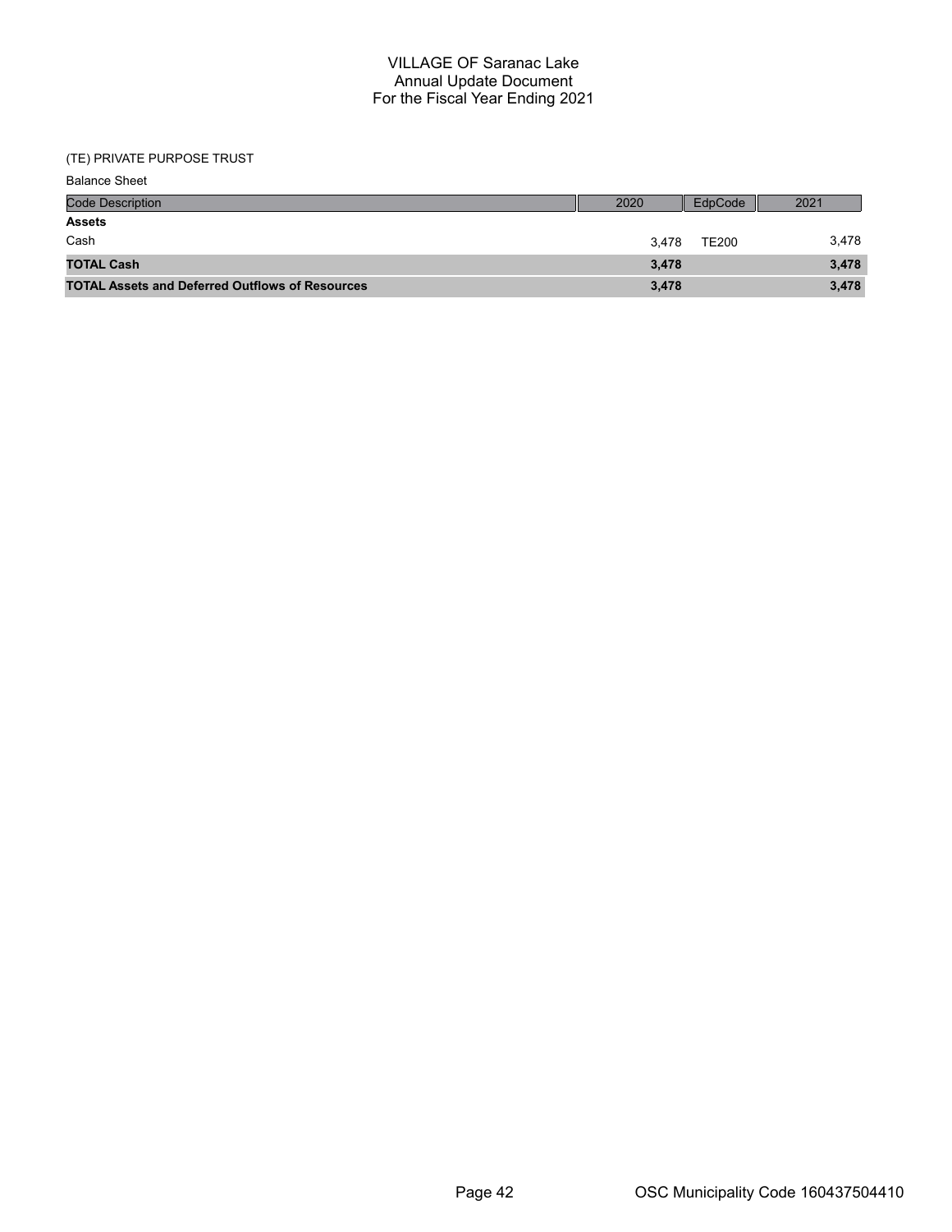# VILLAGE OF Saranac Lake
## Annual Update Document
## For the Fiscal Year Ending 2021

(TE) PRIVATE PURPOSE TRUST

Balance Sheet

| Code Description | 2020 | EdpCode | 2021 |
|---|---|---|---|
| **Assets** | | | |
| Cash | 3,478 | TE200 | 3,478 |
| **TOTAL Cash** | **3,478** | | **3,478** |
| **TOTAL Assets and Deferred Outflows of Resources** | **3,478** | | **3,478** |

OSC Municipality Code 160437504410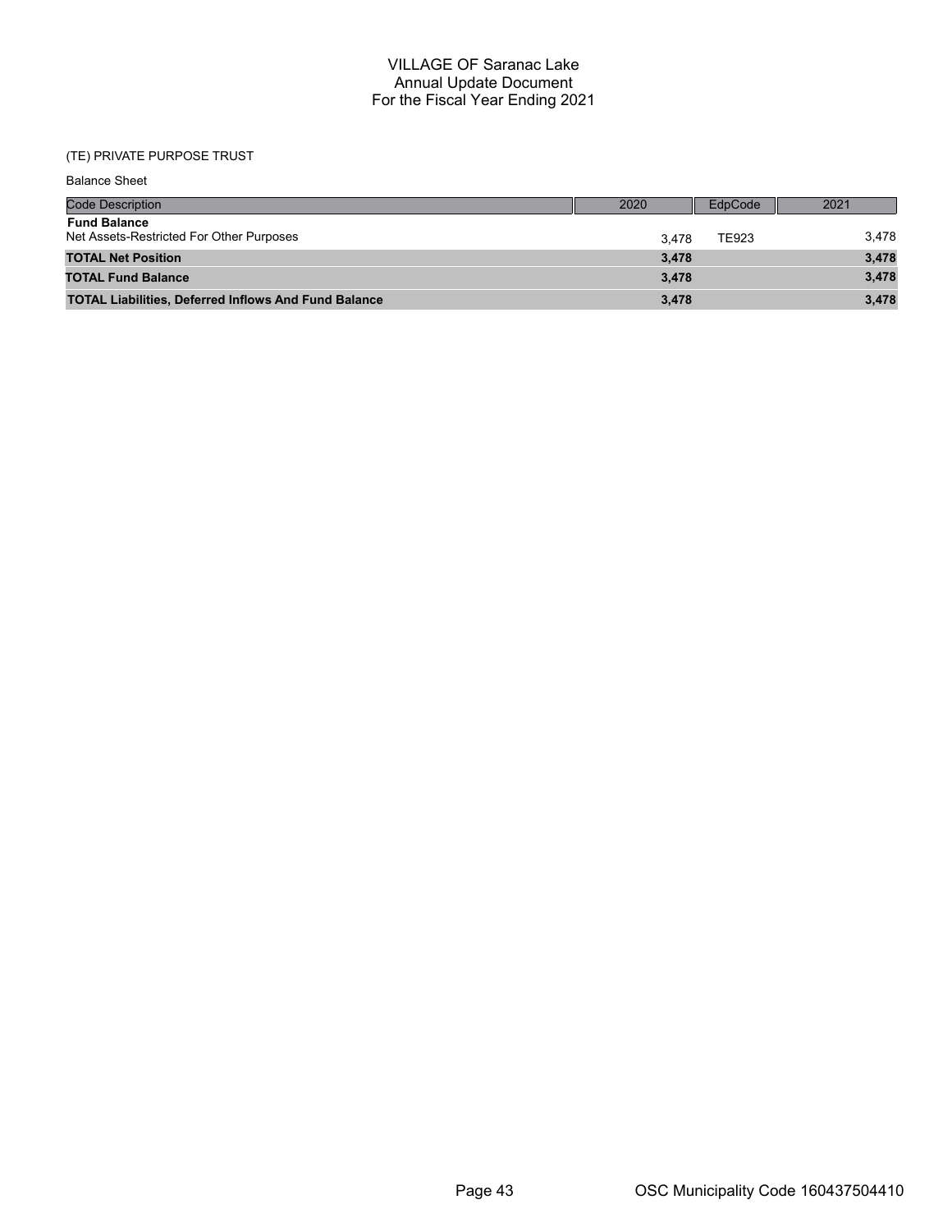# VILLAGE OF Saranac Lake
## Annual Update Document
## For the Fiscal Year Ending 2021

(TE) PRIVATE PURPOSE TRUST

Balance Sheet

| Code Description | 2020 | EdpCode | 2021 |
|---|---|---|---|
| **Fund Balance** | | | |
| Net Assets-Restricted For Other Purposes | 3,478 | TE923 | 3,478 |
| **TOTAL Net Position** | **3,478** | | **3,478** |
| **TOTAL Fund Balance** | **3,478** | | **3,478** |
| **TOTAL Liabilities, Deferred Inflows And Fund Balance** | **3,478** | | **3,478** |

OSC Municipality Code 160437504410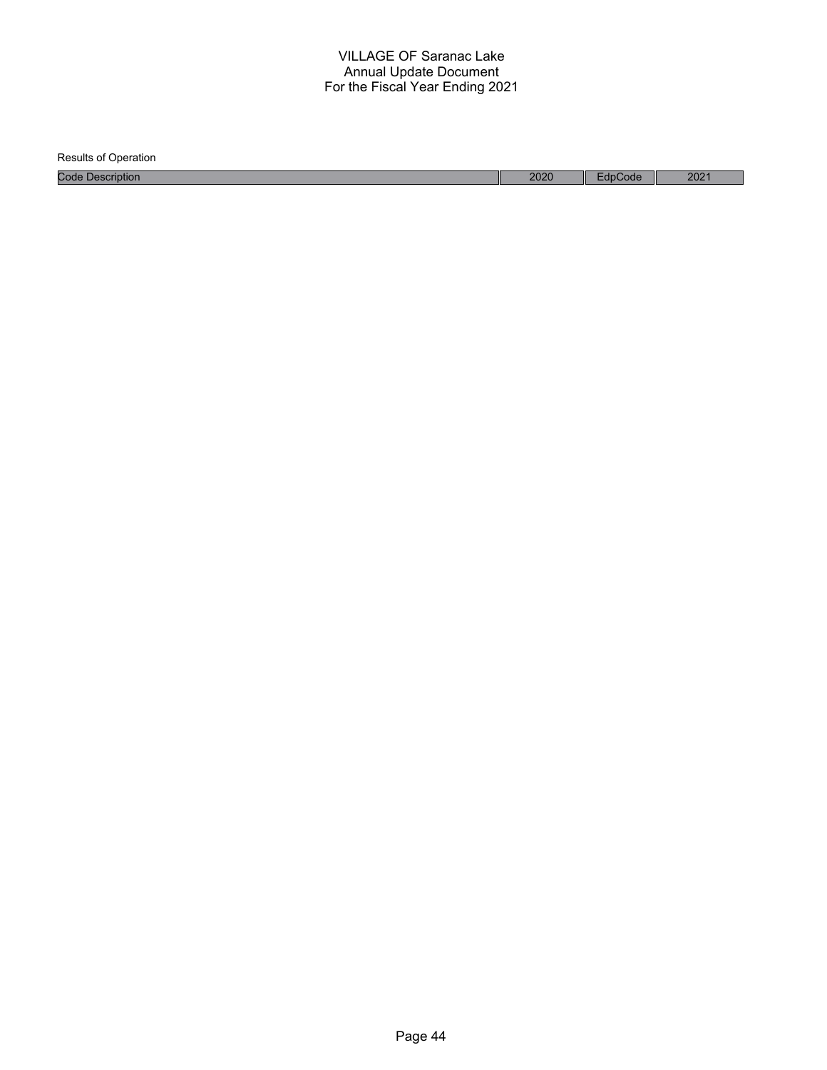# VILLAGE OF Saranac Lake
## Annual Update Document
## For the Fiscal Year Ending 2021

Results of Operation

| Code Description | 2020 | EdpCode | 2021 |
|---|---|---|---|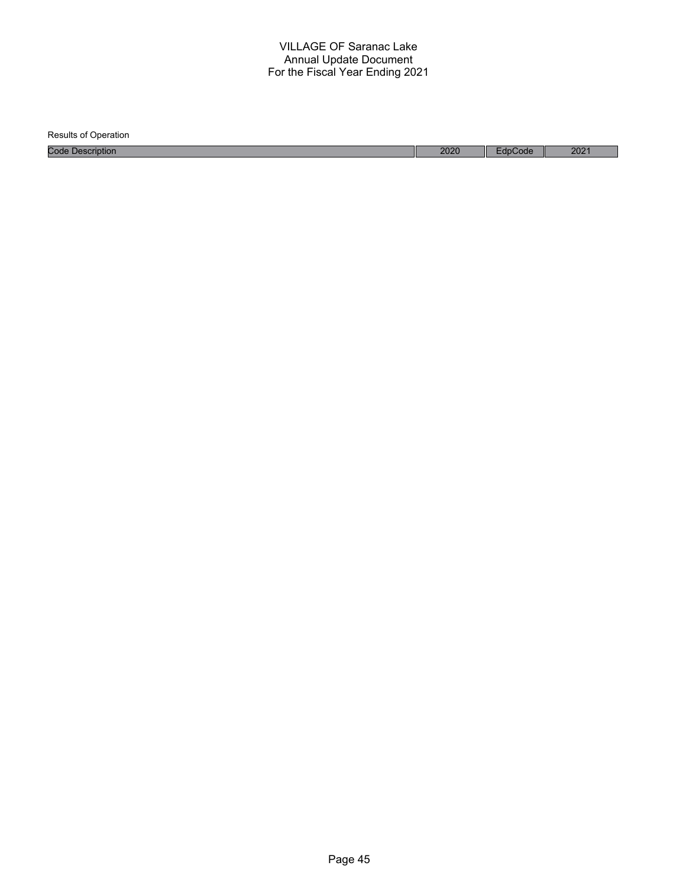VILLAGE OF Saranac Lake
Annual Update Document
For the Fiscal Year Ending 2021

Results of Operation

| Code Description | 2020 | EdpCode | 2021 |
| --- | --- | --- | --- |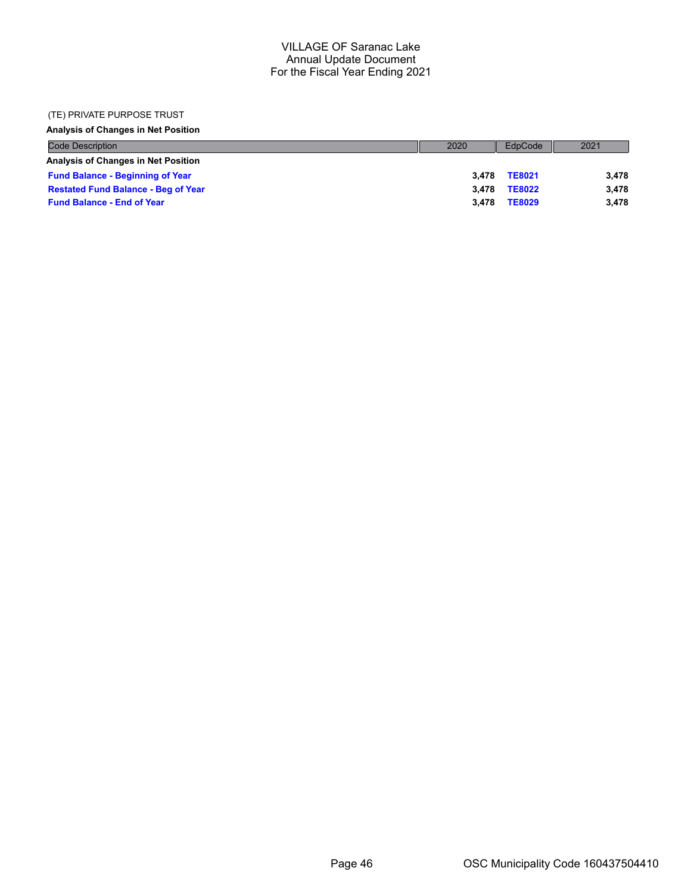VILLAGE OF Saranac Lake
Annual Update Document
For the Fiscal Year Ending 2021

(TE) PRIVATE PURPOSE TRUST

**Analysis of Changes in Net Position**

| Code Description | 2020 | EdpCode | 2021 |
|---|---|---|---|
| **Analysis of Changes in Net Position** | | | |
| **Fund Balance - Beginning of Year** | **3,478** | **TE8021** | **3,478** |
| **Restated Fund Balance - Beg of Year** | **3,478** | **TE8022** | **3,478** |
| **Fund Balance - End of Year** | **3,478** | **TE8029** | **3,478** |

OSC Municipality Code 160437504410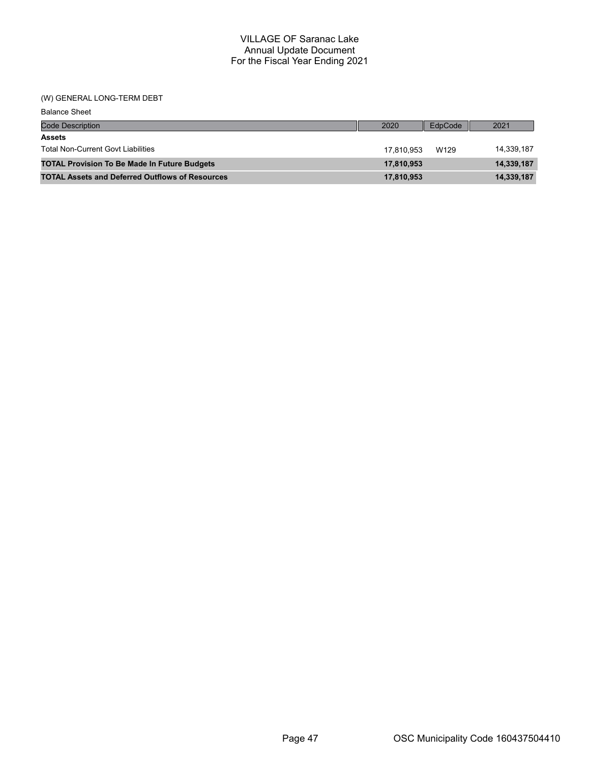# VILLAGE OF Saranac Lake
## Annual Update Document
## For the Fiscal Year Ending 2021

(W) GENERAL LONG-TERM DEBT

Balance Sheet

| Code Description | 2020 | EdpCode | 2021 |
|---|---|---|---|
| **Assets** | | | |
| Total Non-Current Govt Liabilities | 17,810,953 | W129 | 14,339,187 |
| **TOTAL Provision To Be Made In Future Budgets** | **17,810,953** | | **14,339,187** |
| **TOTAL Assets and Deferred Outflows of Resources** | **17,810,953** | | **14,339,187** |

OSC Municipality Code 160437504410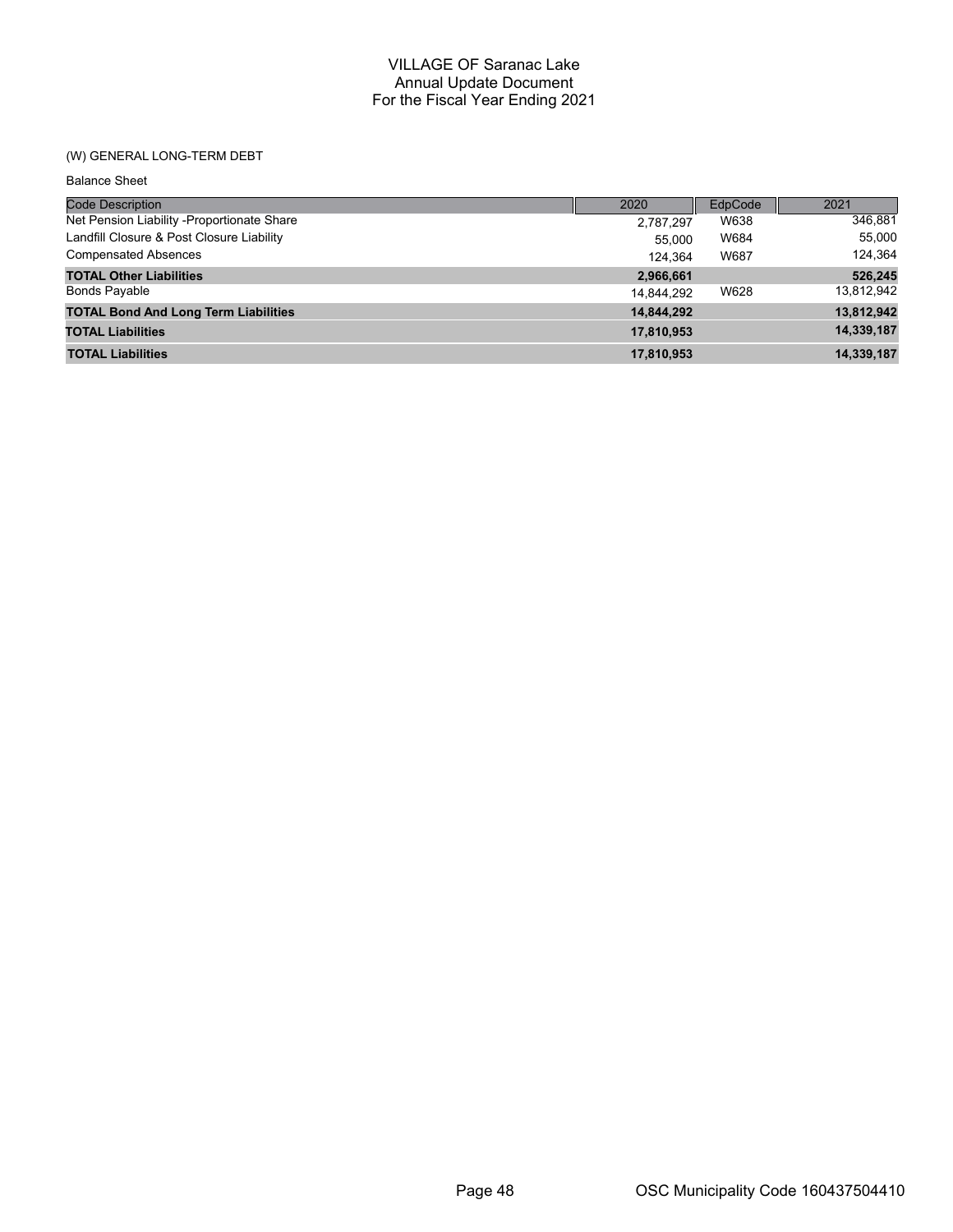# VILLAGE OF Saranac Lake
## Annual Update Document
## For the Fiscal Year Ending 2021

(W) GENERAL LONG-TERM DEBT

Balance Sheet

| Code Description | 2020 | EdpCode | 2021 |
|---|---|---|---|
| Net Pension Liability -Proportionate Share | 2,787,297 | W638 | 346,881 |
| Landfill Closure & Post Closure Liability | 55,000 | W684 | 55,000 |
| Compensated Absences | 124,364 | W687 | 124,364 |
| **TOTAL Other Liabilities** | **2,966,661** | | **526,245** |
| Bonds Payable | 14,844,292 | W628 | 13,812,942 |
| **TOTAL Bond And Long Term Liabilities** | **14,844,292** | | **13,812,942** |
| **TOTAL Liabilities** | **17,810,953** | | **14,339,187** |
| **TOTAL Liabilities** | **17,810,953** | | **14,339,187** |

OSC Municipality Code 160437504410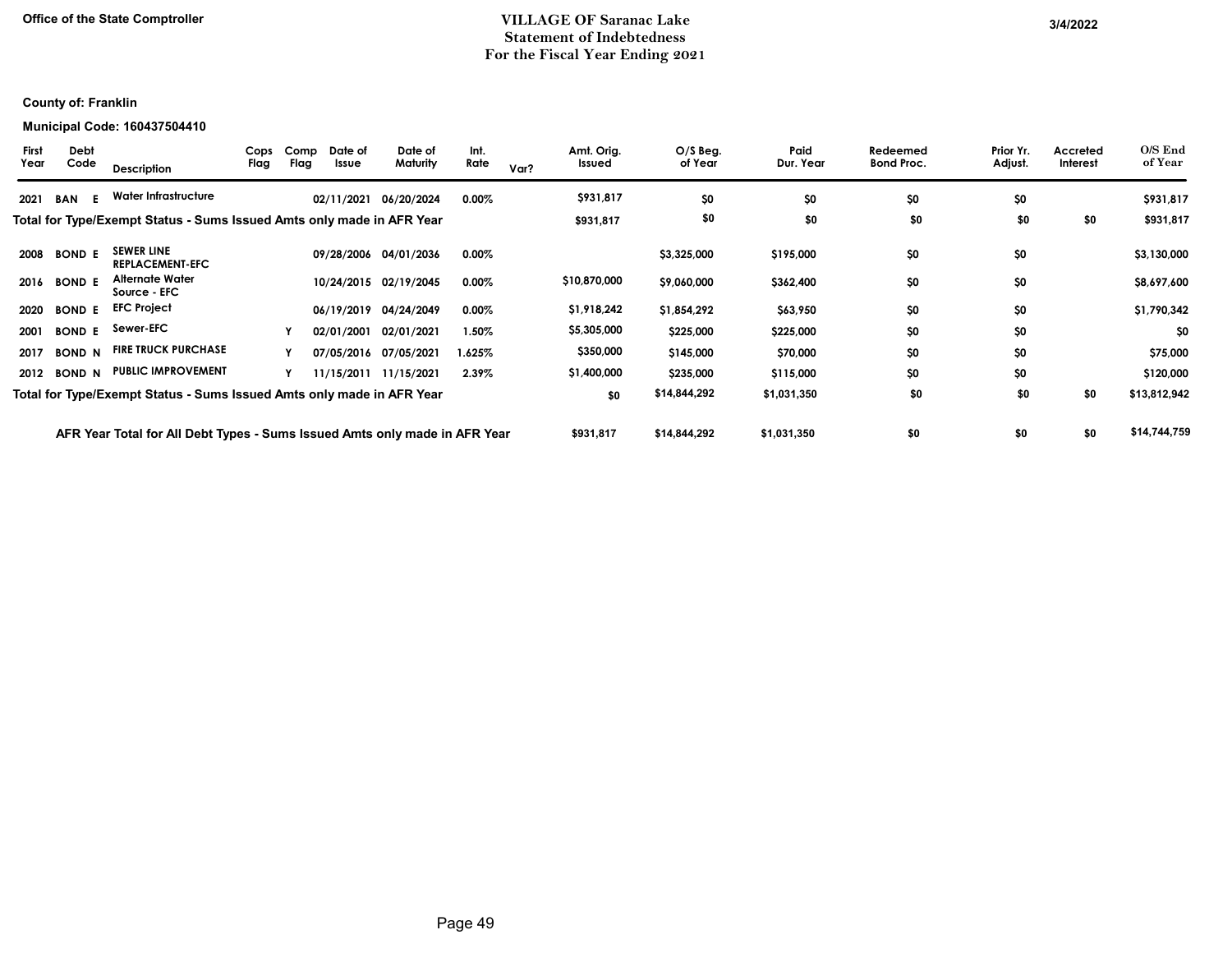Office of the State Comptroller

# VILLAGE OF Saranac Lake
## Statement of Indebtedness
## For the Fiscal Year Ending 2021

3/4/2022

**County of: Franklin**

**Municipal Code: 160437504410**

| First Year | Debt Code | Description | Cops Flag | Comp Flag | Date of Issue | Date of Maturity | Int. Rate | Var? | Amt. Orig. Issued | O/S Beg. of Year | Paid Dur. Year | Redeemed Bond Proc. | Prior Yr. Adjust. | Accreted Interest | O/S End of Year |
|---|---|---|---|---|---|---|---|---|---|---|---|---|---|---|---|
| 2021 | BAN E | Water Infrastructure | | | 02/11/2021 | 06/20/2024 | 0.00% | | $931,817 | $0 | $0 | $0 | $0 | | $931,817 |
| **Total for Type/Exempt Status - Sums Issued Amts only made in AFR Year** | | | | | | | | | $931,817 | $0 | $0 | $0 | $0 | $0 | $931,817 |
| 2008 | BOND E | SEWER LINE REPLACEMENT-EFC | | | 09/28/2006 | 04/01/2036 | 0.00% | | | $3,325,000 | $195,000 | $0 | $0 | | $3,130,000 |
| 2016 | BOND E | Alternate Water Source - EFC | | | 10/24/2015 | 02/19/2045 | 0.00% | | $10,870,000 | $9,060,000 | $362,400 | $0 | $0 | | $8,697,600 |
| 2020 | BOND E | EFC Project | | | 06/19/2019 | 04/24/2049 | 0.00% | | $1,918,242 | $1,854,292 | $63,950 | $0 | $0 | | $1,790,342 |
| 2001 | BOND E | Sewer-EFC | | Y | 02/01/2001 | 02/01/2021 | 1.50% | | $5,305,000 | $225,000 | $225,000 | $0 | $0 | | $0 |
| 2017 | BOND N | FIRE TRUCK PURCHASE | | Y | 07/05/2016 | 07/05/2021 | 1.625% | | $350,000 | $145,000 | $70,000 | $0 | $0 | | $75,000 |
| 2012 | BOND N | PUBLIC IMPROVEMENT | | Y | 11/15/2011 | 11/15/2021 | 2.39% | | $1,400,000 | $235,000 | $115,000 | $0 | $0 | | $120,000 |
| **Total for Type/Exempt Status - Sums Issued Amts only made in AFR Year** | | | | | | | | | $0 | $14,844,292 | $1,031,350 | $0 | $0 | $0 | $13,812,942 |
| **AFR Year Total for All Debt Types - Sums Issued Amts only made in AFR Year** | | | | | | | | | $931,817 | $14,844,292 | $1,031,350 | $0 | $0 | $0 | $14,744,759 |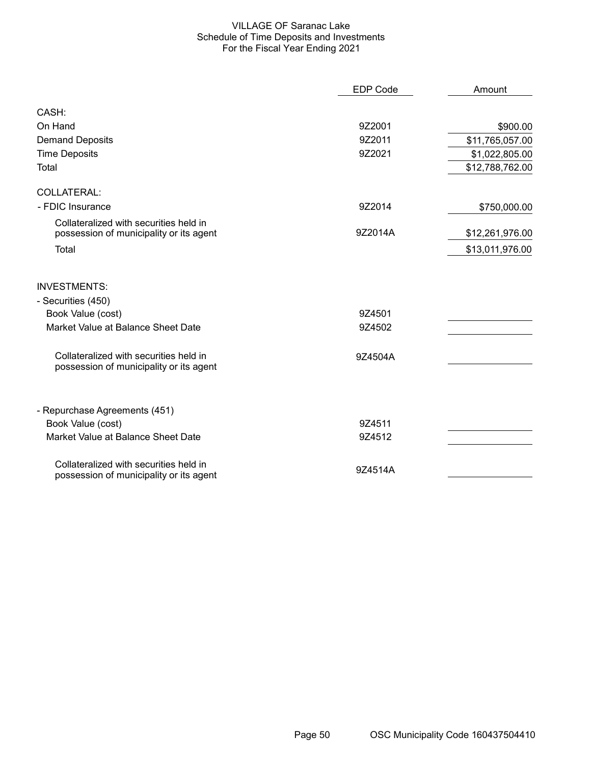# VILLAGE OF Saranac Lake
## Schedule of Time Deposits and Investments
### For the Fiscal Year Ending 2021

| | EDP Code | Amount |
|---|---|---|
| **CASH:** | | |
| On Hand | 9Z2001 | $900.00 |
| Demand Deposits | 9Z2011 | $11,765,057.00 |
| Time Deposits | 9Z2021 | $1,022,805.00 |
| Total | | $12,788,762.00 |
| **COLLATERAL:** | | |
| - FDIC Insurance | 9Z2014 | $750,000.00 |
| Collateralized with securities held in possession of municipality or its agent | 9Z2014A | $12,261,976.00 |
| Total | | $13,011,976.00 |
| **INVESTMENTS:** | | |
| - Securities (450) | | |
| Book Value (cost) | 9Z4501 | |
| Market Value at Balance Sheet Date | 9Z4502 | |
| Collateralized with securities held in possession of municipality or its agent | 9Z4504A | |
| - Repurchase Agreements (451) | | |
| Book Value (cost) | 9Z4511 | |
| Market Value at Balance Sheet Date | 9Z4512 | |
| Collateralized with securities held in possession of municipality or its agent | 9Z4514A | |

OSC Municipality Code 160437504410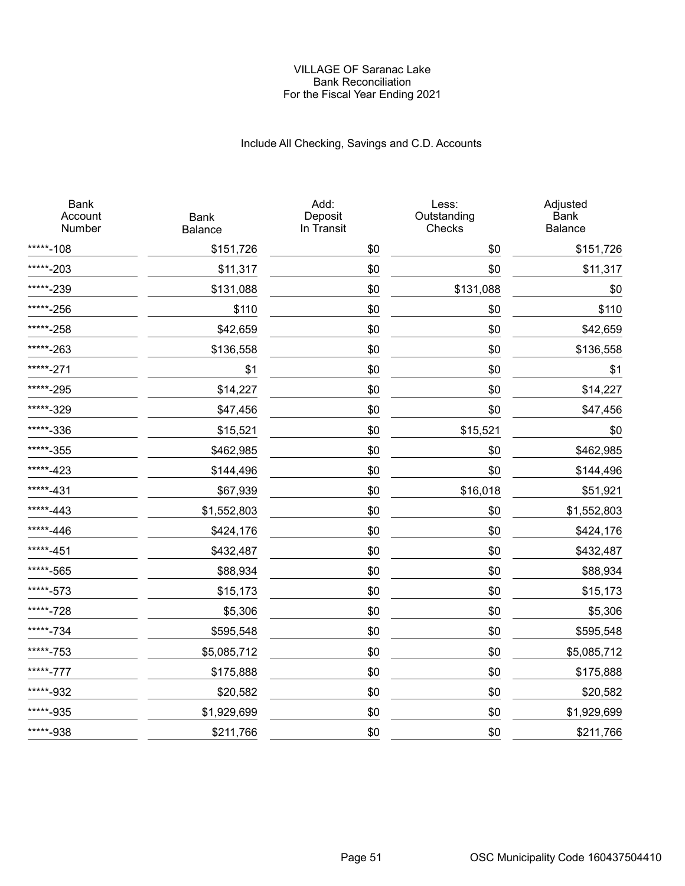# VILLAGE OF Saranac Lake
## Bank Reconciliation
### For the Fiscal Year Ending 2021

Include All Checking, Savings and C.D. Accounts

| Bank Account Number | Bank Balance | Add: Deposit In Transit | Less: Outstanding Checks | Adjusted Bank Balance |
|---|---|---|---|---|
| *****-108 | $151,726 | $0 | $0 | $151,726 |
| *****-203 | $11,317 | $0 | $0 | $11,317 |
| *****-239 | $131,088 | $0 | $131,088 | $0 |
| *****-256 | $110 | $0 | $0 | $110 |
| *****-258 | $42,659 | $0 | $0 | $42,659 |
| *****-263 | $136,558 | $0 | $0 | $136,558 |
| *****-271 | $1 | $0 | $0 | $1 |
| *****-295 | $14,227 | $0 | $0 | $14,227 |
| *****-329 | $47,456 | $0 | $0 | $47,456 |
| *****-336 | $15,521 | $0 | $15,521 | $0 |
| *****-355 | $462,985 | $0 | $0 | $462,985 |
| *****-423 | $144,496 | $0 | $0 | $144,496 |
| *****-431 | $67,939 | $0 | $16,018 | $51,921 |
| *****-443 | $1,552,803 | $0 | $0 | $1,552,803 |
| *****-446 | $424,176 | $0 | $0 | $424,176 |
| *****-451 | $432,487 | $0 | $0 | $432,487 |
| *****-565 | $88,934 | $0 | $0 | $88,934 |
| *****-573 | $15,173 | $0 | $0 | $15,173 |
| *****-728 | $5,306 | $0 | $0 | $5,306 |
| *****-734 | $595,548 | $0 | $0 | $595,548 |
| *****-753 | $5,085,712 | $0 | $0 | $5,085,712 |
| *****-777 | $175,888 | $0 | $0 | $175,888 |
| *****-932 | $20,582 | $0 | $0 | $20,582 |
| *****-935 | $1,929,699 | $0 | $0 | $1,929,699 |
| *****-938 | $211,766 | $0 | $0 | $211,766 |

OSC Municipality Code 160437504410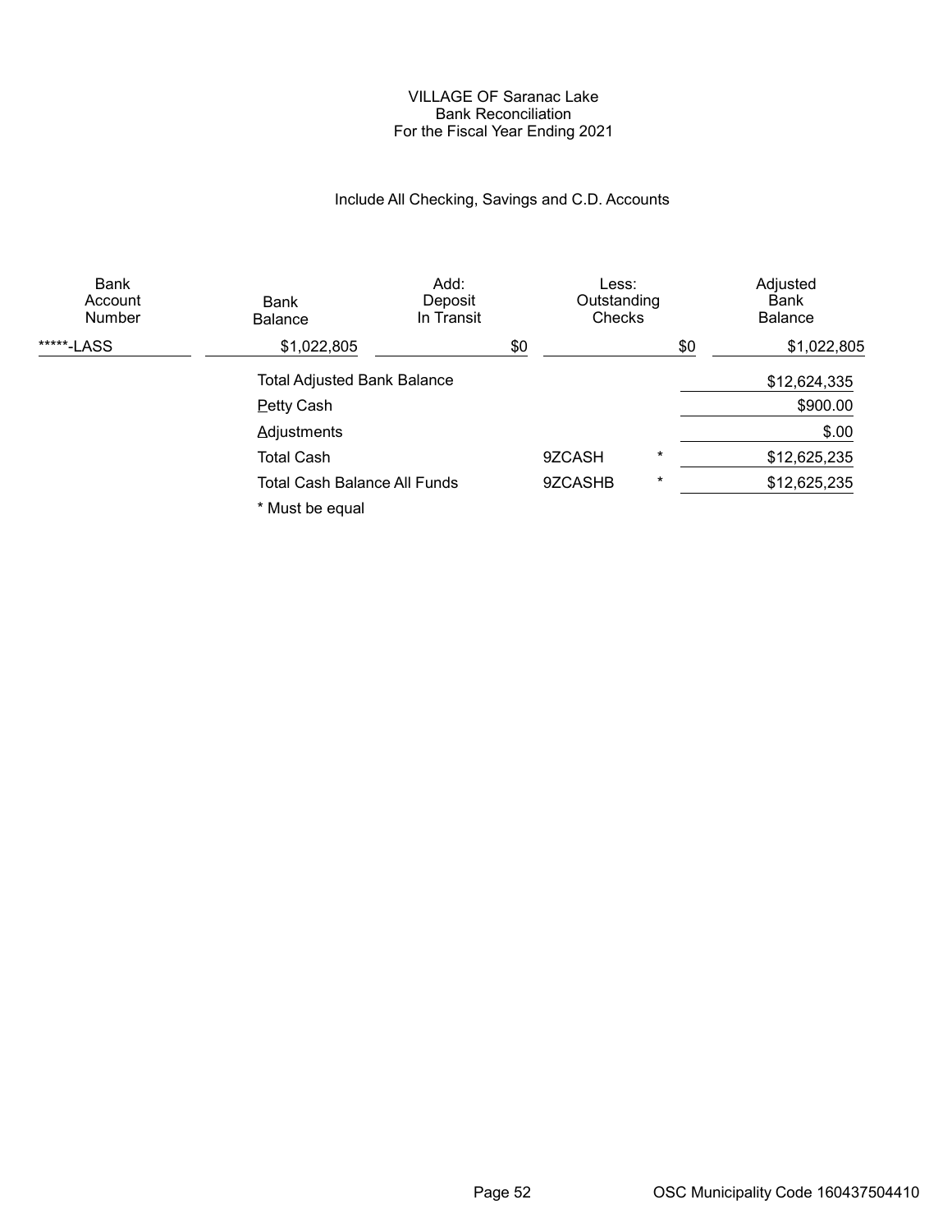VILLAGE OF Saranac Lake
Bank Reconciliation
For the Fiscal Year Ending 2021

Include All Checking, Savings and C.D. Accounts

| Bank Account Number | Bank Balance | Add: Deposit In Transit | Less: Outstanding Checks | Adjusted Bank Balance |
|---|---|---|---|---|
| *****-LASS | $1,022,805 | $0 | $0 | $1,022,805 |

| | | | |
|---|---|---|---|
| Total Adjusted Bank Balance | | | $12,624,335 |
| Petty Cash | | | $900.00 |
| Adjustments | | | $.00 |
| Total Cash | 9ZCASH | * | $12,625,235 |
| Total Cash Balance All Funds | 9ZCASHB | * | $12,625,235 |

* Must be equal

OSC Municipality Code 160437504410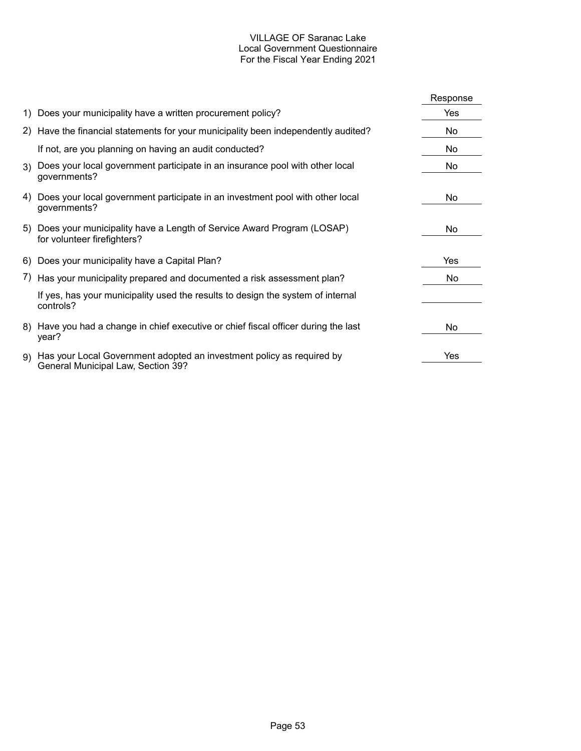# VILLAGE OF Saranac Lake
## Local Government Questionnaire
### For the Fiscal Year Ending 2021

| | Question | Response |
|---|---|---|
| 1) | Does your municipality have a written procurement policy? | Yes |
| 2) | Have the financial statements for your municipality been independently audited? | No |
| | If not, are you planning on having an audit conducted? | No |
| 3) | Does your local government participate in an insurance pool with other local governments? | No |
| 4) | Does your local government participate in an investment pool with other local governments? | No |
| 5) | Does your municipality have a Length of Service Award Program (LOSAP) for volunteer firefighters? | No |
| 6) | Does your municipality have a Capital Plan? | Yes |
| 7) | Has your municipality prepared and documented a risk assessment plan? | No |
| | If yes, has your municipality used the results to design the system of internal controls? | |
| 8) | Have you had a change in chief executive or chief fiscal officer during the last year? | No |
| 9) | Has your Local Government adopted an investment policy as required by General Municipal Law, Section 39? | Yes |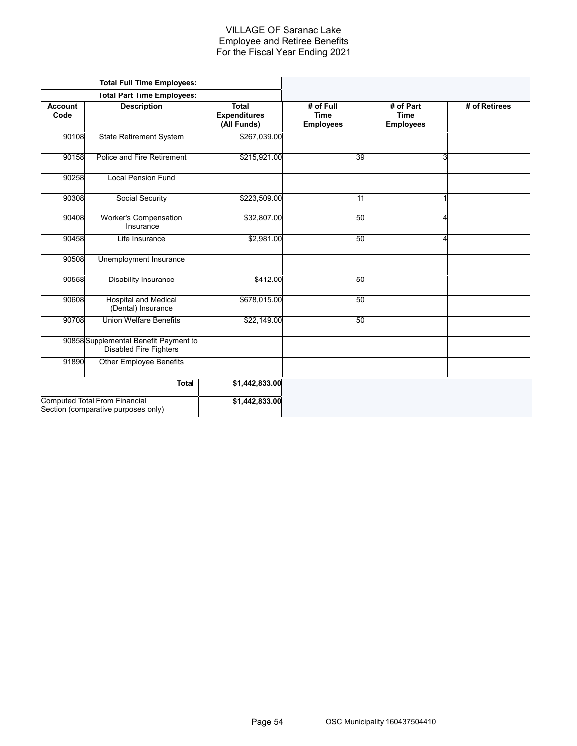# VILLAGE OF Saranac Lake
## Employee and Retiree Benefits
### For the Fiscal Year Ending 2021

| | Total Full Time Employees: | | | | |
|---|---|---|---|---|---|
| | **Total Part Time Employees:** | | | | |
| **Account Code** | **Description** | **Total Expenditures (All Funds)** | **# of Full Time Employees** | **# of Part Time Employees** | **# of Retirees** |
| 90108 | State Retirement System | $267,039.00 | | | |
| 90158 | Police and Fire Retirement | $215,921.00 | 39 | 3 | |
| 90258 | Local Pension Fund | | | | |
| 90308 | Social Security | $223,509.00 | 11 | 1 | |
| 90408 | Worker's Compensation Insurance | $32,807.00 | 50 | 4 | |
| 90458 | Life Insurance | $2,981.00 | 50 | 4 | |
| 90508 | Unemployment Insurance | | | | |
| 90558 | Disability Insurance | $412.00 | 50 | | |
| 90608 | Hospital and Medical (Dental) Insurance | $678,015.00 | 50 | | |
| 90708 | Union Welfare Benefits | $22,149.00 | 50 | | |
| 90858 | Supplemental Benefit Payment to Disabled Fire Fighters | | | | |
| 91890 | Other Employee Benefits | | | | |
| | **Total** | **$1,442,833.00** | | | |
| Computed Total From Financial Section (comparative purposes only) | | **$1,442,833.00** | | | |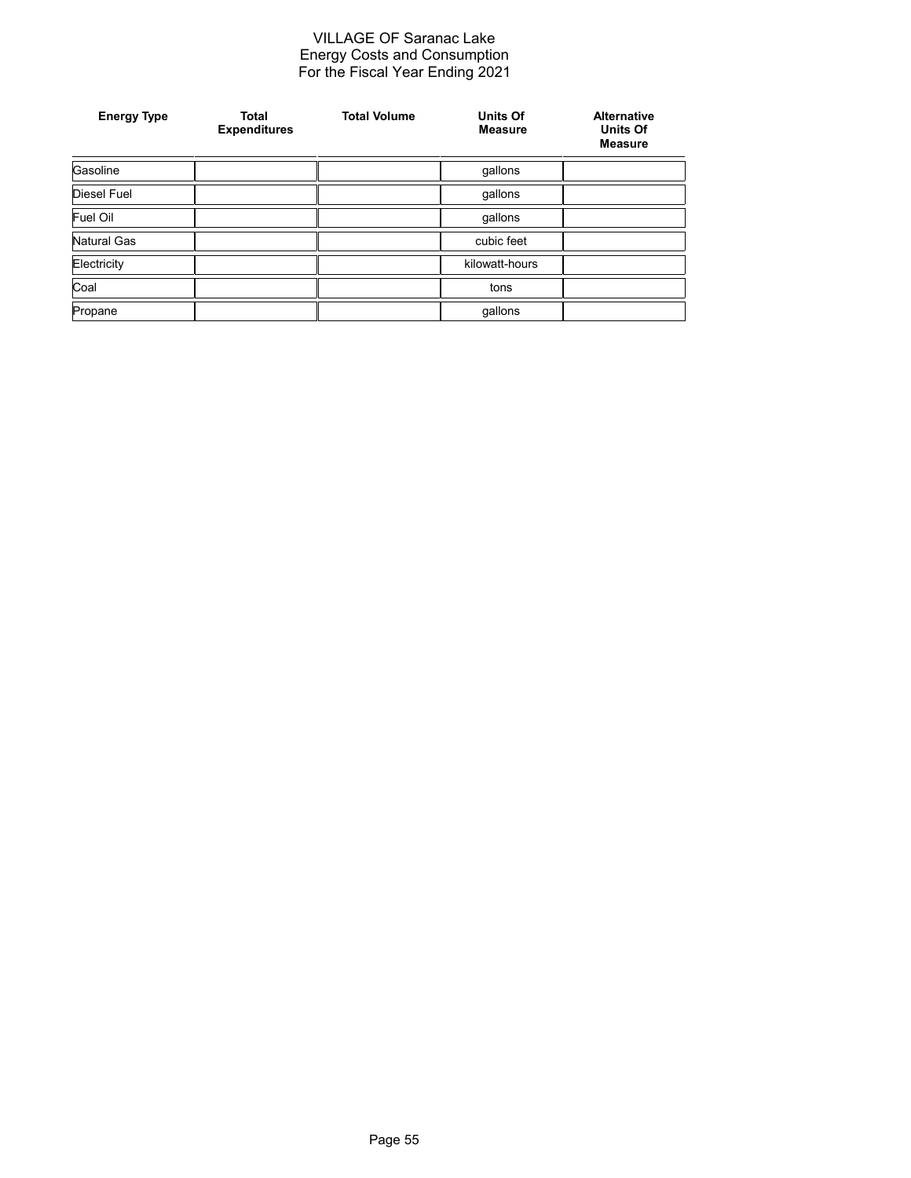VILLAGE OF Saranac Lake
Energy Costs and Consumption
For the Fiscal Year Ending 2021

| Energy Type | Total Expenditures | Total Volume | Units Of Measure | Alternative Units Of Measure |
|---|---|---|---|---|
| Gasoline | | | gallons | |
| Diesel Fuel | | | gallons | |
| Fuel Oil | | | gallons | |
| Natural Gas | | | cubic feet | |
| Electricity | | | kilowatt-hours | |
| Coal | | | tons | |
| Propane | | | gallons | |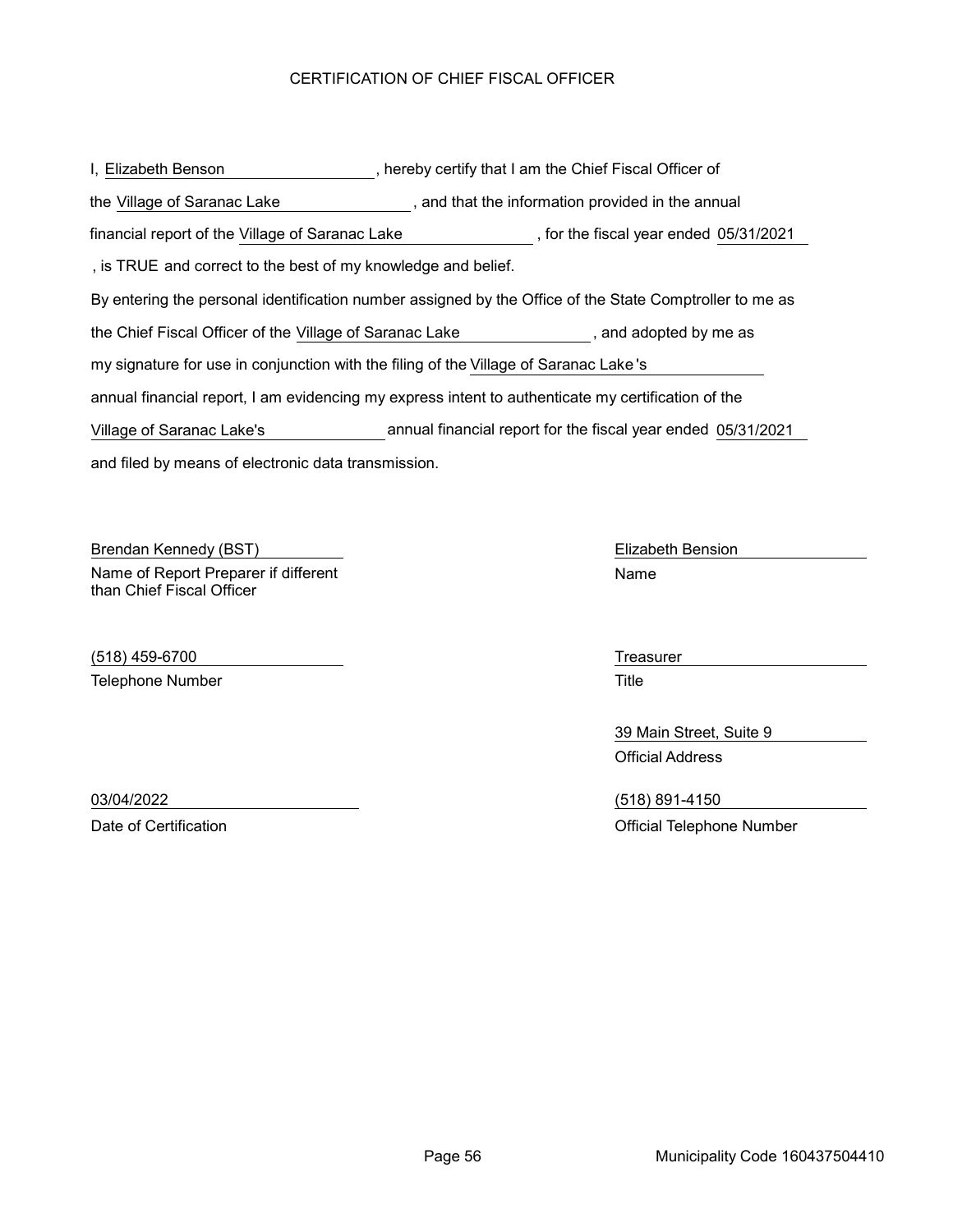# CERTIFICATION OF CHIEF FISCAL OFFICER

I, Elizabeth Benson, hereby certify that I am the Chief Fiscal Officer of the Village of Saranac Lake, and that the information provided in the annual financial report of the Village of Saranac Lake, for the fiscal year ended 05/31/2021, is TRUE and correct to the best of my knowledge and belief.

By entering the personal identification number assigned by the Office of the State Comptroller to me as the Chief Fiscal Officer of the Village of Saranac Lake, and adopted by me as my signature for use in conjunction with the filing of the Village of Saranac Lake's annual financial report, I am evidencing my express intent to authenticate my certification of the Village of Saranac Lake's annual financial report for the fiscal year ended 05/31/2021 and filed by means of electronic data transmission.

Brendan Kennedy (BST)
Name of Report Preparer if different than Chief Fiscal Officer

(518) 459-6700
Telephone Number

03/04/2022
Date of Certification

Elizabeth Bension
Name

Treasurer
Title

39 Main Street, Suite 9
Official Address

(518) 891-4150
Official Telephone Number

Municipality Code 160437504410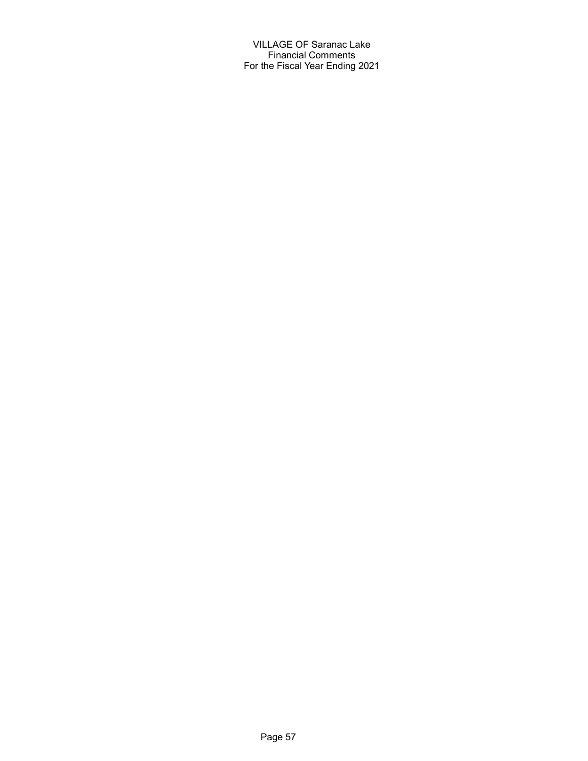VILLAGE OF Saranac Lake
Financial Comments
For the Fiscal Year Ending 2021